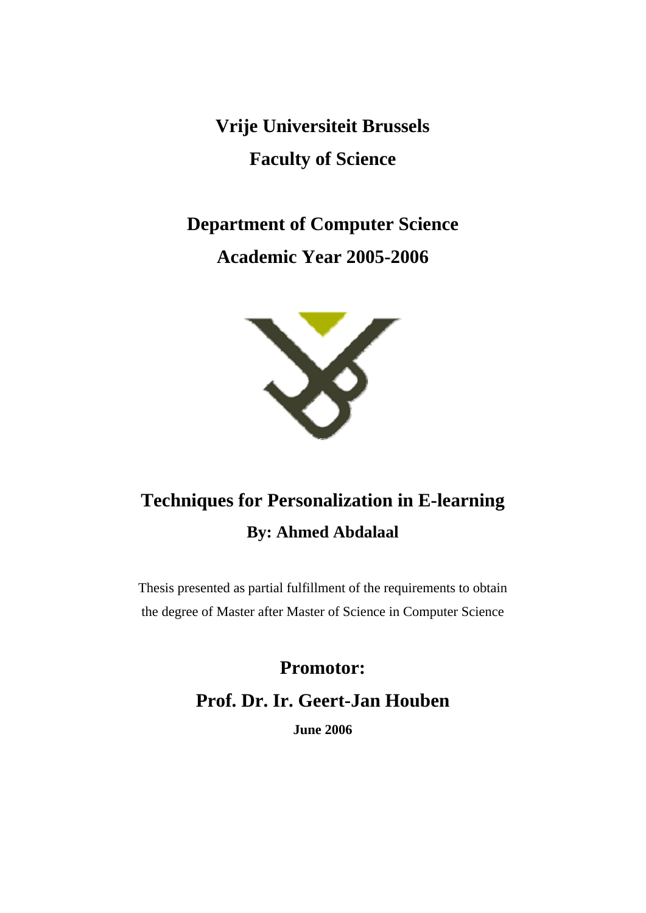**Vrije Universiteit Brussels**

**Faculty of Science**

**Department of Computer Science**

**Academic Year 2005-2006**

# Techniques for Personalization in E-learning

**By: Ahmed Abdalaal**

Thesis presented as partial fulfillment of the requirements to obtain the degree of Master after Master of Science in Computer Science

**Promotor:**

**Prof. Dr. Ir. Geert-Jan Houben**

**June 2006**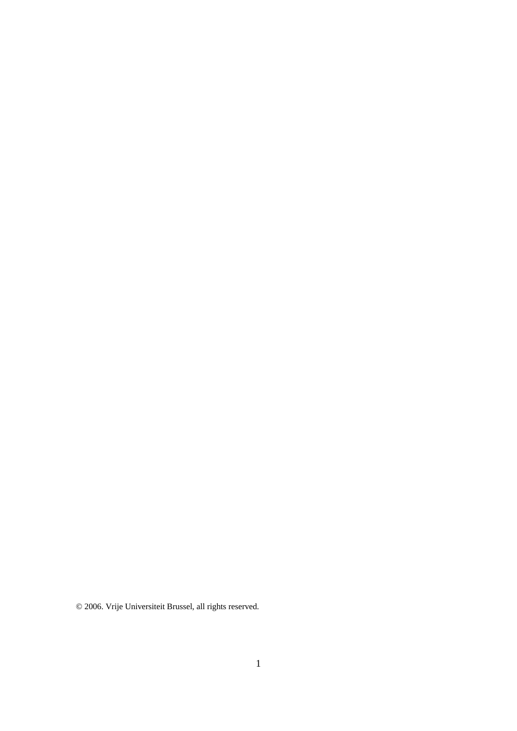© 2006. Vrije Universiteit Brussel, all rights reserved.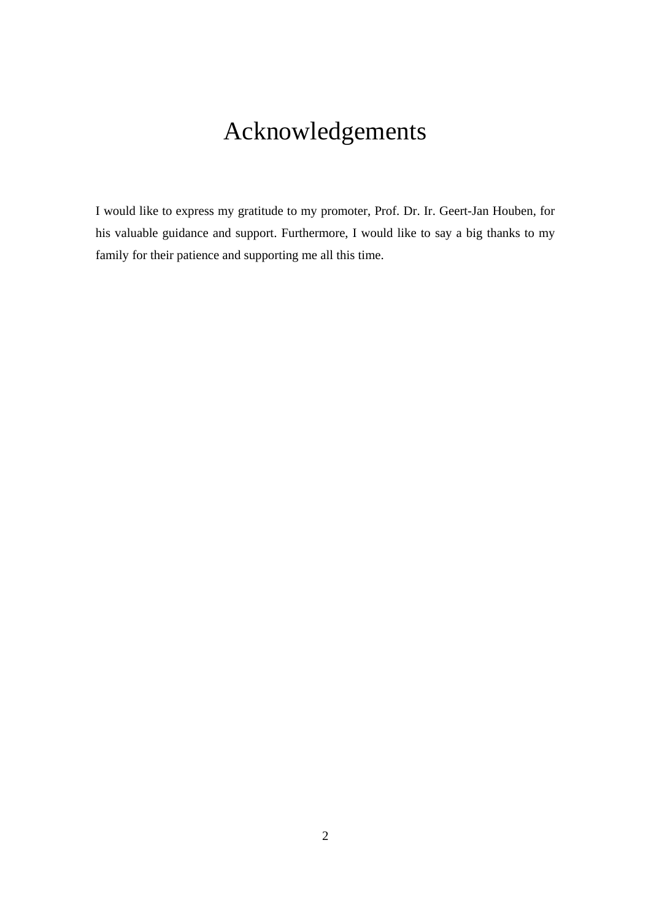# Acknowledgements

I would like to express my gratitude to my promoter, Prof. Dr. Ir. Geert-Jan Houben, for his valuable guidance and support. Furthermore, I would like to say a big thanks to my family for their patience and supporting me all this time.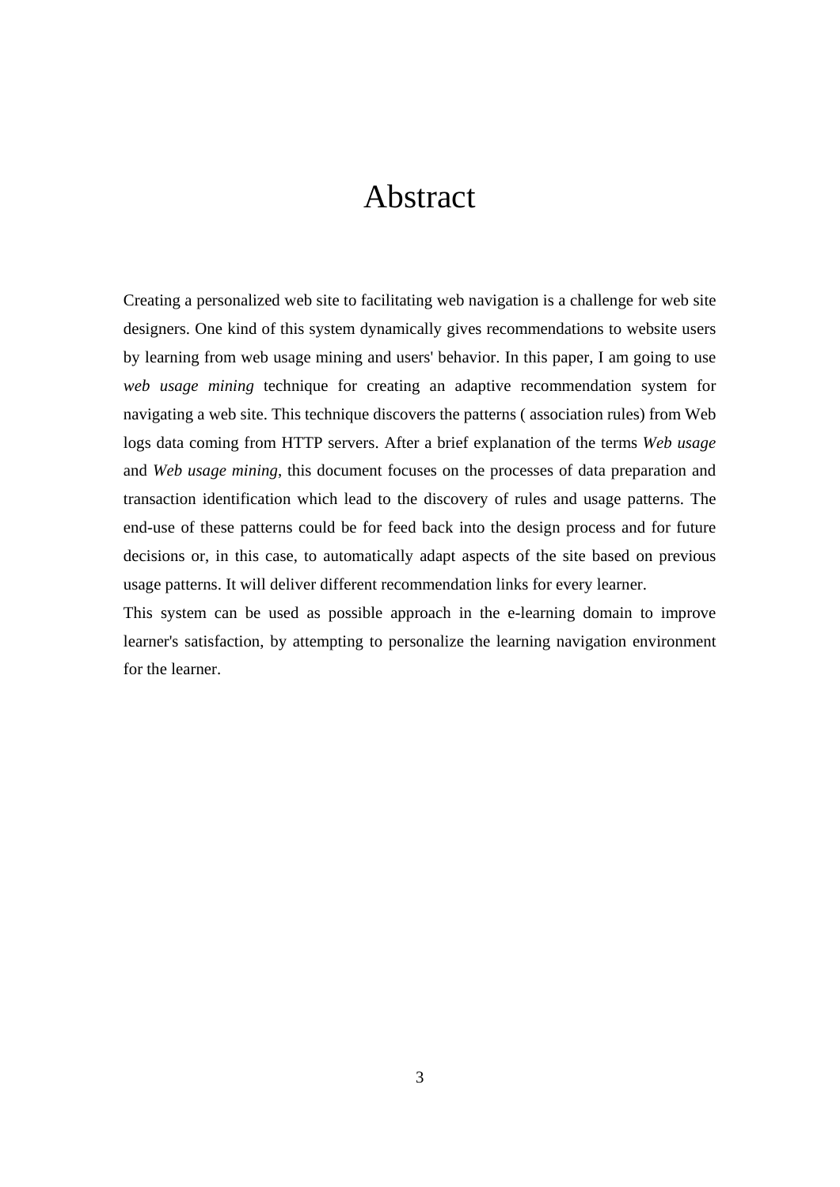# Abstract

Creating a personalized web site to facilitating web navigation is a challenge for web site designers. One kind of this system dynamically gives recommendations to website users by learning from web usage mining and users' behavior. In this paper, I am going to use *web usage mining* technique for creating an adaptive recommendation system for navigating a web site. This technique discovers the patterns ( association rules) from Web logs data coming from HTTP servers. After a brief explanation of the terms *Web usage* and *Web usage mining*, this document focuses on the processes of data preparation and transaction identification which lead to the discovery of rules and usage patterns. The end-use of these patterns could be for feed back into the design process and for future decisions or, in this case, to automatically adapt aspects of the site based on previous usage patterns. It will deliver different recommendation links for every learner.

This system can be used as possible approach in the e-learning domain to improve learner's satisfaction, by attempting to personalize the learning navigation environment for the learner.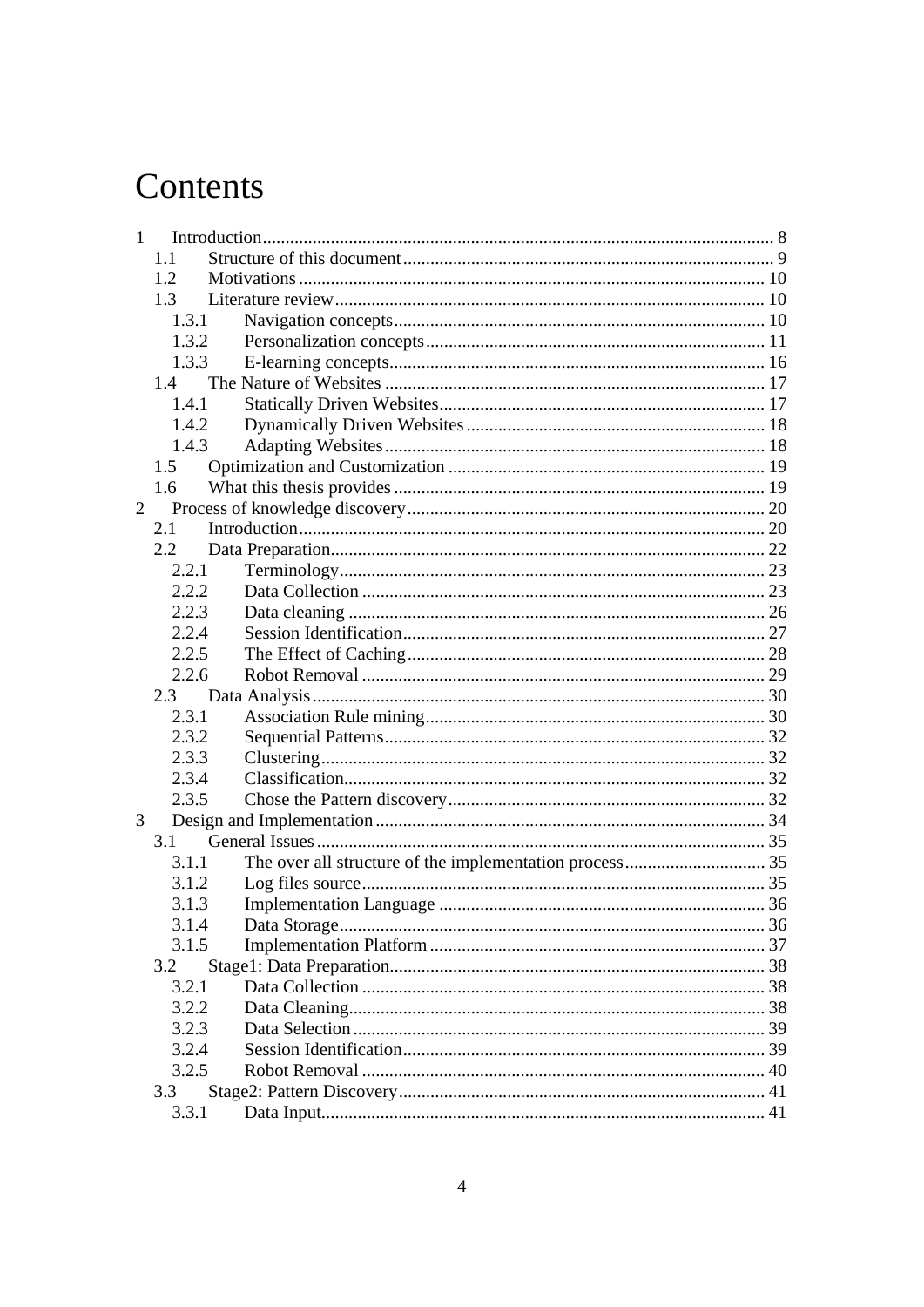# Contents

1 Introduction ........ 8
  1.1 Structure of this document ........ 9
  1.2 Motivations ........ 10
  1.3 Literature review ........ 10
    1.3.1 Navigation concepts ........ 10
    1.3.2 Personalization concepts ........ 11
    1.3.3 E-learning concepts ........ 16
  1.4 The Nature of Websites ........ 17
    1.4.1 Statically Driven Websites ........ 17
    1.4.2 Dynamically Driven Websites ........ 18
    1.4.3 Adapting Websites ........ 18
  1.5 Optimization and Customization ........ 19
  1.6 What this thesis provides ........ 19
2 Process of knowledge discovery ........ 20
  2.1 Introduction ........ 20
  2.2 Data Preparation ........ 22
    2.2.1 Terminology ........ 23
    2.2.2 Data Collection ........ 23
    2.2.3 Data cleaning ........ 26
    2.2.4 Session Identification ........ 27
    2.2.5 The Effect of Caching ........ 28
    2.2.6 Robot Removal ........ 29
  2.3 Data Analysis ........ 30
    2.3.1 Association Rule mining ........ 30
    2.3.2 Sequential Patterns ........ 32
    2.3.3 Clustering ........ 32
    2.3.4 Classification ........ 32
    2.3.5 Chose the Pattern discovery ........ 32
3 Design and Implementation ........ 34
  3.1 General Issues ........ 35
    3.1.1 The over all structure of the implementation process ........ 35
    3.1.2 Log files source ........ 35
    3.1.3 Implementation Language ........ 36
    3.1.4 Data Storage ........ 36
    3.1.5 Implementation Platform ........ 37
  3.2 Stage1: Data Preparation ........ 38
    3.2.1 Data Collection ........ 38
    3.2.2 Data Cleaning ........ 38
    3.2.3 Data Selection ........ 39
    3.2.4 Session Identification ........ 39
    3.2.5 Robot Removal ........ 40
  3.3 Stage2: Pattern Discovery ........ 41
    3.3.1 Data Input ........ 41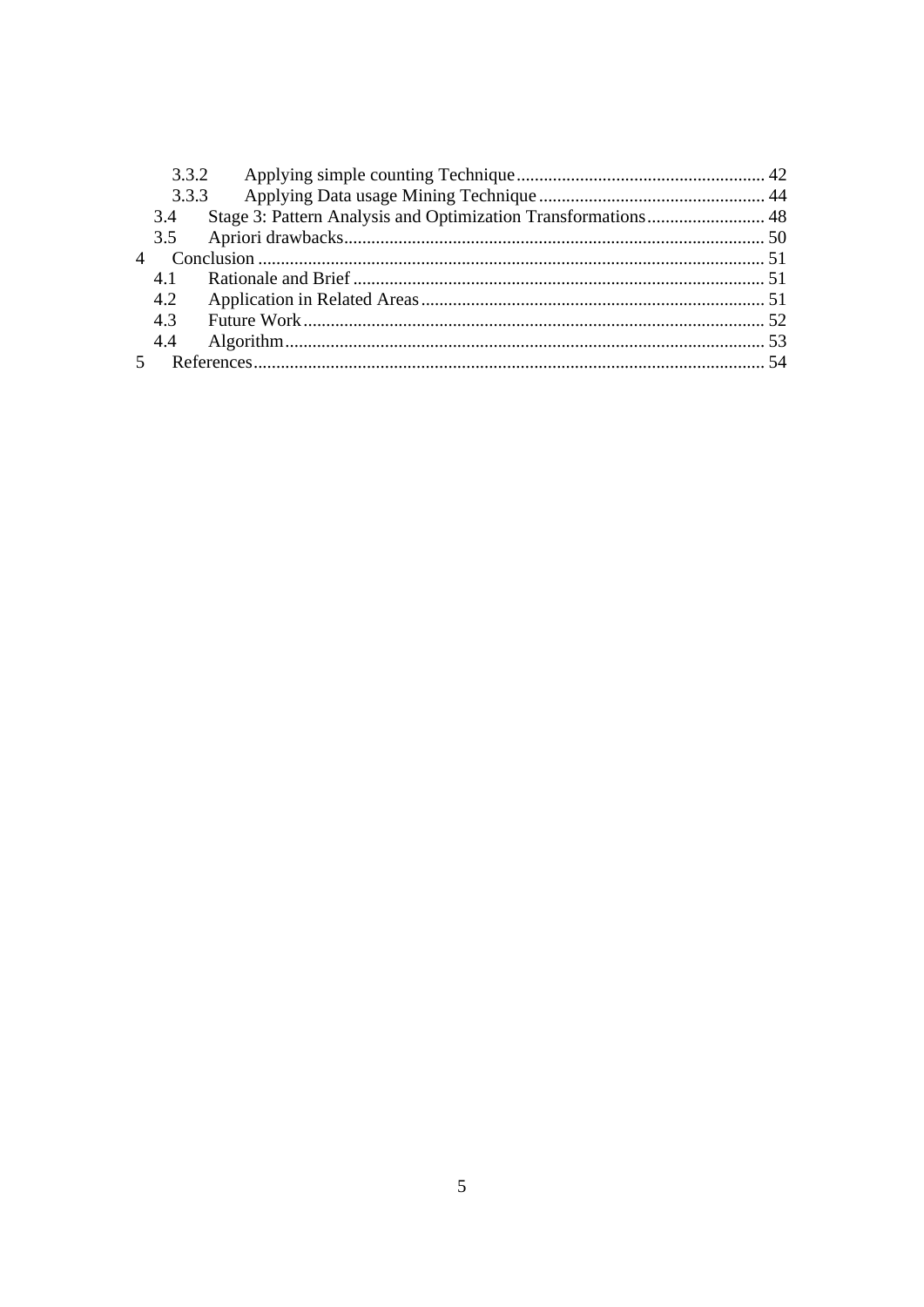3.3.2 Applying simple counting Technique ..................................................... 42
3.3.3 Applying Data usage Mining Technique ................................................. 44
3.4 Stage 3: Pattern Analysis and Optimization Transformations ......................... 48
3.5 Apriori drawbacks ........................................................................................... 50
4 Conclusion ............................................................................................................. 51
4.1 Rationale and Brief ......................................................................................... 51
4.2 Application in Related Areas .......................................................................... 51
4.3 Future Work ..................................................................................................... 52
4.4 Algorithm ......................................................................................................... 53
5 References ............................................................................................................... 54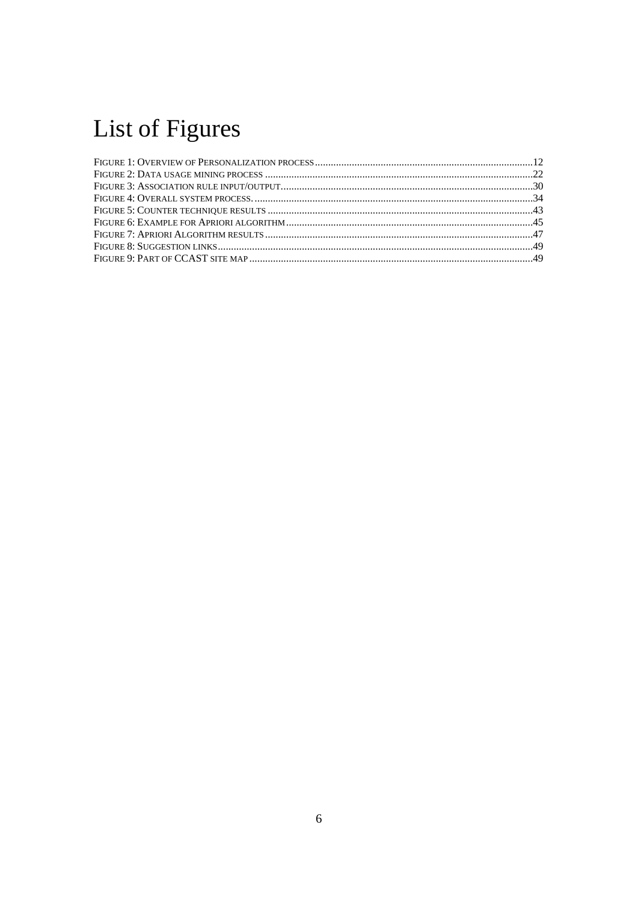# List of Figures

Figure 1: Overview of Personalization process ........................................................................................ 12
Figure 2: Data usage mining process ........................................................................................................ 22
Figure 3: Association rule input/output.................................................................................................... 30
Figure 4: Overall system process. .............................................................................................................. 34
Figure 5: Counter technique results ........................................................................................................... 43
Figure 6: Example for Apriori algorithm .................................................................................................. 45
Figure 7: Apriori Algorithm results .......................................................................................................... 47
Figure 8: Suggestion links ........................................................................................................................... 49
Figure 9: Part of CCAST site map ............................................................................................................. 49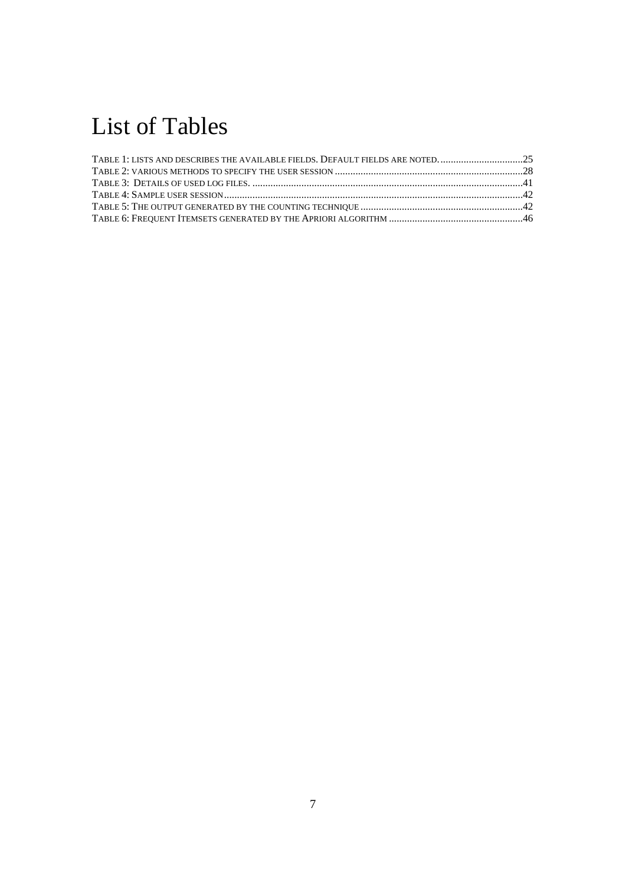# List of Tables

Table 1: lists and describes the available fields. Default fields are noted. ................................25
Table 2: various methods to specify the user session .........................................................................28
Table 3: Details of used log files. .........................................................................................................41
Table 4: Sample user session ...................................................................................................................42
Table 5: The output generated by the counting technique ..............................................................42
Table 6: Frequent Itemsets generated by the Apriori algorithm ....................................................46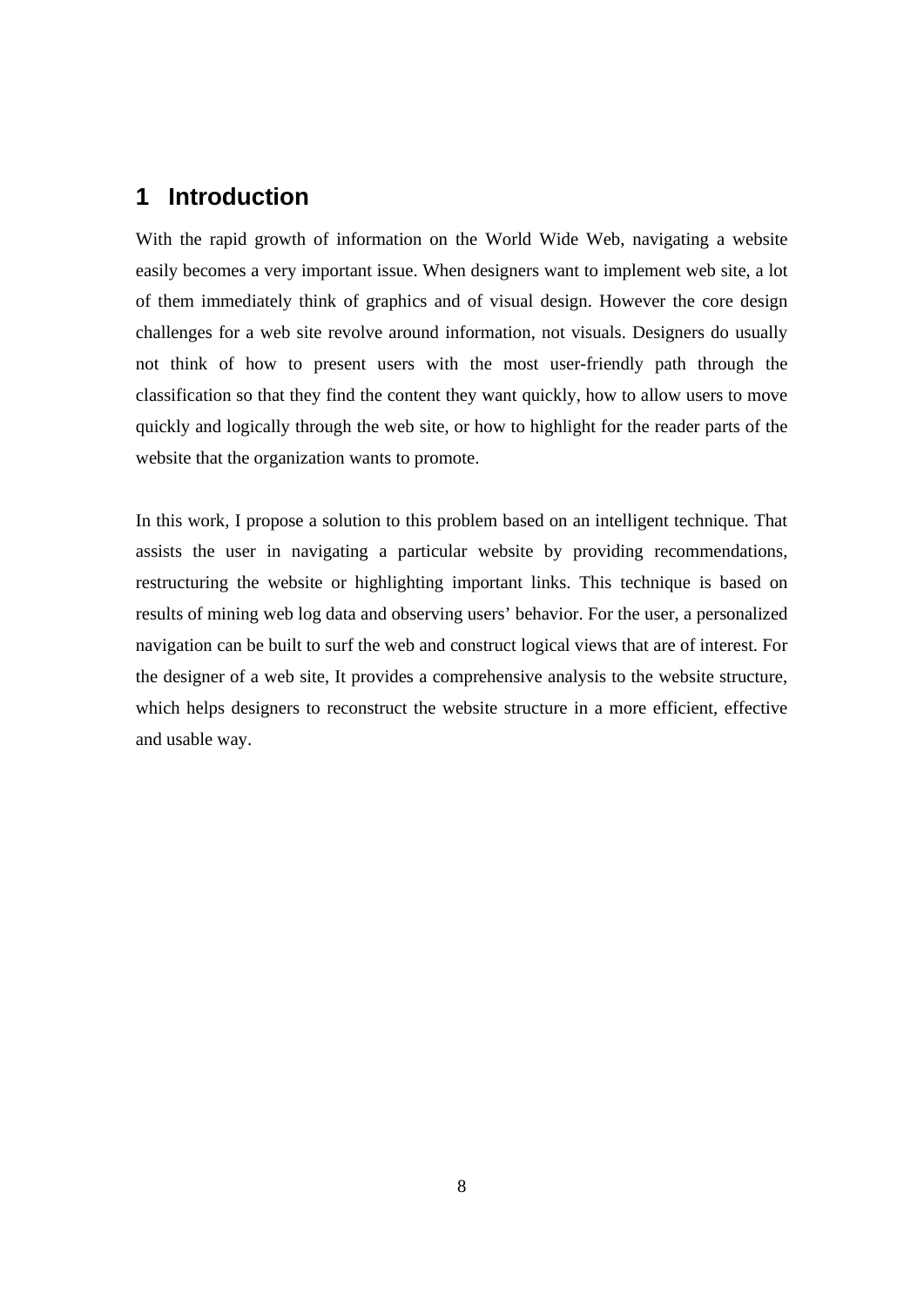# 1 Introduction

With the rapid growth of information on the World Wide Web, navigating a website easily becomes a very important issue. When designers want to implement web site, a lot of them immediately think of graphics and of visual design. However the core design challenges for a web site revolve around information, not visuals. Designers do usually not think of how to present users with the most user-friendly path through the classification so that they find the content they want quickly, how to allow users to move quickly and logically through the web site, or how to highlight for the reader parts of the website that the organization wants to promote.

In this work, I propose a solution to this problem based on an intelligent technique. That assists the user in navigating a particular website by providing recommendations, restructuring the website or highlighting important links. This technique is based on results of mining web log data and observing users' behavior. For the user, a personalized navigation can be built to surf the web and construct logical views that are of interest. For the designer of a web site, It provides a comprehensive analysis to the website structure, which helps designers to reconstruct the website structure in a more efficient, effective and usable way.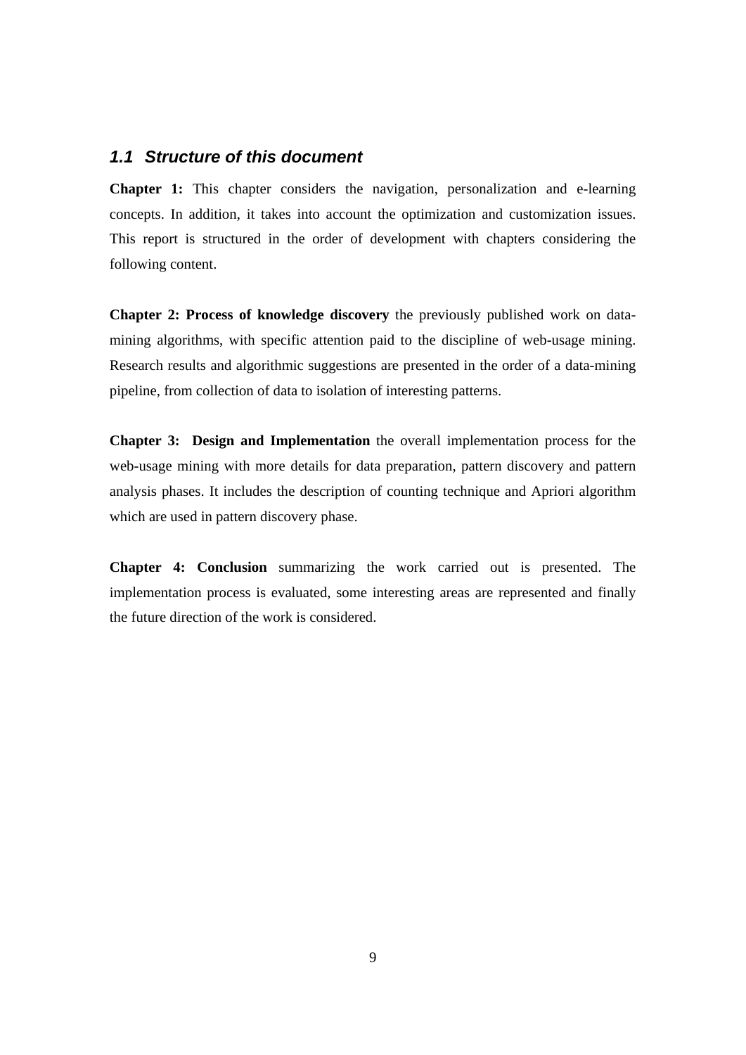## *1.1 Structure of this document*

**Chapter 1:** This chapter considers the navigation, personalization and e-learning concepts. In addition, it takes into account the optimization and customization issues. This report is structured in the order of development with chapters considering the following content.

**Chapter 2: Process of knowledge discovery** the previously published work on data-mining algorithms, with specific attention paid to the discipline of web-usage mining. Research results and algorithmic suggestions are presented in the order of a data-mining pipeline, from collection of data to isolation of interesting patterns.

**Chapter 3: Design and Implementation** the overall implementation process for the web-usage mining with more details for data preparation, pattern discovery and pattern analysis phases. It includes the description of counting technique and Apriori algorithm which are used in pattern discovery phase.

**Chapter 4: Conclusion** summarizing the work carried out is presented. The implementation process is evaluated, some interesting areas are represented and finally the future direction of the work is considered.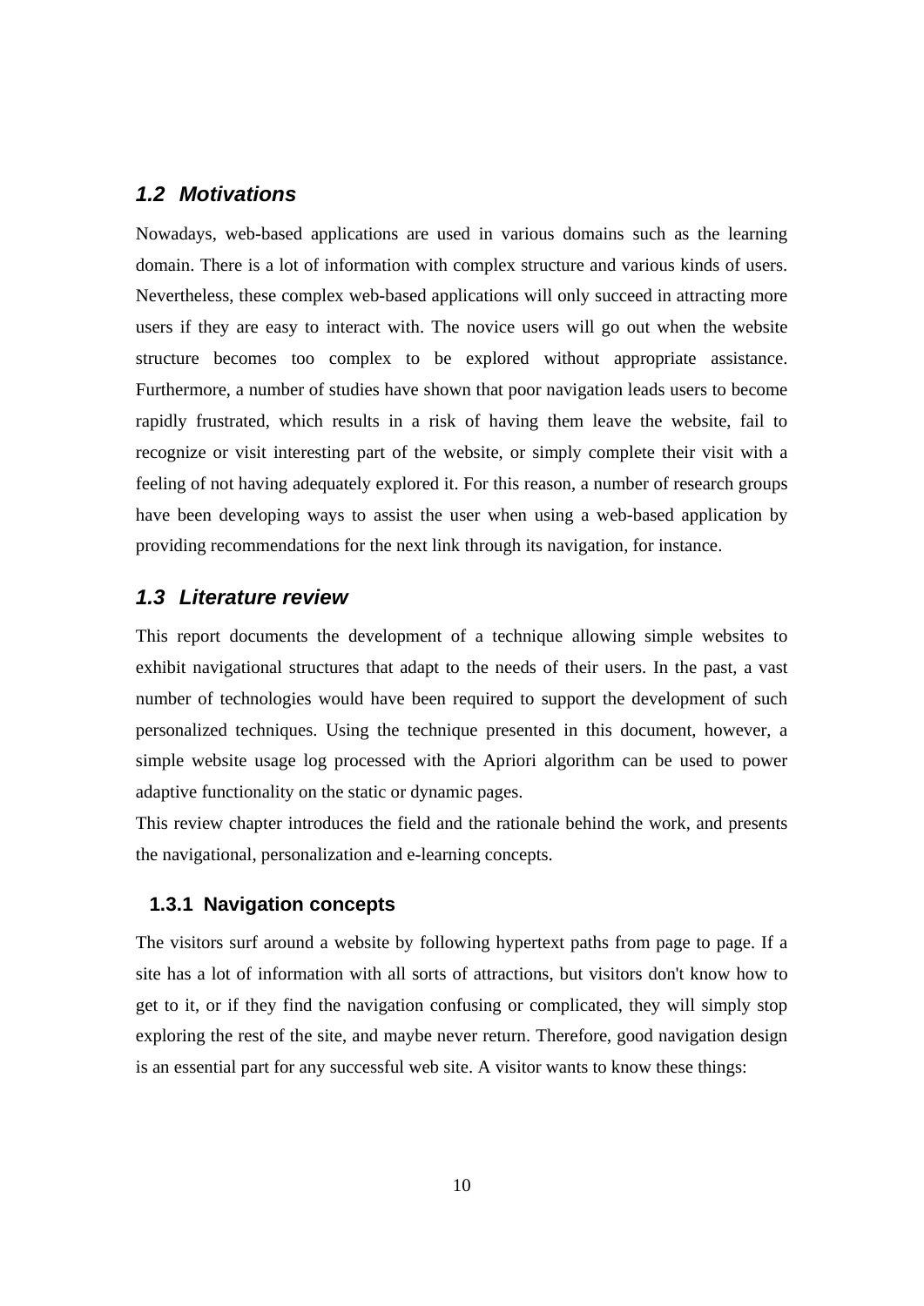## 1.2 Motivations

Nowadays, web-based applications are used in various domains such as the learning domain. There is a lot of information with complex structure and various kinds of users. Nevertheless, these complex web-based applications will only succeed in attracting more users if they are easy to interact with. The novice users will go out when the website structure becomes too complex to be explored without appropriate assistance. Furthermore, a number of studies have shown that poor navigation leads users to become rapidly frustrated, which results in a risk of having them leave the website, fail to recognize or visit interesting part of the website, or simply complete their visit with a feeling of not having adequately explored it. For this reason, a number of research groups have been developing ways to assist the user when using a web-based application by providing recommendations for the next link through its navigation, for instance.

## 1.3 Literature review

This report documents the development of a technique allowing simple websites to exhibit navigational structures that adapt to the needs of their users. In the past, a vast number of technologies would have been required to support the development of such personalized techniques. Using the technique presented in this document, however, a simple website usage log processed with the Apriori algorithm can be used to power adaptive functionality on the static or dynamic pages.

This review chapter introduces the field and the rationale behind the work, and presents the navigational, personalization and e-learning concepts.

### 1.3.1 Navigation concepts

The visitors surf around a website by following hypertext paths from page to page. If a site has a lot of information with all sorts of attractions, but visitors don't know how to get to it, or if they find the navigation confusing or complicated, they will simply stop exploring the rest of the site, and maybe never return. Therefore, good navigation design is an essential part for any successful web site. A visitor wants to know these things: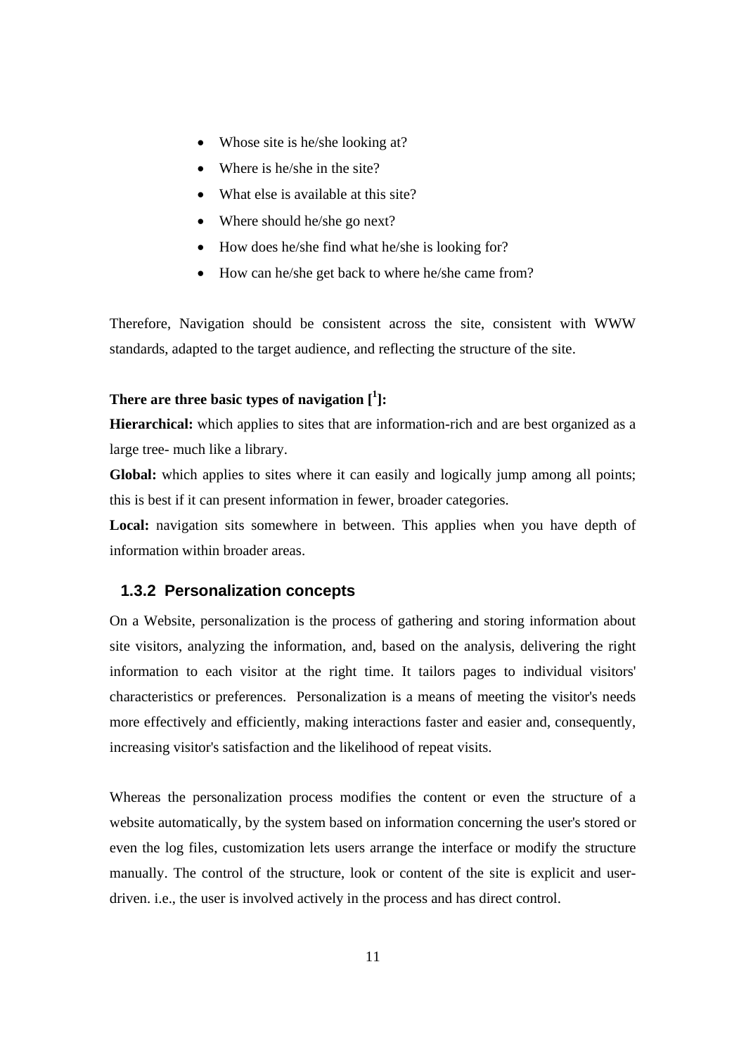- Whose site is he/she looking at?
- Where is he/she in the site?
- What else is available at this site?
- Where should he/she go next?
- How does he/she find what he/she is looking for?
- How can he/she get back to where he/she came from?

Therefore, Navigation should be consistent across the site, consistent with WWW standards, adapted to the target audience, and reflecting the structure of the site.

**There are three basic types of navigation [1]:**

**Hierarchical:** which applies to sites that are information-rich and are best organized as a large tree- much like a library.

**Global:** which applies to sites where it can easily and logically jump among all points; this is best if it can present information in fewer, broader categories.

**Local:** navigation sits somewhere in between. This applies when you have depth of information within broader areas.

### 1.3.2 Personalization concepts

On a Website, personalization is the process of gathering and storing information about site visitors, analyzing the information, and, based on the analysis, delivering the right information to each visitor at the right time. It tailors pages to individual visitors' characteristics or preferences. Personalization is a means of meeting the visitor's needs more effectively and efficiently, making interactions faster and easier and, consequently, increasing visitor's satisfaction and the likelihood of repeat visits.

Whereas the personalization process modifies the content or even the structure of a website automatically, by the system based on information concerning the user's stored or even the log files, customization lets users arrange the interface or modify the structure manually. The control of the structure, look or content of the site is explicit and user-driven. i.e., the user is involved actively in the process and has direct control.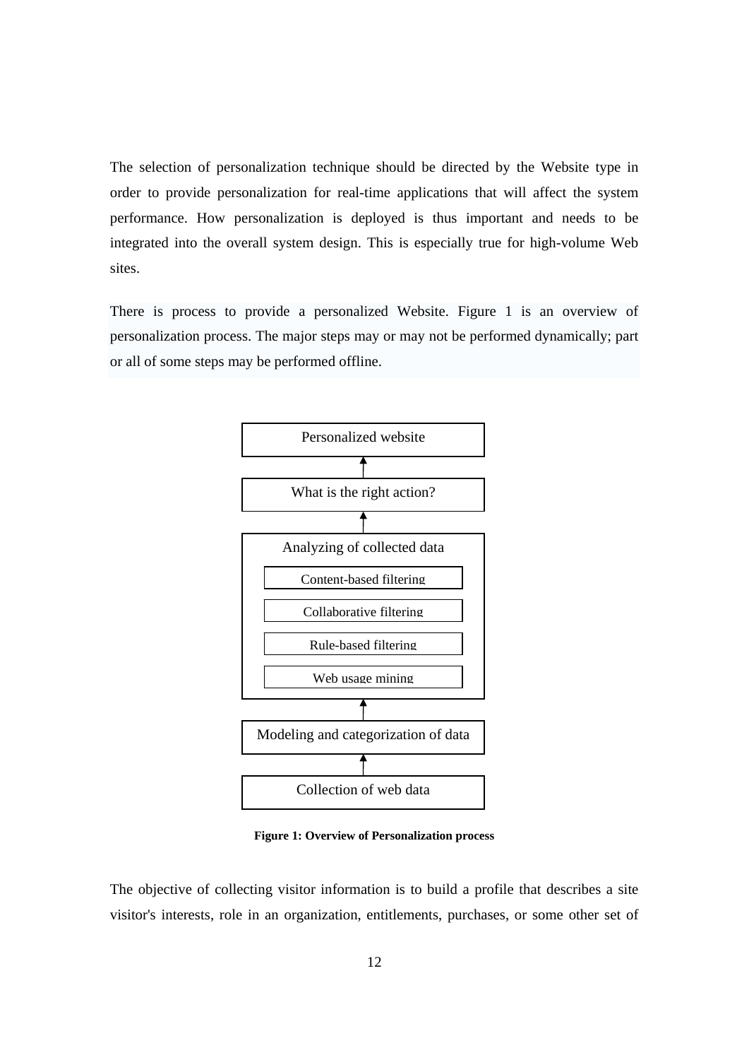The selection of personalization technique should be directed by the Website type in order to provide personalization for real-time applications that will affect the system performance. How personalization is deployed is thus important and needs to be integrated into the overall system design. This is especially true for high-volume Web sites.

There is process to provide a personalized Website. Figure 1 is an overview of personalization process. The major steps may or may not be performed dynamically; part or all of some steps may be performed offline.

Personalized website

↑

What is the right action?

↑

Analyzing of collected data

- Content-based filtering
- Collaborative filtering
- Rule-based filtering
- Web usage mining

↑

Modeling and categorization of data

↑

Collection of web data

**Figure 1: Overview of Personalization process**

The objective of collecting visitor information is to build a profile that describes a site visitor's interests, role in an organization, entitlements, purchases, or some other set of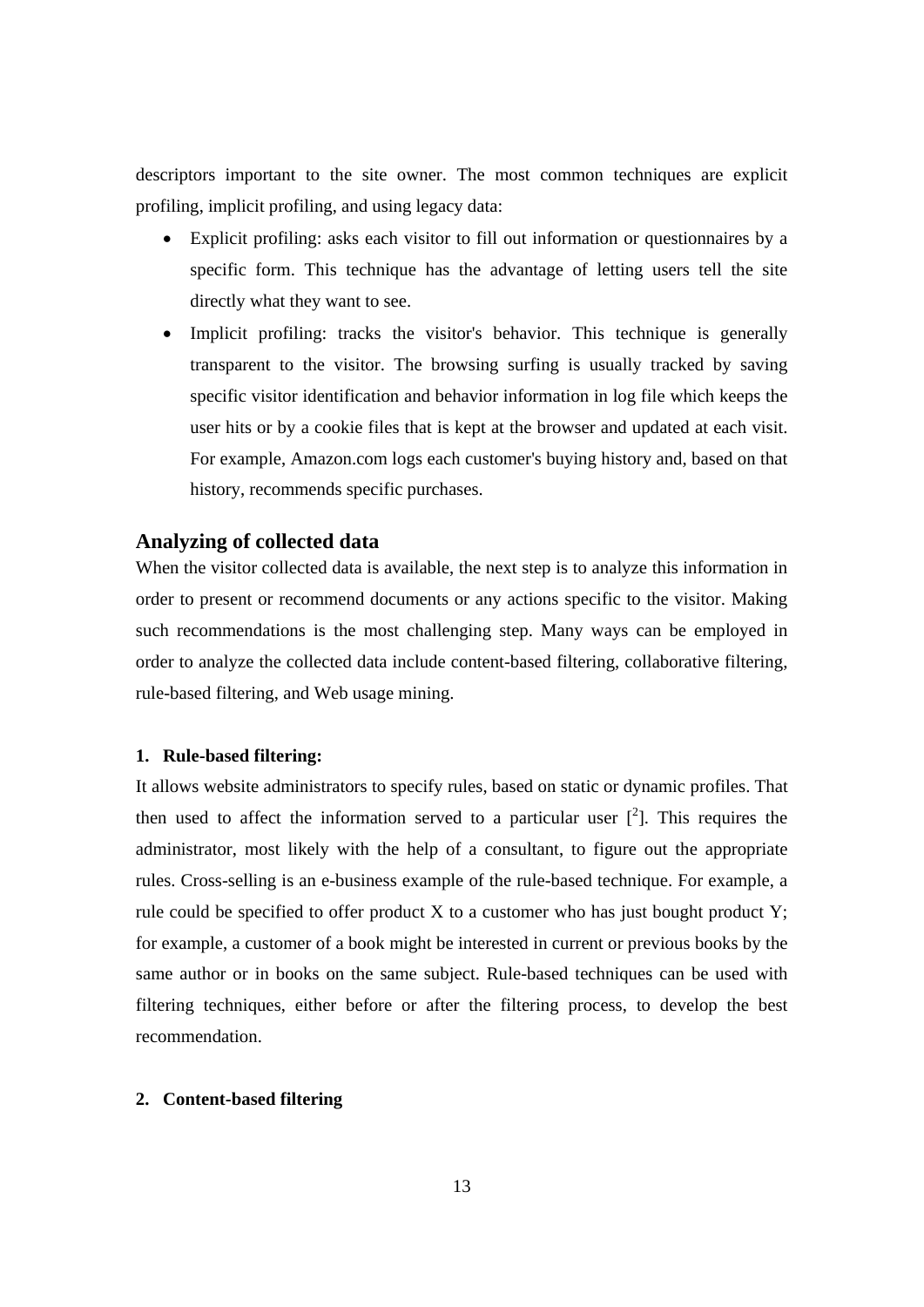descriptors important to the site owner. The most common techniques are explicit profiling, implicit profiling, and using legacy data:

- Explicit profiling: asks each visitor to fill out information or questionnaires by a specific form. This technique has the advantage of letting users tell the site directly what they want to see.
- Implicit profiling: tracks the visitor's behavior. This technique is generally transparent to the visitor. The browsing surfing is usually tracked by saving specific visitor identification and behavior information in log file which keeps the user hits or by a cookie files that is kept at the browser and updated at each visit. For example, Amazon.com logs each customer's buying history and, based on that history, recommends specific purchases.

## Analyzing of collected data

When the visitor collected data is available, the next step is to analyze this information in order to present or recommend documents or any actions specific to the visitor. Making such recommendations is the most challenging step. Many ways can be employed in order to analyze the collected data include content-based filtering, collaborative filtering, rule-based filtering, and Web usage mining.

**1. Rule-based filtering:**

It allows website administrators to specify rules, based on static or dynamic profiles. That then used to affect the information served to a particular user [[2]]. This requires the administrator, most likely with the help of a consultant, to figure out the appropriate rules. Cross-selling is an e-business example of the rule-based technique. For example, a rule could be specified to offer product X to a customer who has just bought product Y; for example, a customer of a book might be interested in current or previous books by the same author or in books on the same subject. Rule-based techniques can be used with filtering techniques, either before or after the filtering process, to develop the best recommendation.

**2. Content-based filtering**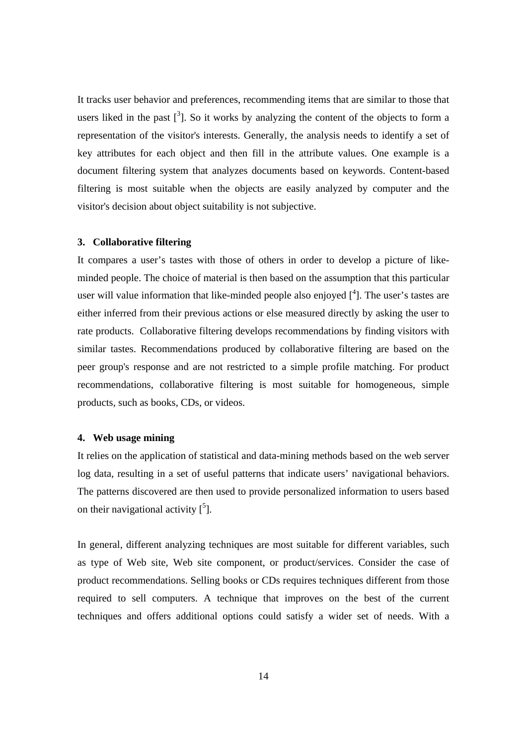It tracks user behavior and preferences, recommending items that are similar to those that users liked in the past [3]. So it works by analyzing the content of the objects to form a representation of the visitor's interests. Generally, the analysis needs to identify a set of key attributes for each object and then fill in the attribute values. One example is a document filtering system that analyzes documents based on keywords. Content-based filtering is most suitable when the objects are easily analyzed by computer and the visitor's decision about object suitability is not subjective.

**3. Collaborative filtering**

It compares a user's tastes with those of others in order to develop a picture of like-minded people. The choice of material is then based on the assumption that this particular user will value information that like-minded people also enjoyed [4]. The user's tastes are either inferred from their previous actions or else measured directly by asking the user to rate products. Collaborative filtering develops recommendations by finding visitors with similar tastes. Recommendations produced by collaborative filtering are based on the peer group's response and are not restricted to a simple profile matching. For product recommendations, collaborative filtering is most suitable for homogeneous, simple products, such as books, CDs, or videos.

**4. Web usage mining**

It relies on the application of statistical and data-mining methods based on the web server log data, resulting in a set of useful patterns that indicate users' navigational behaviors. The patterns discovered are then used to provide personalized information to users based on their navigational activity [5].

In general, different analyzing techniques are most suitable for different variables, such as type of Web site, Web site component, or product/services. Consider the case of product recommendations. Selling books or CDs requires techniques different from those required to sell computers. A technique that improves on the best of the current techniques and offers additional options could satisfy a wider set of needs. With a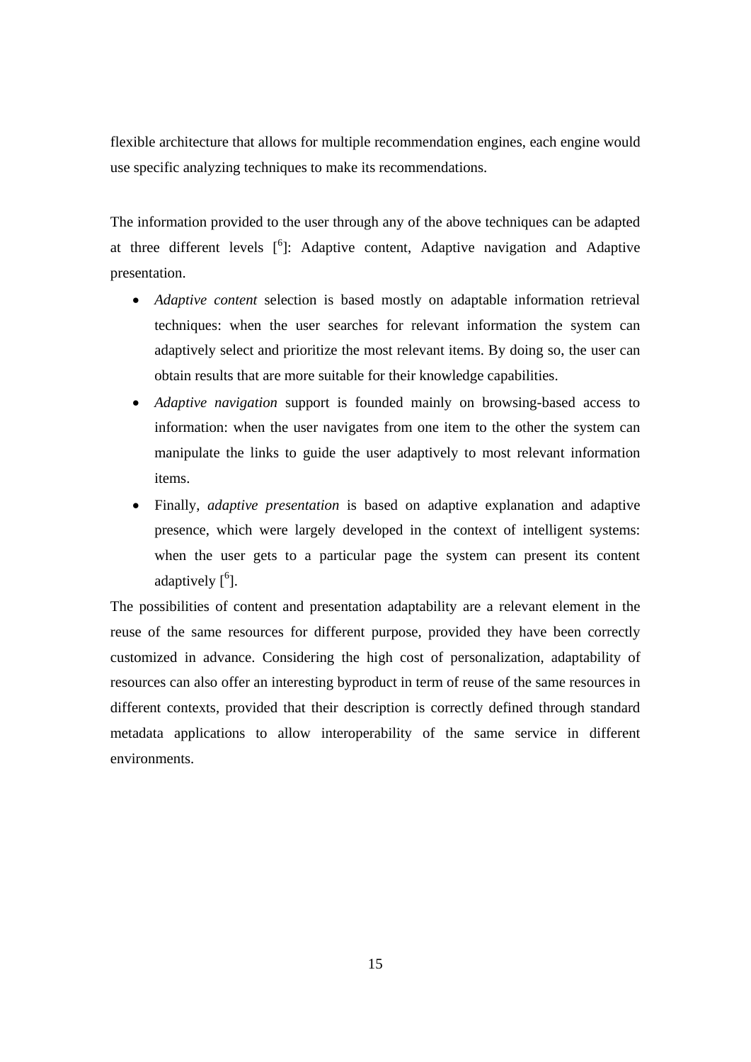flexible architecture that allows for multiple recommendation engines, each engine would use specific analyzing techniques to make its recommendations.

The information provided to the user through any of the above techniques can be adapted at three different levels [6]: Adaptive content, Adaptive navigation and Adaptive presentation.

- *Adaptive content* selection is based mostly on adaptable information retrieval techniques: when the user searches for relevant information the system can adaptively select and prioritize the most relevant items. By doing so, the user can obtain results that are more suitable for their knowledge capabilities.
- *Adaptive navigation* support is founded mainly on browsing-based access to information: when the user navigates from one item to the other the system can manipulate the links to guide the user adaptively to most relevant information items.
- Finally, *adaptive presentation* is based on adaptive explanation and adaptive presence, which were largely developed in the context of intelligent systems: when the user gets to a particular page the system can present its content adaptively [6].

The possibilities of content and presentation adaptability are a relevant element in the reuse of the same resources for different purpose, provided they have been correctly customized in advance. Considering the high cost of personalization, adaptability of resources can also offer an interesting byproduct in term of reuse of the same resources in different contexts, provided that their description is correctly defined through standard metadata applications to allow interoperability of the same service in different environments.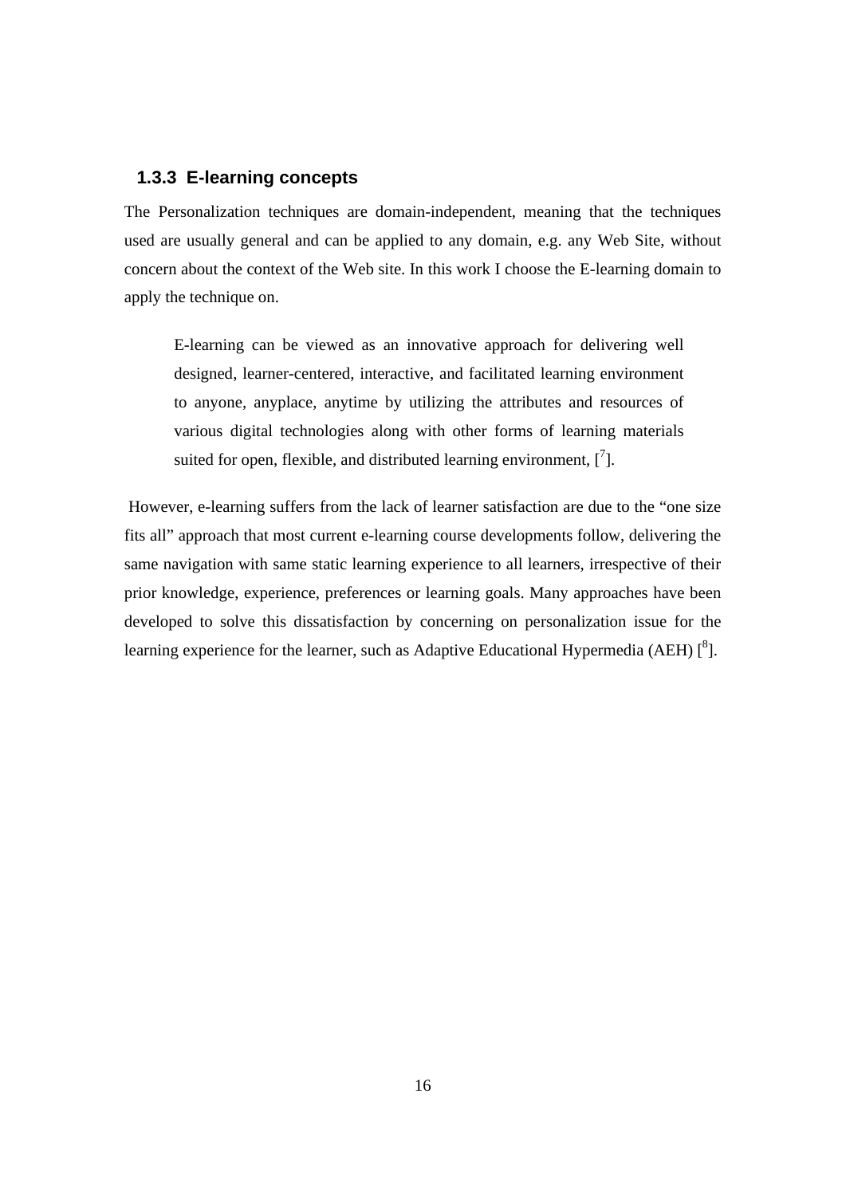### 1.3.3 E-learning concepts

The Personalization techniques are domain-independent, meaning that the techniques used are usually general and can be applied to any domain, e.g. any Web Site, without concern about the context of the Web site. In this work I choose the E-learning domain to apply the technique on.

> E-learning can be viewed as an innovative approach for delivering well designed, learner-centered, interactive, and facilitated learning environment to anyone, anyplace, anytime by utilizing the attributes and resources of various digital technologies along with other forms of learning materials suited for open, flexible, and distributed learning environment, [[7]].

However, e-learning suffers from the lack of learner satisfaction are due to the "one size fits all" approach that most current e-learning course developments follow, delivering the same navigation with same static learning experience to all learners, irrespective of their prior knowledge, experience, preferences or learning goals. Many approaches have been developed to solve this dissatisfaction by concerning on personalization issue for the learning experience for the learner, such as Adaptive Educational Hypermedia (AEH) [[8]].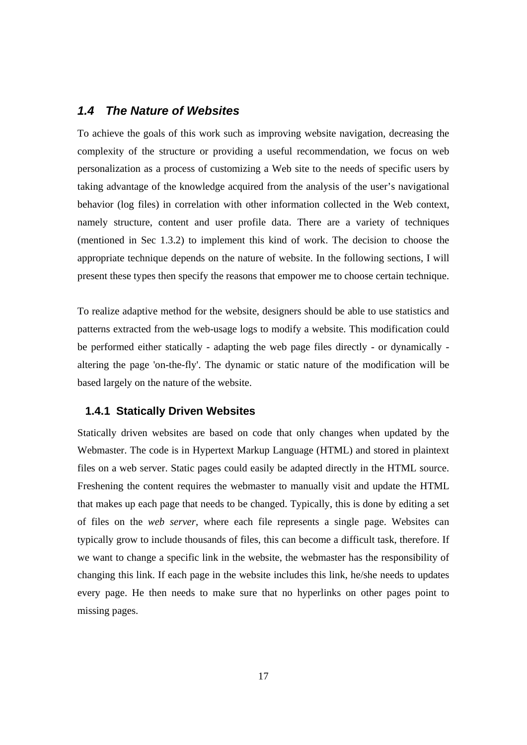## *1.4 The Nature of Websites*

To achieve the goals of this work such as improving website navigation, decreasing the complexity of the structure or providing a useful recommendation, we focus on web personalization as a process of customizing a Web site to the needs of specific users by taking advantage of the knowledge acquired from the analysis of the user's navigational behavior (log files) in correlation with other information collected in the Web context, namely structure, content and user profile data. There are a variety of techniques (mentioned in Sec 1.3.2) to implement this kind of work. The decision to choose the appropriate technique depends on the nature of website. In the following sections, I will present these types then specify the reasons that empower me to choose certain technique.

To realize adaptive method for the website, designers should be able to use statistics and patterns extracted from the web-usage logs to modify a website. This modification could be performed either statically - adapting the web page files directly - or dynamically - altering the page 'on-the-fly'. The dynamic or static nature of the modification will be based largely on the nature of the website.

### 1.4.1 Statically Driven Websites

Statically driven websites are based on code that only changes when updated by the Webmaster. The code is in Hypertext Markup Language (HTML) and stored in plaintext files on a web server. Static pages could easily be adapted directly in the HTML source. Freshening the content requires the webmaster to manually visit and update the HTML that makes up each page that needs to be changed. Typically, this is done by editing a set of files on the *web server*, where each file represents a single page. Websites can typically grow to include thousands of files, this can become a difficult task, therefore. If we want to change a specific link in the website, the webmaster has the responsibility of changing this link. If each page in the website includes this link, he/she needs to updates every page. He then needs to make sure that no hyperlinks on other pages point to missing pages.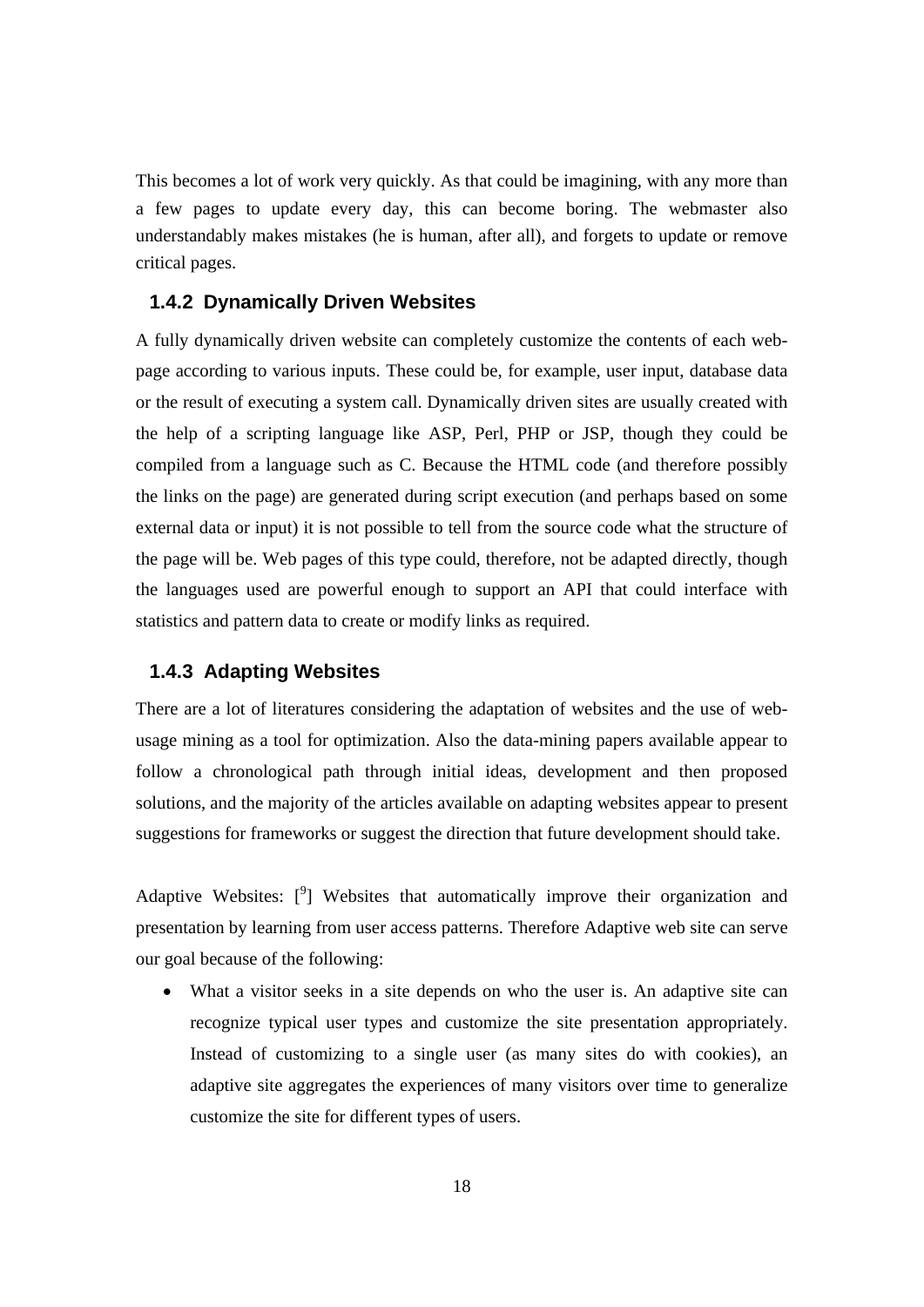This becomes a lot of work very quickly. As that could be imagining, with any more than a few pages to update every day, this can become boring. The webmaster also understandably makes mistakes (he is human, after all), and forgets to update or remove critical pages.

### 1.4.2 Dynamically Driven Websites

A fully dynamically driven website can completely customize the contents of each web-page according to various inputs. These could be, for example, user input, database data or the result of executing a system call. Dynamically driven sites are usually created with the help of a scripting language like ASP, Perl, PHP or JSP, though they could be compiled from a language such as C. Because the HTML code (and therefore possibly the links on the page) are generated during script execution (and perhaps based on some external data or input) it is not possible to tell from the source code what the structure of the page will be. Web pages of this type could, therefore, not be adapted directly, though the languages used are powerful enough to support an API that could interface with statistics and pattern data to create or modify links as required.

### 1.4.3 Adapting Websites

There are a lot of literatures considering the adaptation of websites and the use of web-usage mining as a tool for optimization. Also the data-mining papers available appear to follow a chronological path through initial ideas, development and then proposed solutions, and the majority of the articles available on adapting websites appear to present suggestions for frameworks or suggest the direction that future development should take.

Adaptive Websites: [9] Websites that automatically improve their organization and presentation by learning from user access patterns. Therefore Adaptive web site can serve our goal because of the following:

- What a visitor seeks in a site depends on who the user is. An adaptive site can recognize typical user types and customize the site presentation appropriately. Instead of customizing to a single user (as many sites do with cookies), an adaptive site aggregates the experiences of many visitors over time to generalize customize the site for different types of users.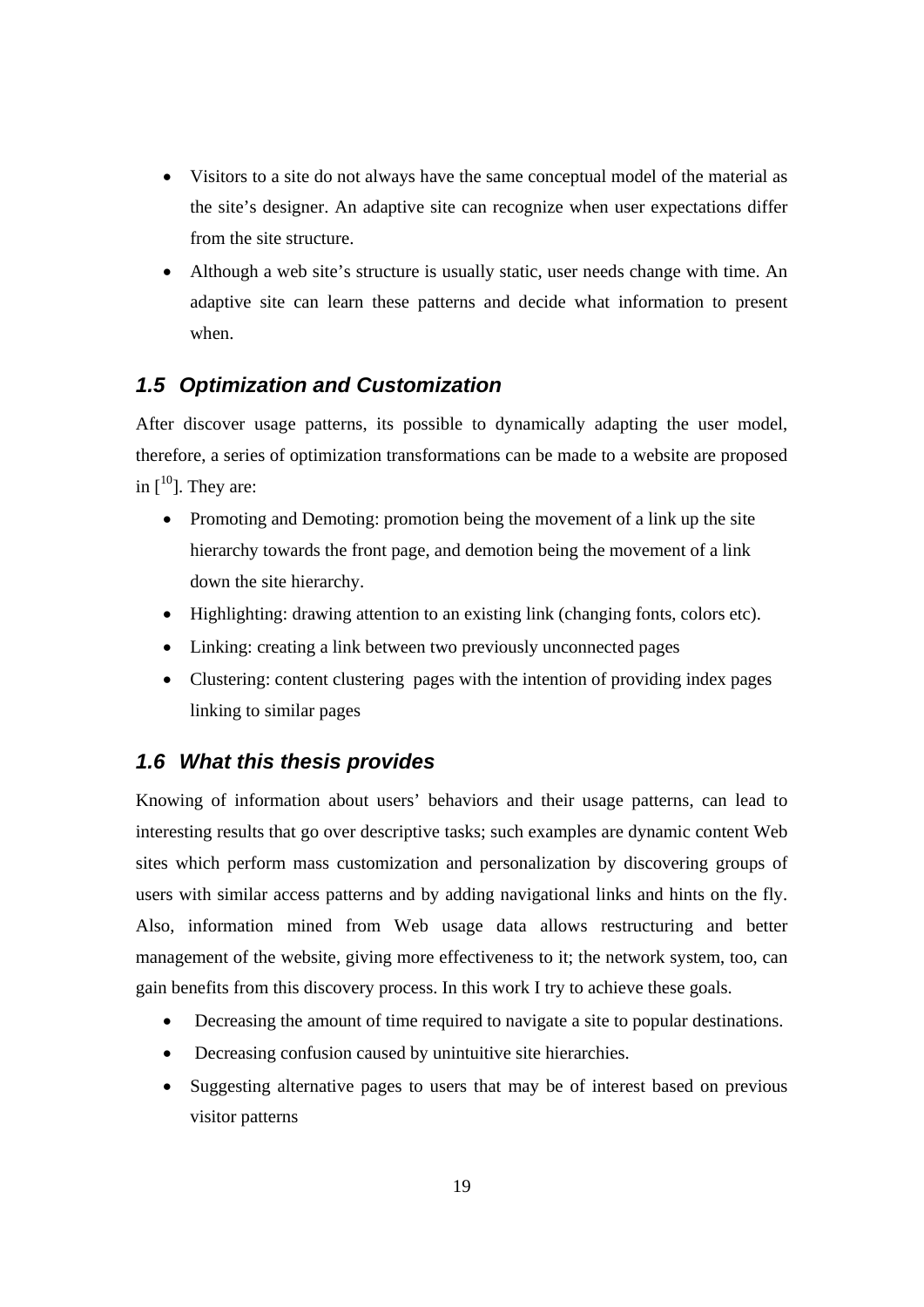- Visitors to a site do not always have the same conceptual model of the material as the site's designer. An adaptive site can recognize when user expectations differ from the site structure.
- Although a web site's structure is usually static, user needs change with time. An adaptive site can learn these patterns and decide what information to present when.

### *1.5 Optimization and Customization*

After discover usage patterns, its possible to dynamically adapting the user model, therefore, a series of optimization transformations can be made to a website are proposed in [10]. They are:

- Promoting and Demoting: promotion being the movement of a link up the site hierarchy towards the front page, and demotion being the movement of a link down the site hierarchy.
- Highlighting: drawing attention to an existing link (changing fonts, colors etc).
- Linking: creating a link between two previously unconnected pages
- Clustering: content clustering pages with the intention of providing index pages linking to similar pages

### *1.6 What this thesis provides*

Knowing of information about users' behaviors and their usage patterns, can lead to interesting results that go over descriptive tasks; such examples are dynamic content Web sites which perform mass customization and personalization by discovering groups of users with similar access patterns and by adding navigational links and hints on the fly. Also, information mined from Web usage data allows restructuring and better management of the website, giving more effectiveness to it; the network system, too, can gain benefits from this discovery process. In this work I try to achieve these goals.

- Decreasing the amount of time required to navigate a site to popular destinations.
- Decreasing confusion caused by unintuitive site hierarchies.
- Suggesting alternative pages to users that may be of interest based on previous visitor patterns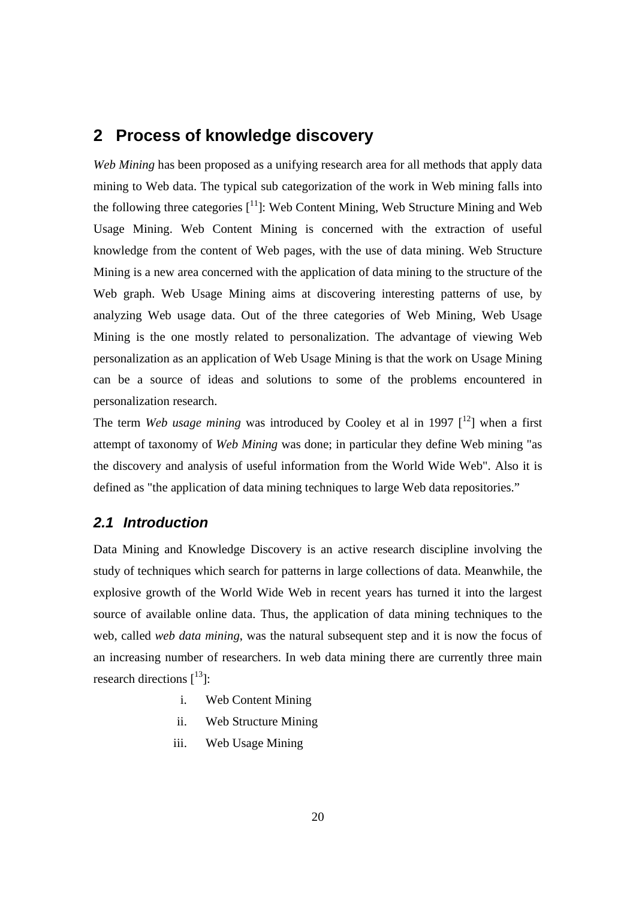# 2 Process of knowledge discovery

*Web Mining* has been proposed as a unifying research area for all methods that apply data mining to Web data. The typical sub categorization of the work in Web mining falls into the following three categories [11]: Web Content Mining, Web Structure Mining and Web Usage Mining. Web Content Mining is concerned with the extraction of useful knowledge from the content of Web pages, with the use of data mining. Web Structure Mining is a new area concerned with the application of data mining to the structure of the Web graph. Web Usage Mining aims at discovering interesting patterns of use, by analyzing Web usage data. Out of the three categories of Web Mining, Web Usage Mining is the one mostly related to personalization. The advantage of viewing Web personalization as an application of Web Usage Mining is that the work on Usage Mining can be a source of ideas and solutions to some of the problems encountered in personalization research.

The term *Web usage mining* was introduced by Cooley et al in 1997 [12] when a first attempt of taxonomy of *Web Mining* was done; in particular they define Web mining "as the discovery and analysis of useful information from the World Wide Web". Also it is defined as "the application of data mining techniques to large Web data repositories."

## *2.1 Introduction*

Data Mining and Knowledge Discovery is an active research discipline involving the study of techniques which search for patterns in large collections of data. Meanwhile, the explosive growth of the World Wide Web in recent years has turned it into the largest source of available online data. Thus, the application of data mining techniques to the web, called *web data mining*, was the natural subsequent step and it is now the focus of an increasing number of researchers. In web data mining there are currently three main research directions [13]:

i. Web Content Mining
ii. Web Structure Mining
iii. Web Usage Mining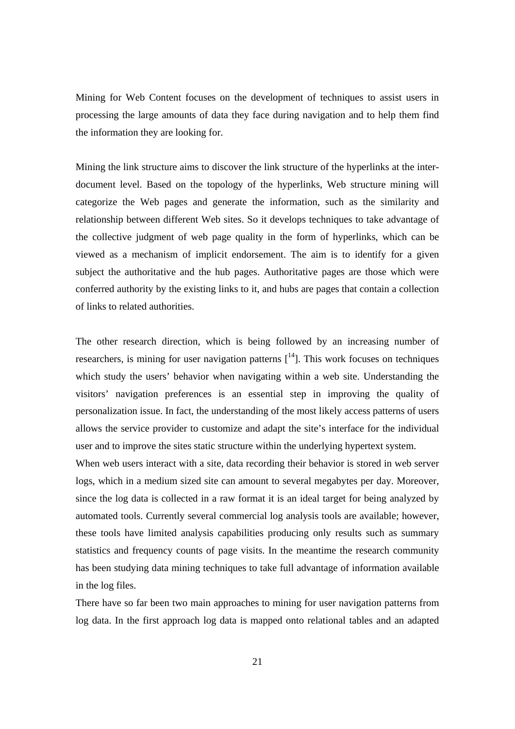Mining for Web Content focuses on the development of techniques to assist users in processing the large amounts of data they face during navigation and to help them find the information they are looking for.

Mining the link structure aims to discover the link structure of the hyperlinks at the inter-document level. Based on the topology of the hyperlinks, Web structure mining will categorize the Web pages and generate the information, such as the similarity and relationship between different Web sites. So it develops techniques to take advantage of the collective judgment of web page quality in the form of hyperlinks, which can be viewed as a mechanism of implicit endorsement. The aim is to identify for a given subject the authoritative and the hub pages. Authoritative pages are those which were conferred authority by the existing links to it, and hubs are pages that contain a collection of links to related authorities.

The other research direction, which is being followed by an increasing number of researchers, is mining for user navigation patterns [14]. This work focuses on techniques which study the users' behavior when navigating within a web site. Understanding the visitors' navigation preferences is an essential step in improving the quality of personalization issue. In fact, the understanding of the most likely access patterns of users allows the service provider to customize and adapt the site's interface for the individual user and to improve the sites static structure within the underlying hypertext system.

When web users interact with a site, data recording their behavior is stored in web server logs, which in a medium sized site can amount to several megabytes per day. Moreover, since the log data is collected in a raw format it is an ideal target for being analyzed by automated tools. Currently several commercial log analysis tools are available; however, these tools have limited analysis capabilities producing only results such as summary statistics and frequency counts of page visits. In the meantime the research community has been studying data mining techniques to take full advantage of information available in the log files.

There have so far been two main approaches to mining for user navigation patterns from log data. In the first approach log data is mapped onto relational tables and an adapted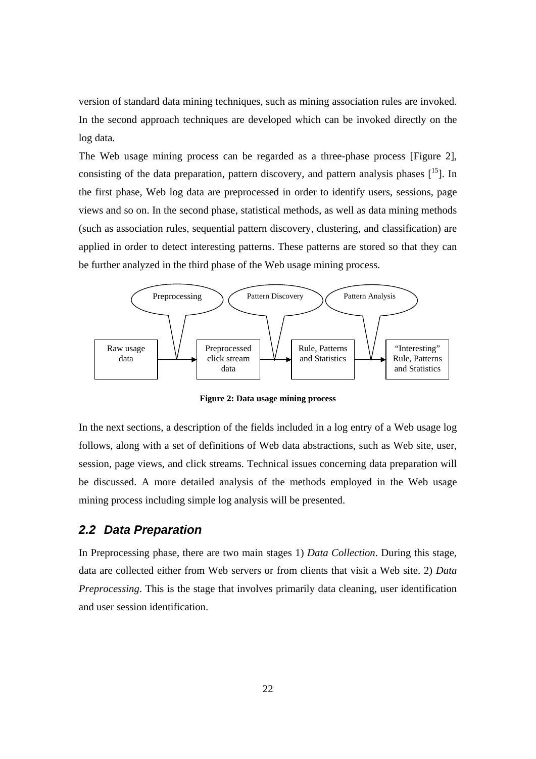version of standard data mining techniques, such as mining association rules are invoked. In the second approach techniques are developed which can be invoked directly on the log data.

The Web usage mining process can be regarded as a three-phase process [Figure 2], consisting of the data preparation, pattern discovery, and pattern analysis phases [15]. In the first phase, Web log data are preprocessed in order to identify users, sessions, page views and so on. In the second phase, statistical methods, as well as data mining methods (such as association rules, sequential pattern discovery, clustering, and classification) are applied in order to detect interesting patterns. These patterns are stored so that they can be further analyzed in the third phase of the Web usage mining process.

Preprocessing — Pattern Discovery — Pattern Analysis

Raw usage data → Preprocessed click stream data → Rule, Patterns and Statistics → "Interesting" Rule, Patterns and Statistics

**Figure 2: Data usage mining process**

In the next sections, a description of the fields included in a log entry of a Web usage log follows, along with a set of definitions of Web data abstractions, such as Web site, user, session, page views, and click streams. Technical issues concerning data preparation will be discussed. A more detailed analysis of the methods employed in the Web usage mining process including simple log analysis will be presented.

## 2.2 Data Preparation

In Preprocessing phase, there are two main stages 1) *Data Collection*. During this stage, data are collected either from Web servers or from clients that visit a Web site. 2) *Data Preprocessing*. This is the stage that involves primarily data cleaning, user identification and user session identification.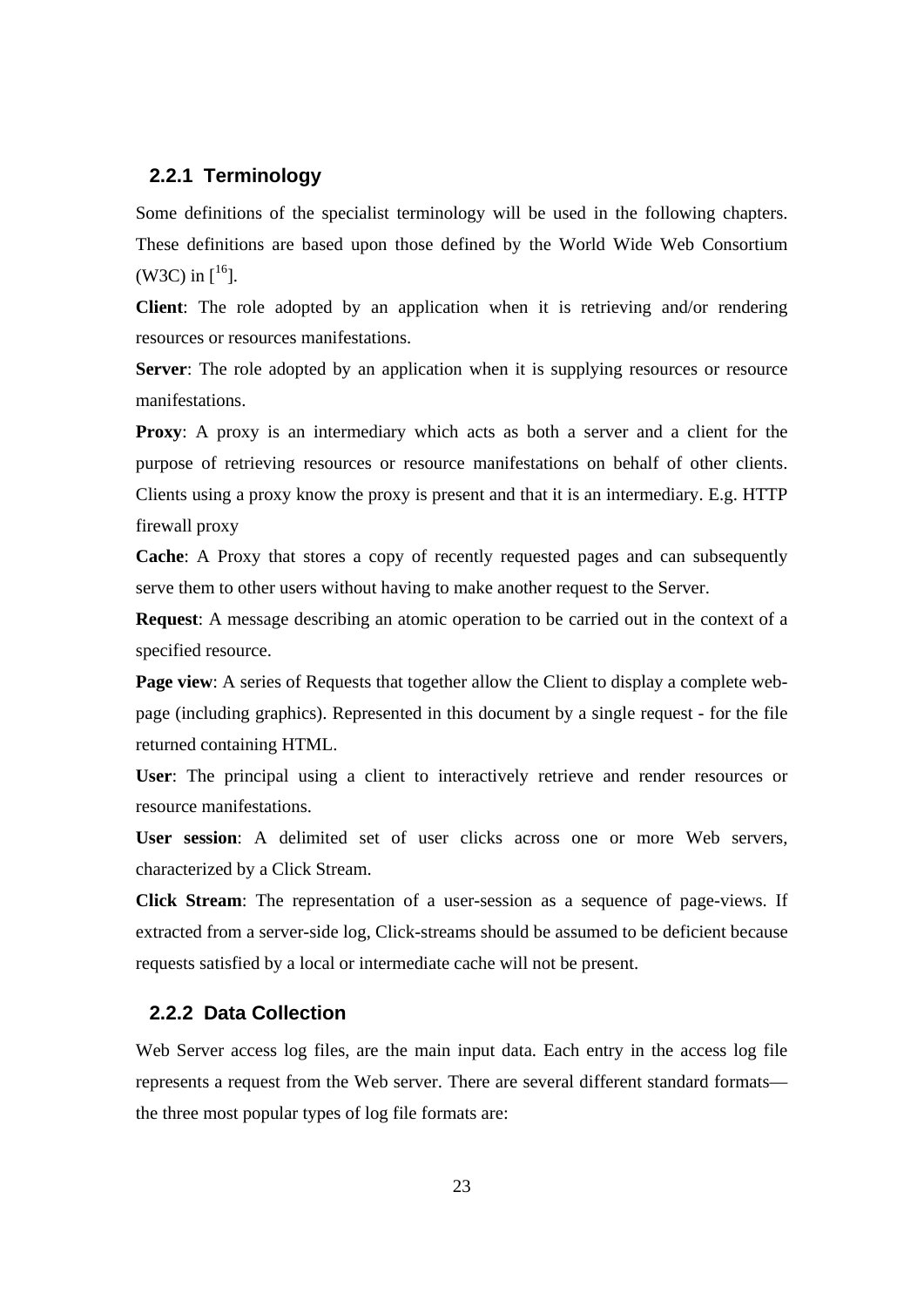### 2.2.1 Terminology

Some definitions of the specialist terminology will be used in the following chapters. These definitions are based upon those defined by the World Wide Web Consortium (W3C) in [[16]].

**Client**: The role adopted by an application when it is retrieving and/or rendering resources or resources manifestations.

**Server**: The role adopted by an application when it is supplying resources or resource manifestations.

**Proxy**: A proxy is an intermediary which acts as both a server and a client for the purpose of retrieving resources or resource manifestations on behalf of other clients. Clients using a proxy know the proxy is present and that it is an intermediary. E.g. HTTP firewall proxy

**Cache**: A Proxy that stores a copy of recently requested pages and can subsequently serve them to other users without having to make another request to the Server.

**Request**: A message describing an atomic operation to be carried out in the context of a specified resource.

**Page view**: A series of Requests that together allow the Client to display a complete web-page (including graphics). Represented in this document by a single request - for the file returned containing HTML.

**User**: The principal using a client to interactively retrieve and render resources or resource manifestations.

**User session**: A delimited set of user clicks across one or more Web servers, characterized by a Click Stream.

**Click Stream**: The representation of a user-session as a sequence of page-views. If extracted from a server-side log, Click-streams should be assumed to be deficient because requests satisfied by a local or intermediate cache will not be present.

### 2.2.2 Data Collection

Web Server access log files, are the main input data. Each entry in the access log file represents a request from the Web server. There are several different standard formats—the three most popular types of log file formats are: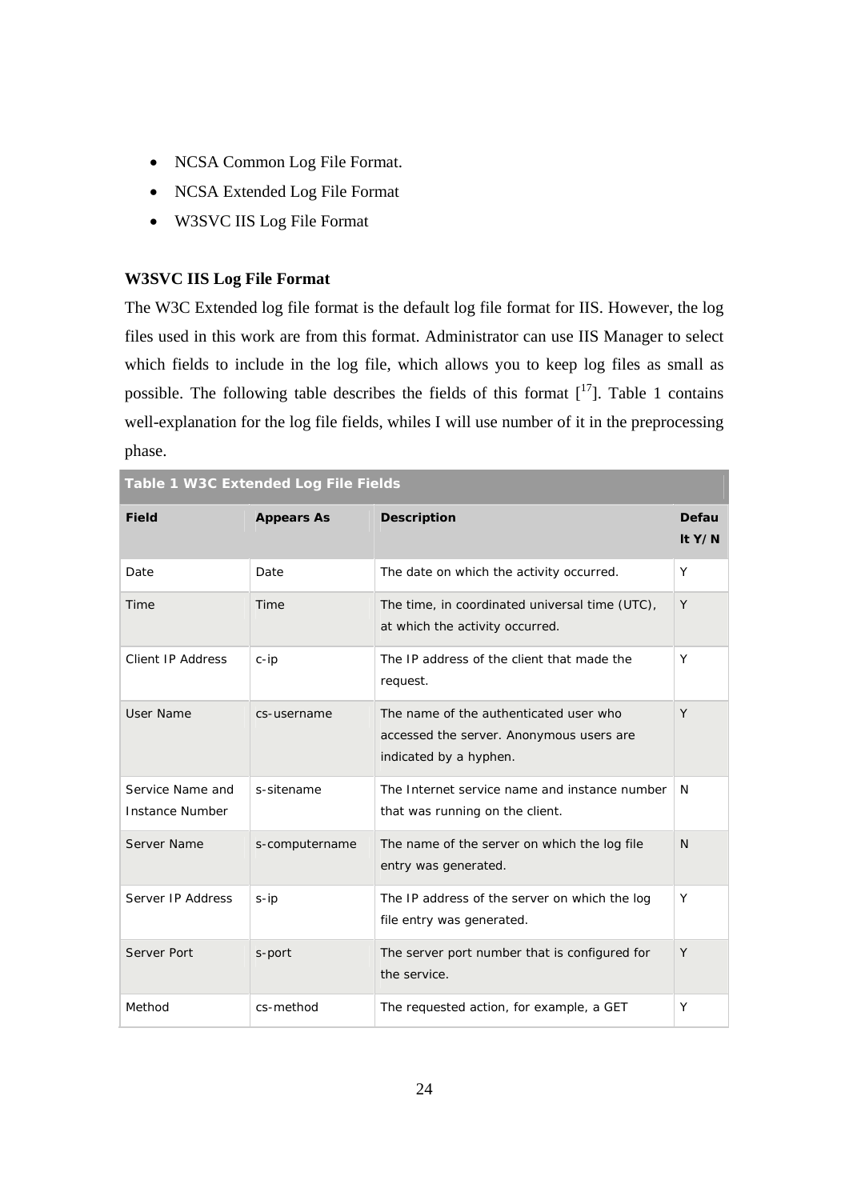- NCSA Common Log File Format.
- NCSA Extended Log File Format
- W3SVC IIS Log File Format

**W3SVC IIS Log File Format**

The W3C Extended log file format is the default log file format for IIS. However, the log files used in this work are from this format. Administrator can use IIS Manager to select which fields to include in the log file, which allows you to keep log files as small as possible. The following table describes the fields of this format [17]. Table 1 contains well-explanation for the log file fields, whiles I will use number of it in the preprocessing phase.

**Table 1 W3C Extended Log File Fields**

| Field | Appears As | Description | Default Y/N |
|---|---|---|---|
| Date | Date | The date on which the activity occurred. | Y |
| Time | Time | The time, in coordinated universal time (UTC), at which the activity occurred. | Y |
| Client IP Address | c-ip | The IP address of the client that made the request. | Y |
| User Name | cs-username | The name of the authenticated user who accessed the server. Anonymous users are indicated by a hyphen. | Y |
| Service Name and Instance Number | s-sitename | The Internet service name and instance number that was running on the client. | N |
| Server Name | s-computername | The name of the server on which the log file entry was generated. | N |
| Server IP Address | s-ip | The IP address of the server on which the log file entry was generated. | Y |
| Server Port | s-port | The server port number that is configured for the service. | Y |
| Method | cs-method | The requested action, for example, a GET | Y |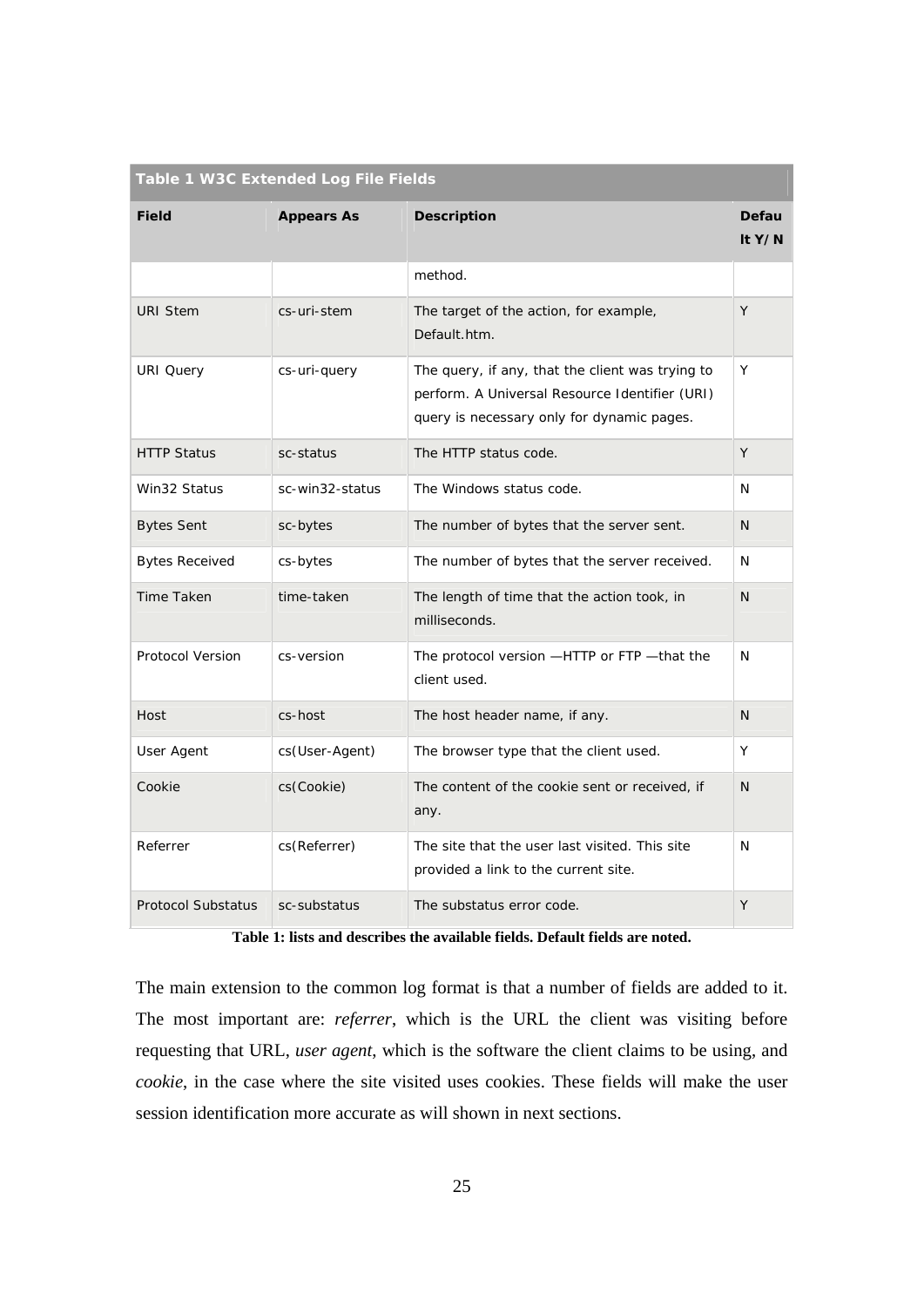**Table 1 W3C Extended Log File Fields**

| Field | Appears As | Description | Default Y/N |
|---|---|---|---|
| | | method. | |
| URI Stem | cs-uri-stem | The target of the action, for example, Default.htm. | Y |
| URI Query | cs-uri-query | The query, if any, that the client was trying to perform. A Universal Resource Identifier (URI) query is necessary only for dynamic pages. | Y |
| HTTP Status | sc-status | The HTTP status code. | Y |
| Win32 Status | sc-win32-status | The Windows status code. | N |
| Bytes Sent | sc-bytes | The number of bytes that the server sent. | N |
| Bytes Received | cs-bytes | The number of bytes that the server received. | N |
| Time Taken | time-taken | The length of time that the action took, in milliseconds. | N |
| Protocol Version | cs-version | The protocol version —HTTP or FTP —that the client used. | N |
| Host | cs-host | The host header name, if any. | N |
| User Agent | cs(User-Agent) | The browser type that the client used. | Y |
| Cookie | cs(Cookie) | The content of the cookie sent or received, if any. | N |
| Referrer | cs(Referrer) | The site that the user last visited. This site provided a link to the current site. | N |
| Protocol Substatus | sc-substatus | The substatus error code. | Y |

**Table 1: lists and describes the available fields. Default fields are noted.**

The main extension to the common log format is that a number of fields are added to it. The most important are: *referrer*, which is the URL the client was visiting before requesting that URL, *user agent*, which is the software the client claims to be using, and *cookie*, in the case where the site visited uses cookies. These fields will make the user session identification more accurate as will shown in next sections.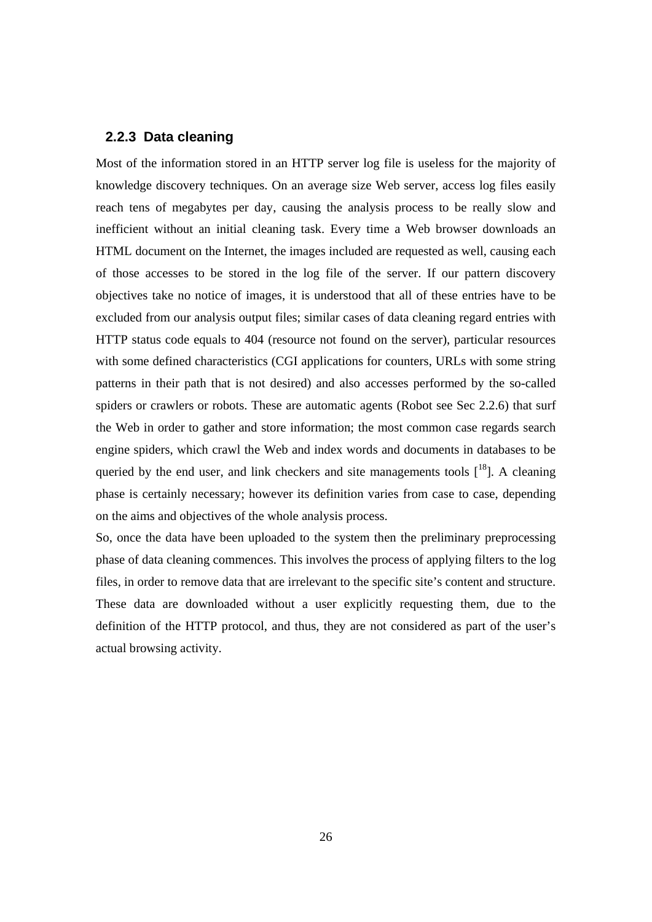### 2.2.3 Data cleaning

Most of the information stored in an HTTP server log file is useless for the majority of knowledge discovery techniques. On an average size Web server, access log files easily reach tens of megabytes per day, causing the analysis process to be really slow and inefficient without an initial cleaning task. Every time a Web browser downloads an HTML document on the Internet, the images included are requested as well, causing each of those accesses to be stored in the log file of the server. If our pattern discovery objectives take no notice of images, it is understood that all of these entries have to be excluded from our analysis output files; similar cases of data cleaning regard entries with HTTP status code equals to 404 (resource not found on the server), particular resources with some defined characteristics (CGI applications for counters, URLs with some string patterns in their path that is not desired) and also accesses performed by the so-called spiders or crawlers or robots. These are automatic agents (Robot see Sec 2.2.6) that surf the Web in order to gather and store information; the most common case regards search engine spiders, which crawl the Web and index words and documents in databases to be queried by the end user, and link checkers and site managements tools [18]. A cleaning phase is certainly necessary; however its definition varies from case to case, depending on the aims and objectives of the whole analysis process.

So, once the data have been uploaded to the system then the preliminary preprocessing phase of data cleaning commences. This involves the process of applying filters to the log files, in order to remove data that are irrelevant to the specific site's content and structure. These data are downloaded without a user explicitly requesting them, due to the definition of the HTTP protocol, and thus, they are not considered as part of the user's actual browsing activity.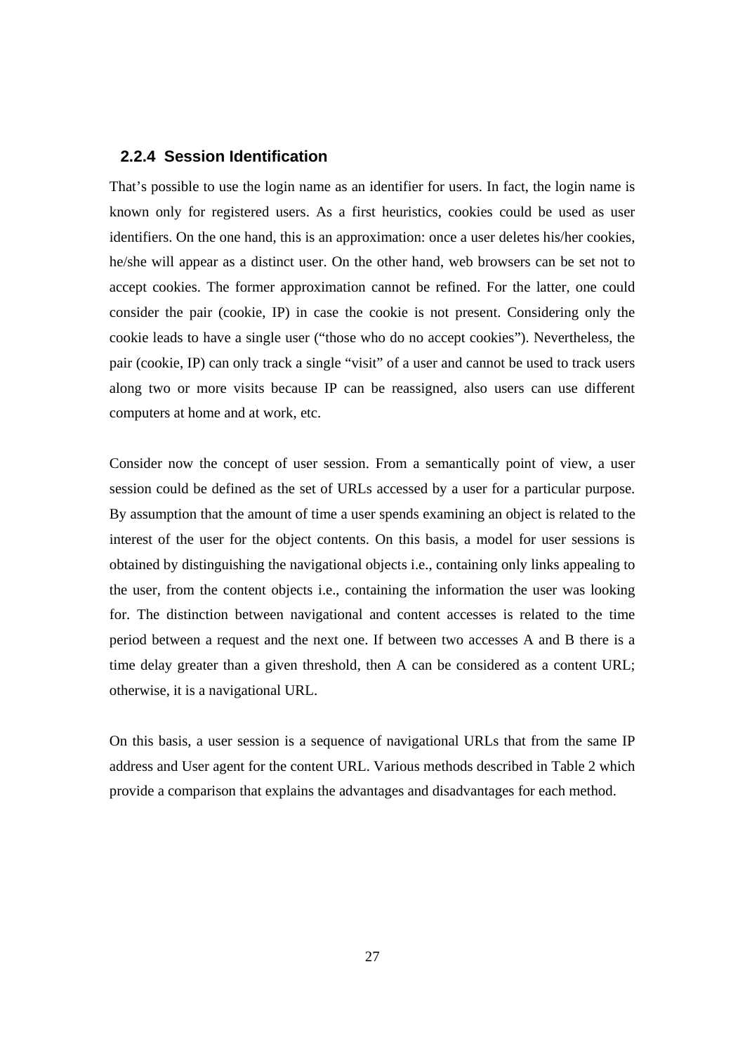### 2.2.4 Session Identification

That's possible to use the login name as an identifier for users. In fact, the login name is known only for registered users. As a first heuristics, cookies could be used as user identifiers. On the one hand, this is an approximation: once a user deletes his/her cookies, he/she will appear as a distinct user. On the other hand, web browsers can be set not to accept cookies. The former approximation cannot be refined. For the latter, one could consider the pair (cookie, IP) in case the cookie is not present. Considering only the cookie leads to have a single user ("those who do no accept cookies"). Nevertheless, the pair (cookie, IP) can only track a single "visit" of a user and cannot be used to track users along two or more visits because IP can be reassigned, also users can use different computers at home and at work, etc.

Consider now the concept of user session. From a semantically point of view, a user session could be defined as the set of URLs accessed by a user for a particular purpose. By assumption that the amount of time a user spends examining an object is related to the interest of the user for the object contents. On this basis, a model for user sessions is obtained by distinguishing the navigational objects i.e., containing only links appealing to the user, from the content objects i.e., containing the information the user was looking for. The distinction between navigational and content accesses is related to the time period between a request and the next one. If between two accesses A and B there is a time delay greater than a given threshold, then A can be considered as a content URL; otherwise, it is a navigational URL.

On this basis, a user session is a sequence of navigational URLs that from the same IP address and User agent for the content URL. Various methods described in Table 2 which provide a comparison that explains the advantages and disadvantages for each method.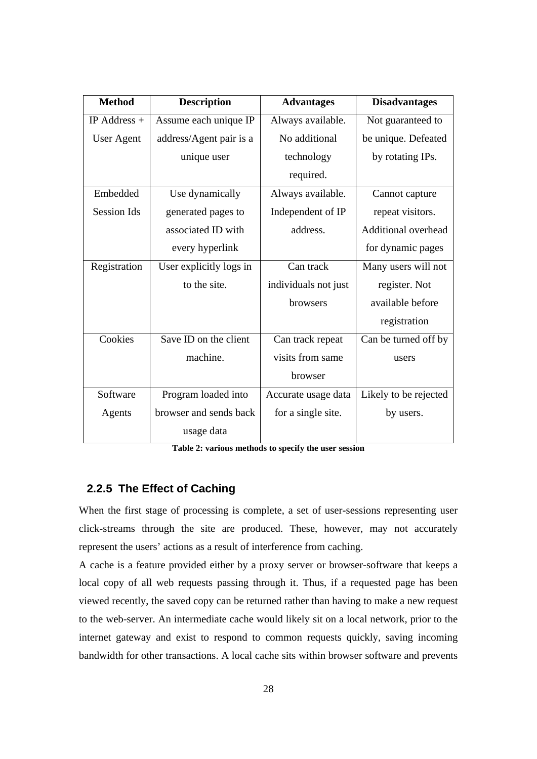| Method | Description | Advantages | Disadvantages |
| --- | --- | --- | --- |
| IP Address + User Agent | Assume each unique IP address/Agent pair is a unique user | Always available. No additional technology required. | Not guaranteed to be unique. Defeated by rotating IPs. |
| Embedded Session Ids | Use dynamically generated pages to associated ID with every hyperlink | Always available. Independent of IP address. | Cannot capture repeat visitors. Additional overhead for dynamic pages |
| Registration | User explicitly logs in to the site. | Can track individuals not just browsers | Many users will not register. Not available before registration |
| Cookies | Save ID on the client machine. | Can track repeat visits from same browser | Can be turned off by users |
| Software Agents | Program loaded into browser and sends back usage data | Accurate usage data for a single site. | Likely to be rejected by users. |

**Table 2: various methods to specify the user session**

### 2.2.5 The Effect of Caching

When the first stage of processing is complete, a set of user-sessions representing user click-streams through the site are produced. These, however, may not accurately represent the users' actions as a result of interference from caching.

A cache is a feature provided either by a proxy server or browser-software that keeps a local copy of all web requests passing through it. Thus, if a requested page has been viewed recently, the saved copy can be returned rather than having to make a new request to the web-server. An intermediate cache would likely sit on a local network, prior to the internet gateway and exist to respond to common requests quickly, saving incoming bandwidth for other transactions. A local cache sits within browser software and prevents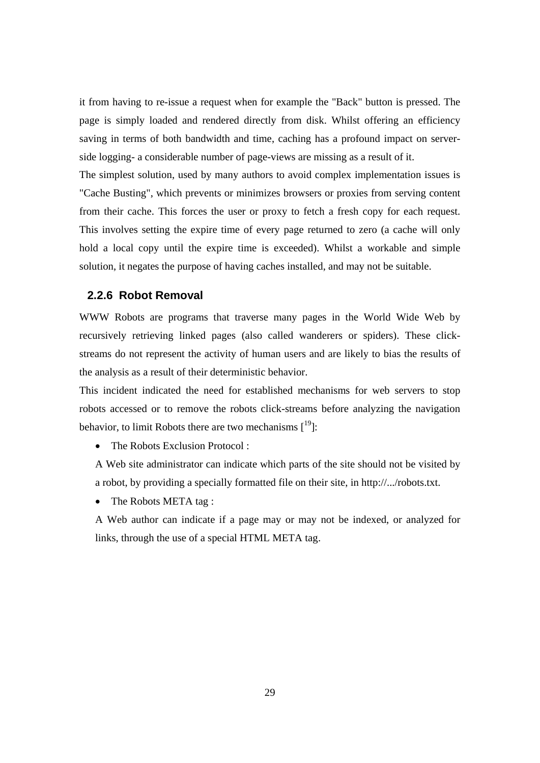it from having to re-issue a request when for example the "Back" button is pressed. The page is simply loaded and rendered directly from disk. Whilst offering an efficiency saving in terms of both bandwidth and time, caching has a profound impact on server-side logging- a considerable number of page-views are missing as a result of it.

The simplest solution, used by many authors to avoid complex implementation issues is "Cache Busting", which prevents or minimizes browsers or proxies from serving content from their cache. This forces the user or proxy to fetch a fresh copy for each request. This involves setting the expire time of every page returned to zero (a cache will only hold a local copy until the expire time is exceeded). Whilst a workable and simple solution, it negates the purpose of having caches installed, and may not be suitable.

### 2.2.6 Robot Removal

WWW Robots are programs that traverse many pages in the World Wide Web by recursively retrieving linked pages (also called wanderers or spiders). These click-streams do not represent the activity of human users and are likely to bias the results of the analysis as a result of their deterministic behavior.

This incident indicated the need for established mechanisms for web servers to stop robots accessed or to remove the robots click-streams before analyzing the navigation behavior, to limit Robots there are two mechanisms [19]:

- The Robots Exclusion Protocol :

  A Web site administrator can indicate which parts of the site should not be visited by a robot, by providing a specially formatted file on their site, in http://.../robots.txt.

- The Robots META tag :

  A Web author can indicate if a page may or may not be indexed, or analyzed for links, through the use of a special HTML META tag.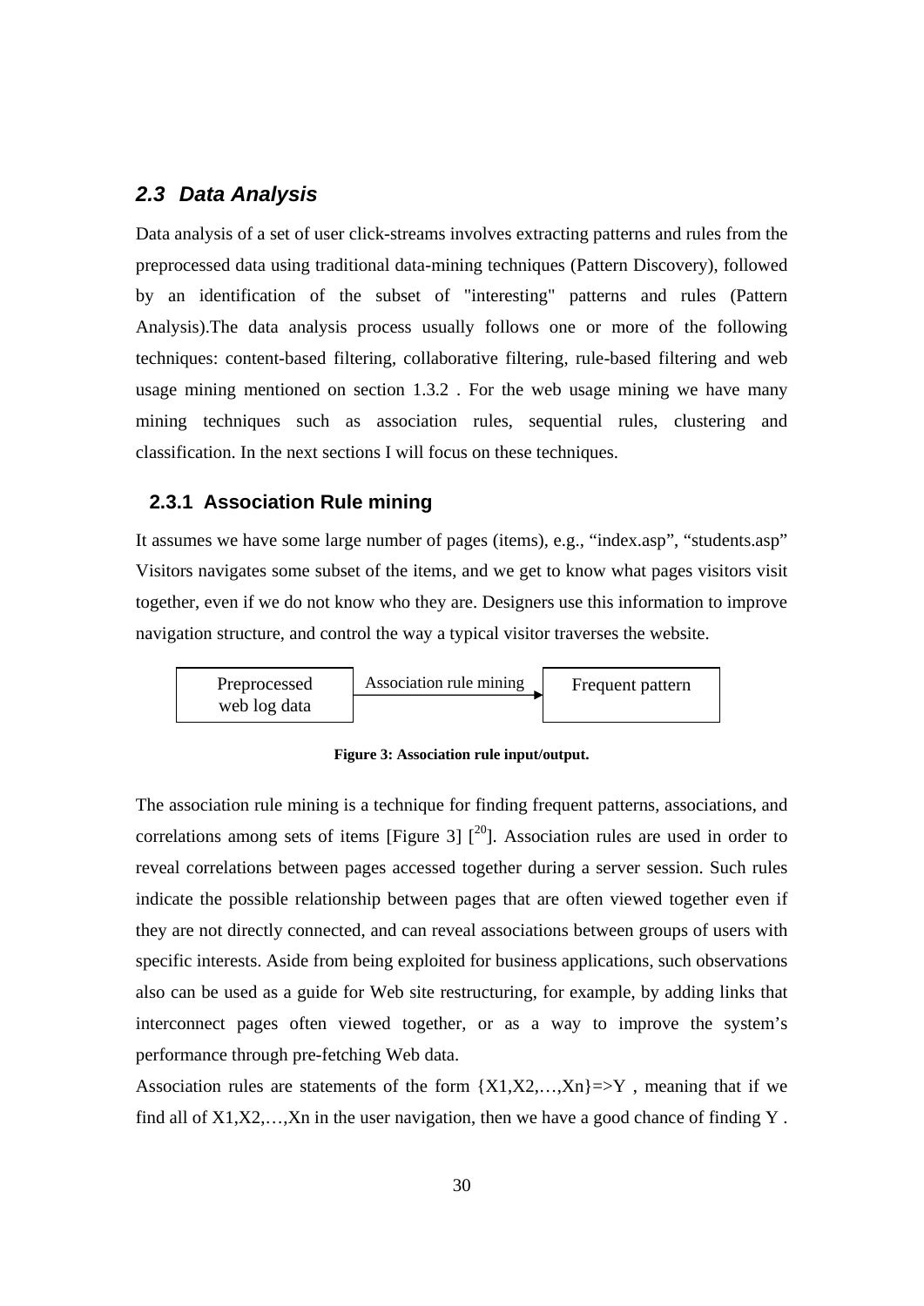## *2.3 Data Analysis*

Data analysis of a set of user click-streams involves extracting patterns and rules from the preprocessed data using traditional data-mining techniques (Pattern Discovery), followed by an identification of the subset of "interesting" patterns and rules (Pattern Analysis).The data analysis process usually follows one or more of the following techniques: content-based filtering, collaborative filtering, rule-based filtering and web usage mining mentioned on section 1.3.2 . For the web usage mining we have many mining techniques such as association rules, sequential rules, clustering and classification. In the next sections I will focus on these techniques.

### 2.3.1 Association Rule mining

It assumes we have some large number of pages (items), e.g., "index.asp", "students.asp" Visitors navigates some subset of the items, and we get to know what pages visitors visit together, even if we do not know who they are. Designers use this information to improve navigation structure, and control the way a typical visitor traverses the website.

Preprocessed web log data → Association rule mining → Frequent pattern

**Figure 3: Association rule input/output.**

The association rule mining is a technique for finding frequent patterns, associations, and correlations among sets of items [Figure 3] [20]. Association rules are used in order to reveal correlations between pages accessed together during a server session. Such rules indicate the possible relationship between pages that are often viewed together even if they are not directly connected, and can reveal associations between groups of users with specific interests. Aside from being exploited for business applications, such observations also can be used as a guide for Web site restructuring, for example, by adding links that interconnect pages often viewed together, or as a way to improve the system's performance through pre-fetching Web data.

Association rules are statements of the form $\{X1,X2,\ldots,Xn\} \Rightarrow Y$ , meaning that if we find all of $X1,X2,\ldots,Xn$ in the user navigation, then we have a good chance of finding Y .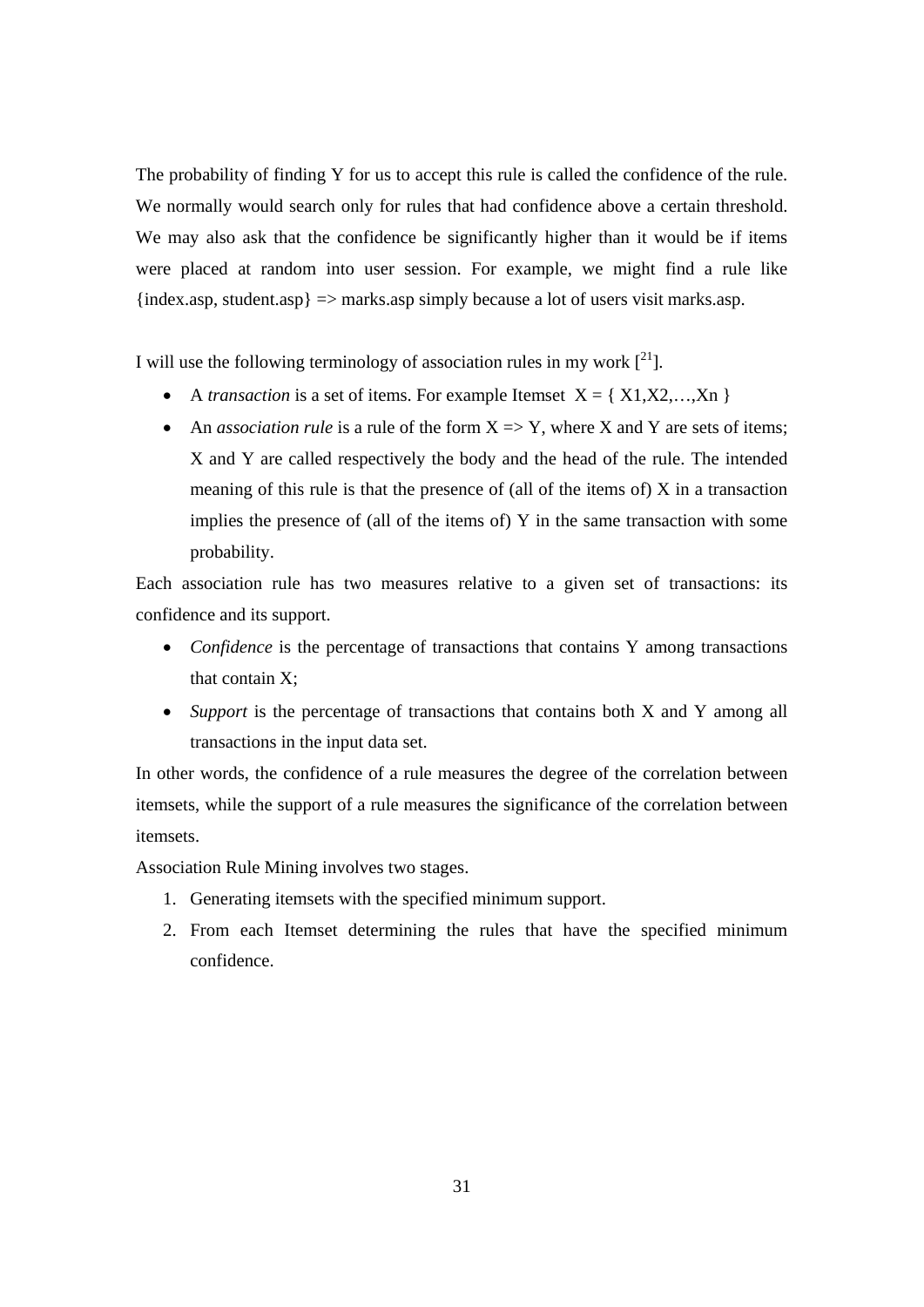The probability of finding Y for us to accept this rule is called the confidence of the rule. We normally would search only for rules that had confidence above a certain threshold. We may also ask that the confidence be significantly higher than it would be if items were placed at random into user session. For example, we might find a rule like {index.asp, student.asp} => marks.asp simply because a lot of users visit marks.asp.

I will use the following terminology of association rules in my work [21].

- A *transaction* is a set of items. For example Itemset X = { X1,X2,…,Xn }
- An *association rule* is a rule of the form X => Y, where X and Y are sets of items; X and Y are called respectively the body and the head of the rule. The intended meaning of this rule is that the presence of (all of the items of) X in a transaction implies the presence of (all of the items of) Y in the same transaction with some probability.

Each association rule has two measures relative to a given set of transactions: its confidence and its support.

- *Confidence* is the percentage of transactions that contains Y among transactions that contain X;
- *Support* is the percentage of transactions that contains both X and Y among all transactions in the input data set.

In other words, the confidence of a rule measures the degree of the correlation between itemsets, while the support of a rule measures the significance of the correlation between itemsets.

Association Rule Mining involves two stages.

1. Generating itemsets with the specified minimum support.
2. From each Itemset determining the rules that have the specified minimum confidence.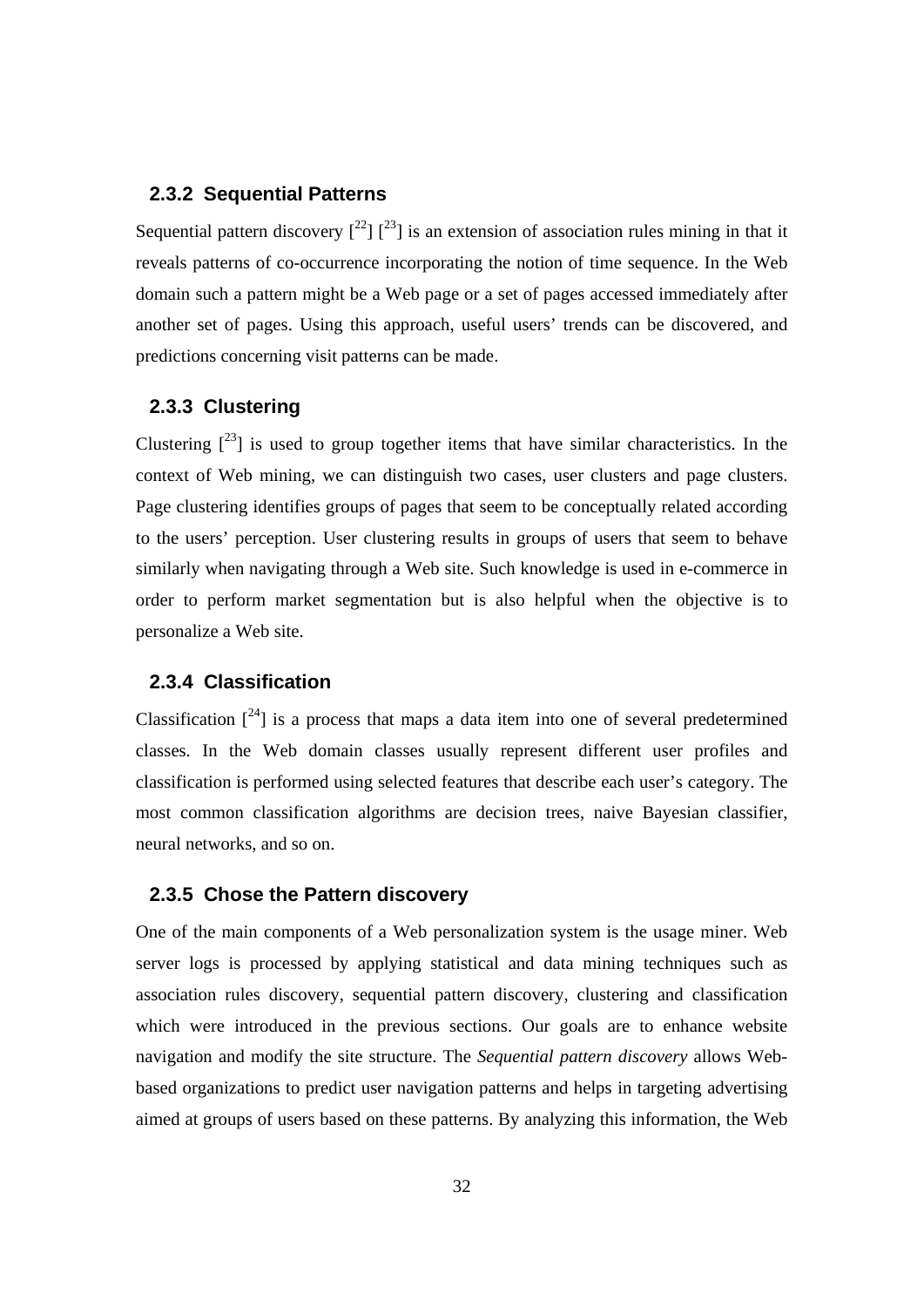### 2.3.2 Sequential Patterns

Sequential pattern discovery [22] [23] is an extension of association rules mining in that it reveals patterns of co-occurrence incorporating the notion of time sequence. In the Web domain such a pattern might be a Web page or a set of pages accessed immediately after another set of pages. Using this approach, useful users' trends can be discovered, and predictions concerning visit patterns can be made.

### 2.3.3 Clustering

Clustering [23] is used to group together items that have similar characteristics. In the context of Web mining, we can distinguish two cases, user clusters and page clusters. Page clustering identifies groups of pages that seem to be conceptually related according to the users' perception. User clustering results in groups of users that seem to behave similarly when navigating through a Web site. Such knowledge is used in e-commerce in order to perform market segmentation but is also helpful when the objective is to personalize a Web site.

### 2.3.4 Classification

Classification [24] is a process that maps a data item into one of several predetermined classes. In the Web domain classes usually represent different user profiles and classification is performed using selected features that describe each user's category. The most common classification algorithms are decision trees, naive Bayesian classifier, neural networks, and so on.

### 2.3.5 Chose the Pattern discovery

One of the main components of a Web personalization system is the usage miner. Web server logs is processed by applying statistical and data mining techniques such as association rules discovery, sequential pattern discovery, clustering and classification which were introduced in the previous sections. Our goals are to enhance website navigation and modify the site structure. The *Sequential pattern discovery* allows Web-based organizations to predict user navigation patterns and helps in targeting advertising aimed at groups of users based on these patterns. By analyzing this information, the Web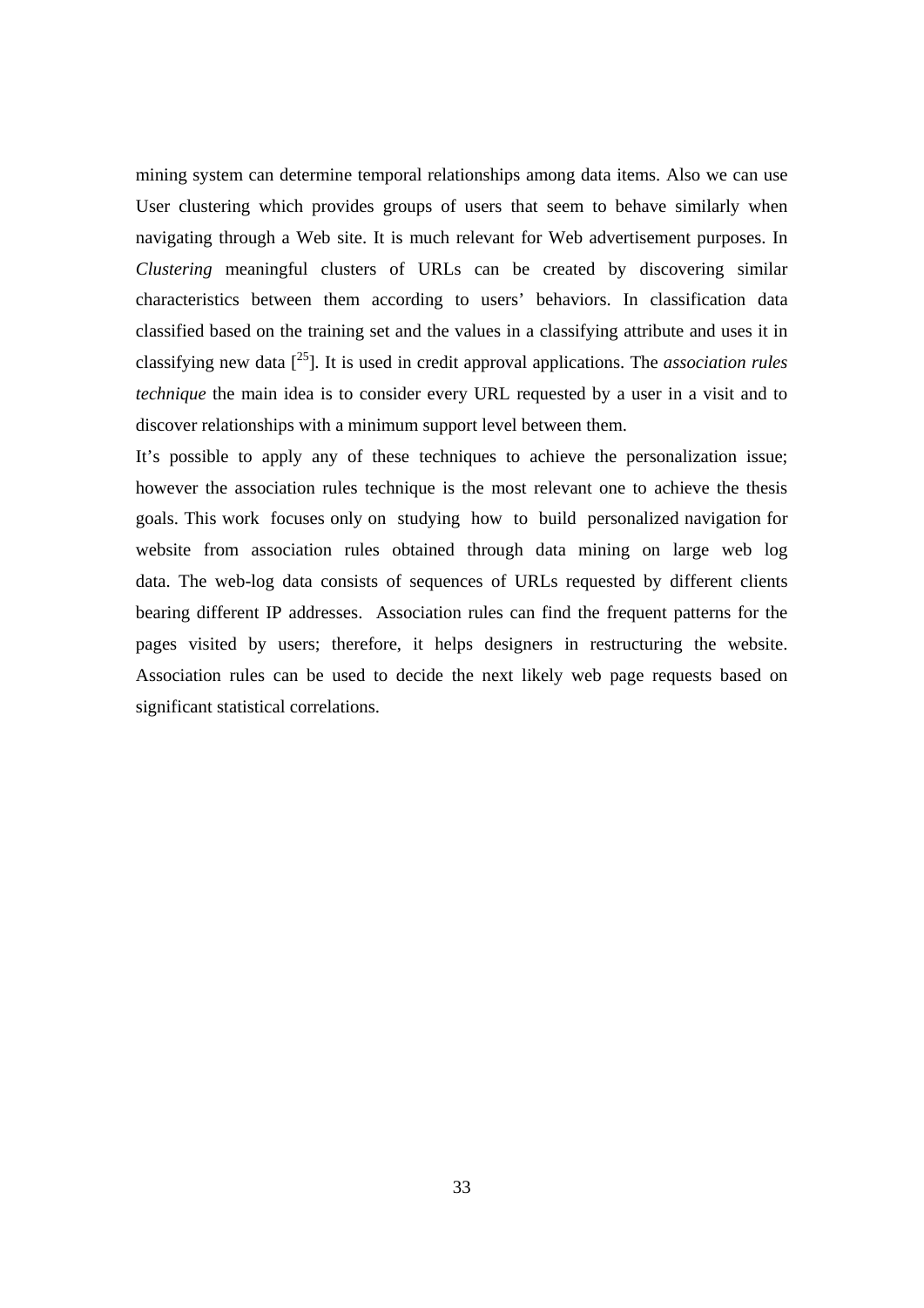mining system can determine temporal relationships among data items. Also we can use User clustering which provides groups of users that seem to behave similarly when navigating through a Web site. It is much relevant for Web advertisement purposes. In *Clustering* meaningful clusters of URLs can be created by discovering similar characteristics between them according to users' behaviors. In classification data classified based on the training set and the values in a classifying attribute and uses it in classifying new data [25]. It is used in credit approval applications. The *association rules technique* the main idea is to consider every URL requested by a user in a visit and to discover relationships with a minimum support level between them.

It's possible to apply any of these techniques to achieve the personalization issue; however the association rules technique is the most relevant one to achieve the thesis goals. This work focuses only on studying how to build personalized navigation for website from association rules obtained through data mining on large web log data. The web-log data consists of sequences of URLs requested by different clients bearing different IP addresses. Association rules can find the frequent patterns for the pages visited by users; therefore, it helps designers in restructuring the website. Association rules can be used to decide the next likely web page requests based on significant statistical correlations.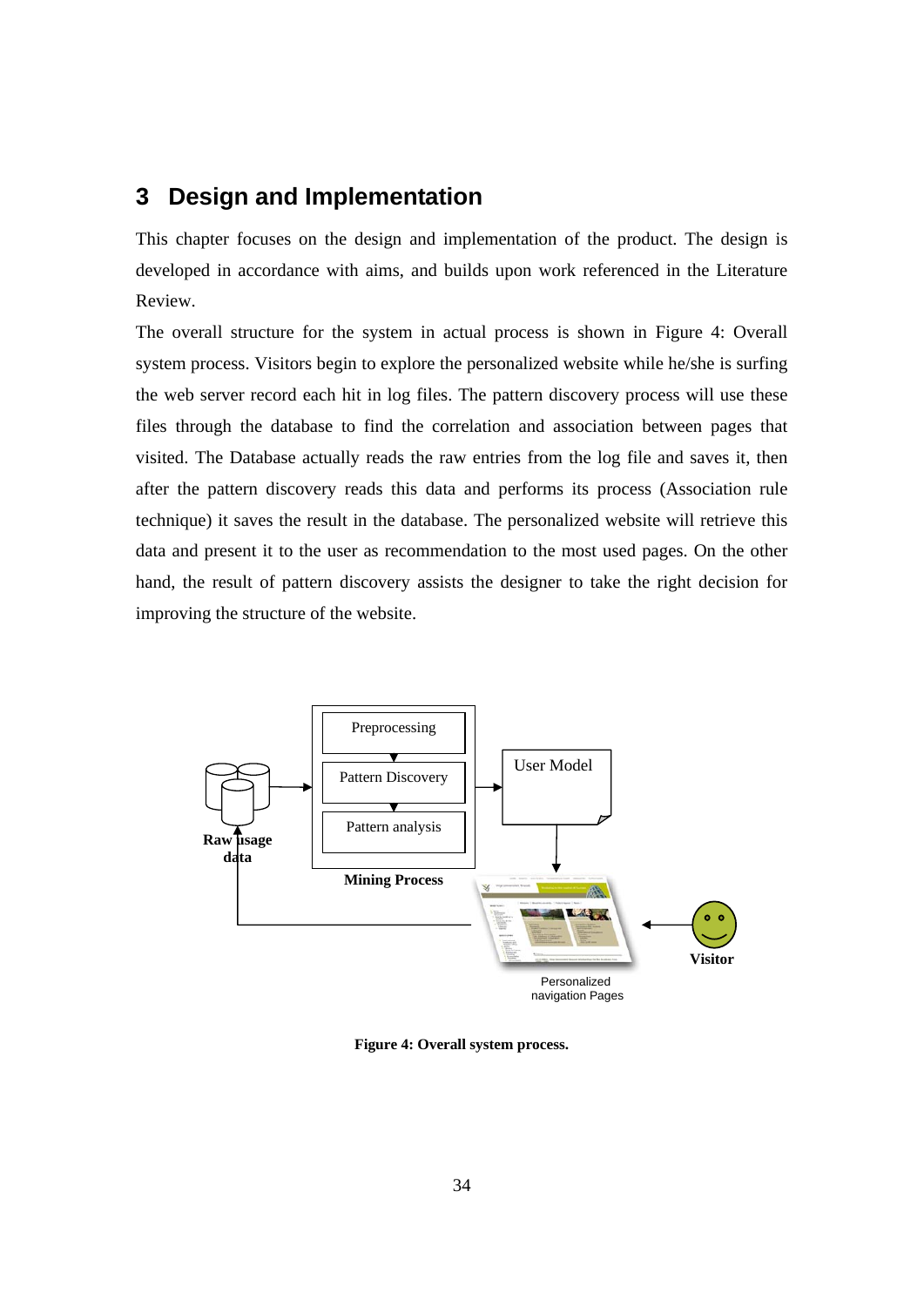# 3 Design and Implementation

This chapter focuses on the design and implementation of the product. The design is developed in accordance with aims, and builds upon work referenced in the Literature Review.

The overall structure for the system in actual process is shown in Figure 4: Overall system process. Visitors begin to explore the personalized website while he/she is surfing the web server record each hit in log files. The pattern discovery process will use these files through the database to find the correlation and association between pages that visited. The Database actually reads the raw entries from the log file and saves it, then after the pattern discovery reads this data and performs its process (Association rule technique) it saves the result in the database. The personalized website will retrieve this data and present it to the user as recommendation to the most used pages. On the other hand, the result of pattern discovery assists the designer to take the right decision for improving the structure of the website.

Raw usage data

Preprocessing

Pattern Discovery

Pattern analysis

Mining Process

User Model

Personalized navigation Pages

Visitor

**Figure 4: Overall system process.**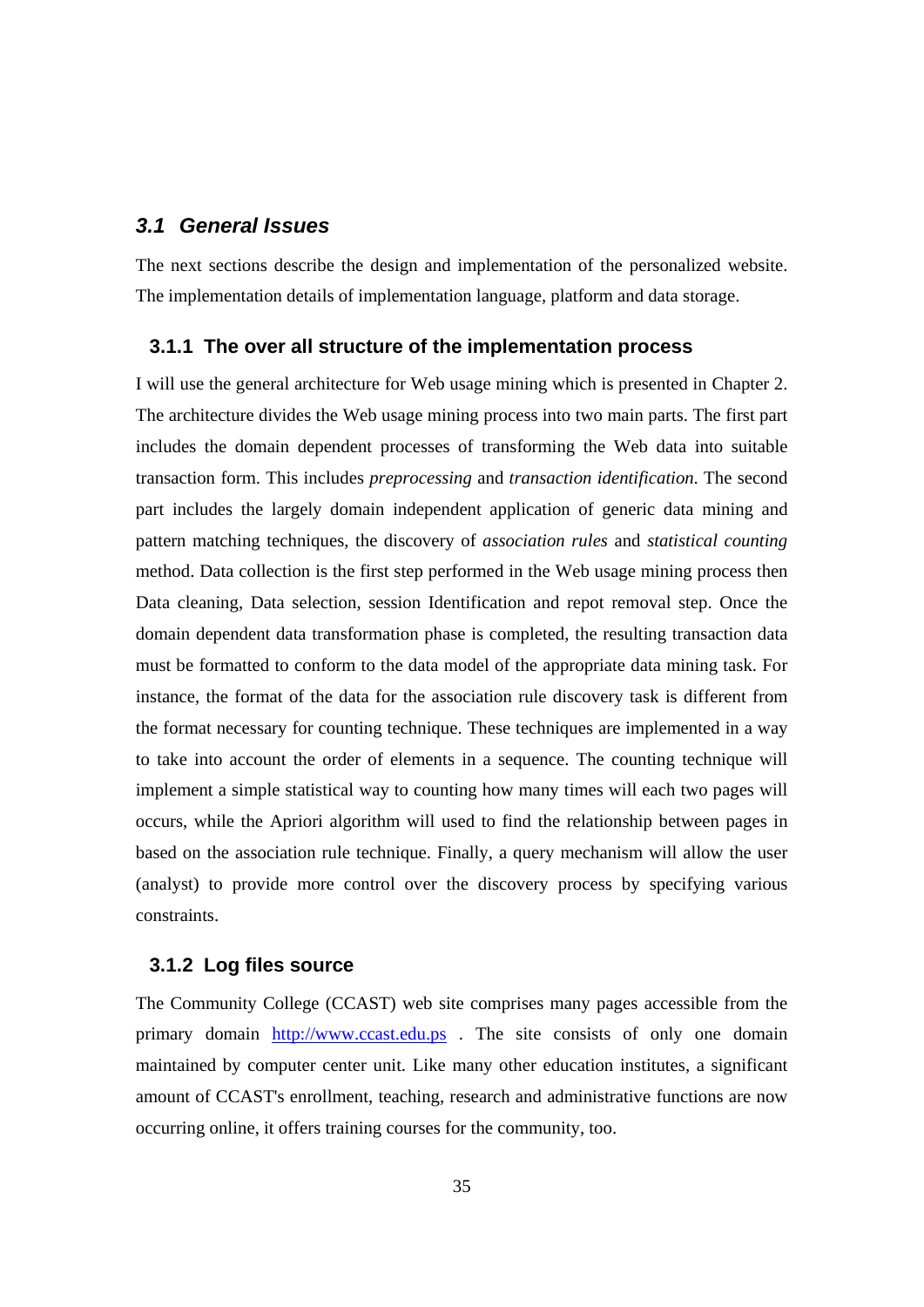## 3.1 General Issues

The next sections describe the design and implementation of the personalized website. The implementation details of implementation language, platform and data storage.

### 3.1.1 The over all structure of the implementation process

I will use the general architecture for Web usage mining which is presented in Chapter 2. The architecture divides the Web usage mining process into two main parts. The first part includes the domain dependent processes of transforming the Web data into suitable transaction form. This includes *preprocessing* and *transaction identification*. The second part includes the largely domain independent application of generic data mining and pattern matching techniques, the discovery of *association rules* and *statistical counting* method. Data collection is the first step performed in the Web usage mining process then Data cleaning, Data selection, session Identification and repot removal step. Once the domain dependent data transformation phase is completed, the resulting transaction data must be formatted to conform to the data model of the appropriate data mining task. For instance, the format of the data for the association rule discovery task is different from the format necessary for counting technique. These techniques are implemented in a way to take into account the order of elements in a sequence. The counting technique will implement a simple statistical way to counting how many times will each two pages will occurs, while the Apriori algorithm will used to find the relationship between pages in based on the association rule technique. Finally, a query mechanism will allow the user (analyst) to provide more control over the discovery process by specifying various constraints.

### 3.1.2 Log files source

The Community College (CCAST) web site comprises many pages accessible from the primary domain [http://www.ccast.edu.ps](http://www.ccast.edu.ps) . The site consists of only one domain maintained by computer center unit. Like many other education institutes, a significant amount of CCAST's enrollment, teaching, research and administrative functions are now occurring online, it offers training courses for the community, too.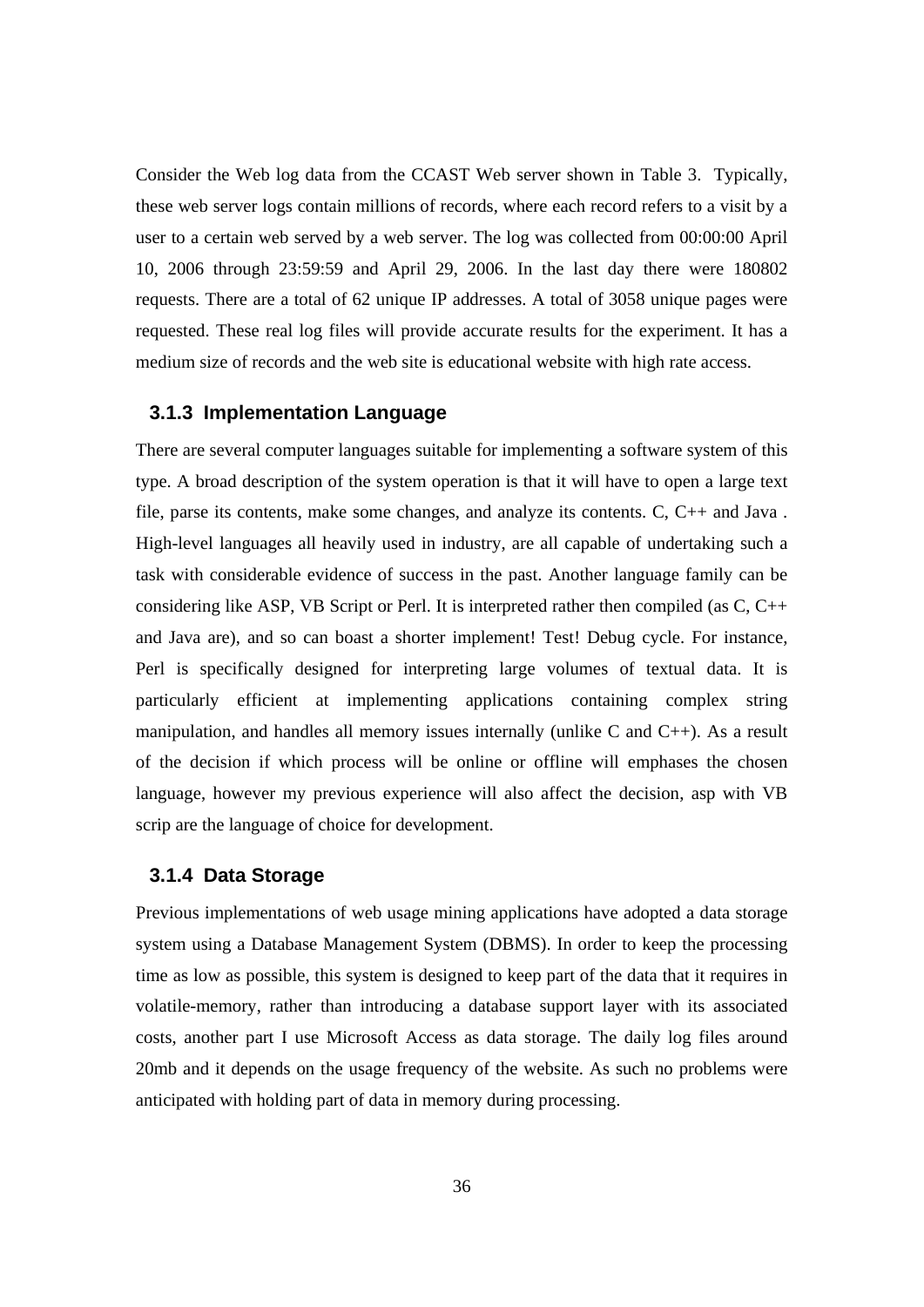Consider the Web log data from the CCAST Web server shown in Table 3. Typically, these web server logs contain millions of records, where each record refers to a visit by a user to a certain web served by a web server. The log was collected from 00:00:00 April 10, 2006 through 23:59:59 and April 29, 2006. In the last day there were 180802 requests. There are a total of 62 unique IP addresses. A total of 3058 unique pages were requested. These real log files will provide accurate results for the experiment. It has a medium size of records and the web site is educational website with high rate access.

### 3.1.3 Implementation Language

There are several computer languages suitable for implementing a software system of this type. A broad description of the system operation is that it will have to open a large text file, parse its contents, make some changes, and analyze its contents. C, C++ and Java . High-level languages all heavily used in industry, are all capable of undertaking such a task with considerable evidence of success in the past. Another language family can be considering like ASP, VB Script or Perl. It is interpreted rather then compiled (as C, C++ and Java are), and so can boast a shorter implement! Test! Debug cycle. For instance, Perl is specifically designed for interpreting large volumes of textual data. It is particularly efficient at implementing applications containing complex string manipulation, and handles all memory issues internally (unlike C and C++). As a result of the decision if which process will be online or offline will emphases the chosen language, however my previous experience will also affect the decision, asp with VB scrip are the language of choice for development.

### 3.1.4 Data Storage

Previous implementations of web usage mining applications have adopted a data storage system using a Database Management System (DBMS). In order to keep the processing time as low as possible, this system is designed to keep part of the data that it requires in volatile-memory, rather than introducing a database support layer with its associated costs, another part I use Microsoft Access as data storage. The daily log files around 20mb and it depends on the usage frequency of the website. As such no problems were anticipated with holding part of data in memory during processing.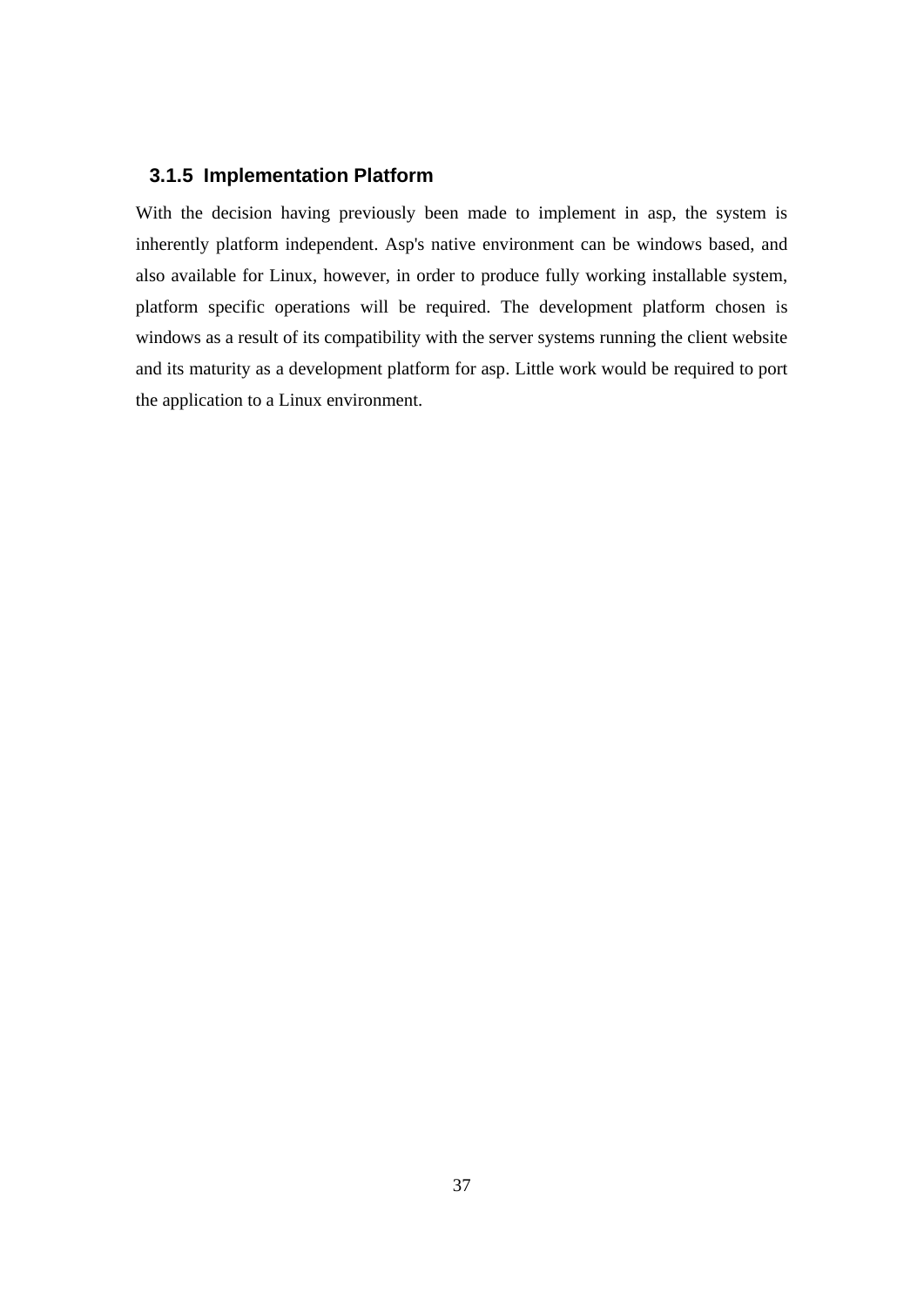### 3.1.5 Implementation Platform

With the decision having previously been made to implement in asp, the system is inherently platform independent. Asp's native environment can be windows based, and also available for Linux, however, in order to produce fully working installable system, platform specific operations will be required. The development platform chosen is windows as a result of its compatibility with the server systems running the client website and its maturity as a development platform for asp. Little work would be required to port the application to a Linux environment.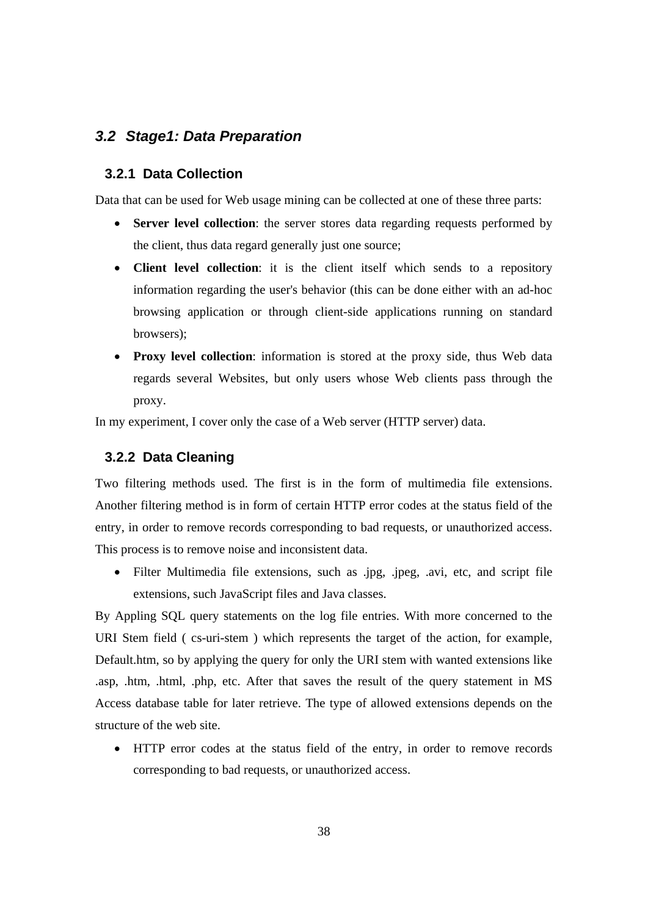## *3.2 Stage1: Data Preparation*

### 3.2.1 Data Collection

Data that can be used for Web usage mining can be collected at one of these three parts:

- **Server level collection**: the server stores data regarding requests performed by the client, thus data regard generally just one source;
- **Client level collection**: it is the client itself which sends to a repository information regarding the user's behavior (this can be done either with an ad-hoc browsing application or through client-side applications running on standard browsers);
- **Proxy level collection**: information is stored at the proxy side, thus Web data regards several Websites, but only users whose Web clients pass through the proxy.

In my experiment, I cover only the case of a Web server (HTTP server) data.

### 3.2.2 Data Cleaning

Two filtering methods used. The first is in the form of multimedia file extensions. Another filtering method is in form of certain HTTP error codes at the status field of the entry, in order to remove records corresponding to bad requests, or unauthorized access. This process is to remove noise and inconsistent data.

- Filter Multimedia file extensions, such as .jpg, .jpeg, .avi, etc, and script file extensions, such JavaScript files and Java classes.

By Appling SQL query statements on the log file entries. With more concerned to the URI Stem field ( cs-uri-stem ) which represents the target of the action, for example, Default.htm, so by applying the query for only the URI stem with wanted extensions like .asp, .htm, .html, .php, etc. After that saves the result of the query statement in MS Access database table for later retrieve. The type of allowed extensions depends on the structure of the web site.

- HTTP error codes at the status field of the entry, in order to remove records corresponding to bad requests, or unauthorized access.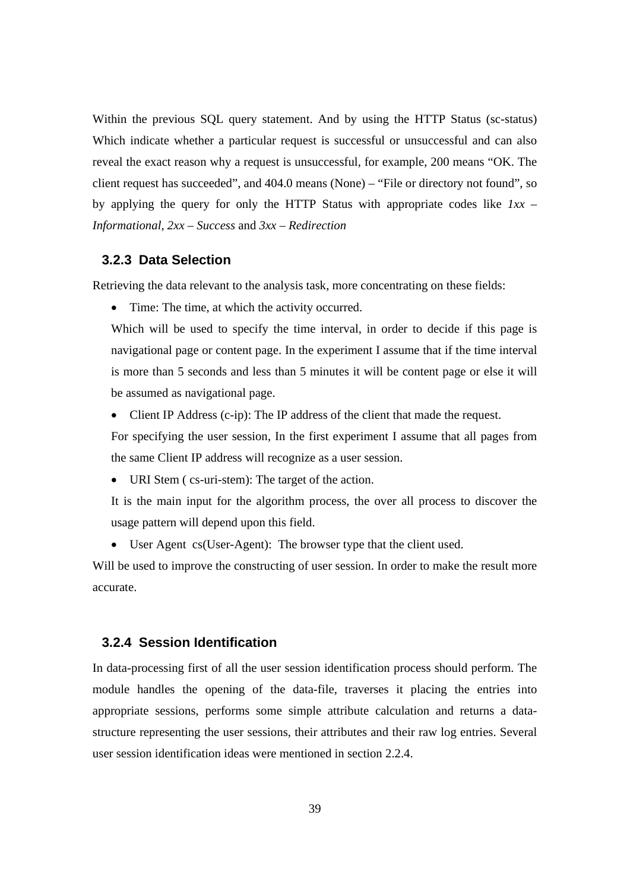Within the previous SQL query statement. And by using the HTTP Status (sc-status) Which indicate whether a particular request is successful or unsuccessful and can also reveal the exact reason why a request is unsuccessful, for example, 200 means "OK. The client request has succeeded", and 404.0 means (None) – "File or directory not found", so by applying the query for only the HTTP Status with appropriate codes like *1xx – Informational*, *2xx – Success* and *3xx – Redirection*

### 3.2.3 Data Selection

Retrieving the data relevant to the analysis task, more concentrating on these fields:

- Time: The time, at which the activity occurred.

  Which will be used to specify the time interval, in order to decide if this page is navigational page or content page. In the experiment I assume that if the time interval is more than 5 seconds and less than 5 minutes it will be content page or else it will be assumed as navigational page.

- Client IP Address (c-ip): The IP address of the client that made the request.

  For specifying the user session, In the first experiment I assume that all pages from the same Client IP address will recognize as a user session.

- URI Stem ( cs-uri-stem): The target of the action.

  It is the main input for the algorithm process, the over all process to discover the usage pattern will depend upon this field.

- User Agent cs(User-Agent): The browser type that the client used.

Will be used to improve the constructing of user session. In order to make the result more accurate.

### 3.2.4 Session Identification

In data-processing first of all the user session identification process should perform. The module handles the opening of the data-file, traverses it placing the entries into appropriate sessions, performs some simple attribute calculation and returns a data-structure representing the user sessions, their attributes and their raw log entries. Several user session identification ideas were mentioned in section 2.2.4.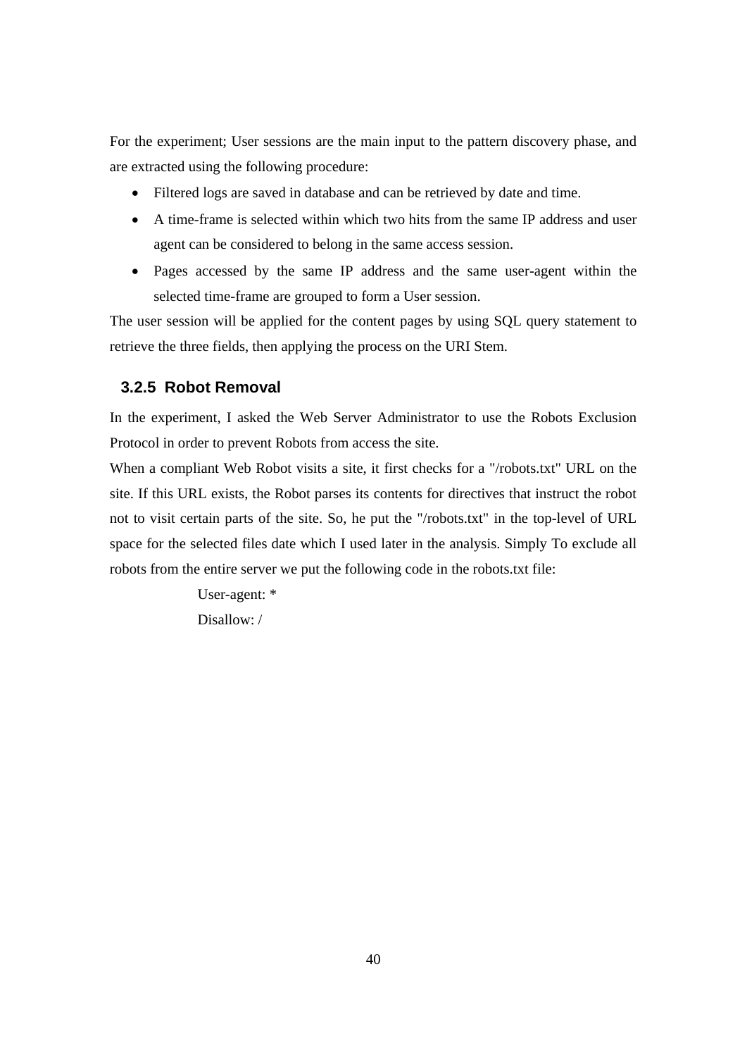For the experiment; User sessions are the main input to the pattern discovery phase, and are extracted using the following procedure:

- Filtered logs are saved in database and can be retrieved by date and time.
- A time-frame is selected within which two hits from the same IP address and user agent can be considered to belong in the same access session.
- Pages accessed by the same IP address and the same user-agent within the selected time-frame are grouped to form a User session.

The user session will be applied for the content pages by using SQL query statement to retrieve the three fields, then applying the process on the URI Stem.

### 3.2.5 Robot Removal

In the experiment, I asked the Web Server Administrator to use the Robots Exclusion Protocol in order to prevent Robots from access the site.

When a compliant Web Robot visits a site, it first checks for a "/robots.txt" URL on the site. If this URL exists, the Robot parses its contents for directives that instruct the robot not to visit certain parts of the site. So, he put the "/robots.txt" in the top-level of URL space for the selected files date which I used later in the analysis. Simply To exclude all robots from the entire server we put the following code in the robots.txt file:

```
User-agent: *
Disallow: /
```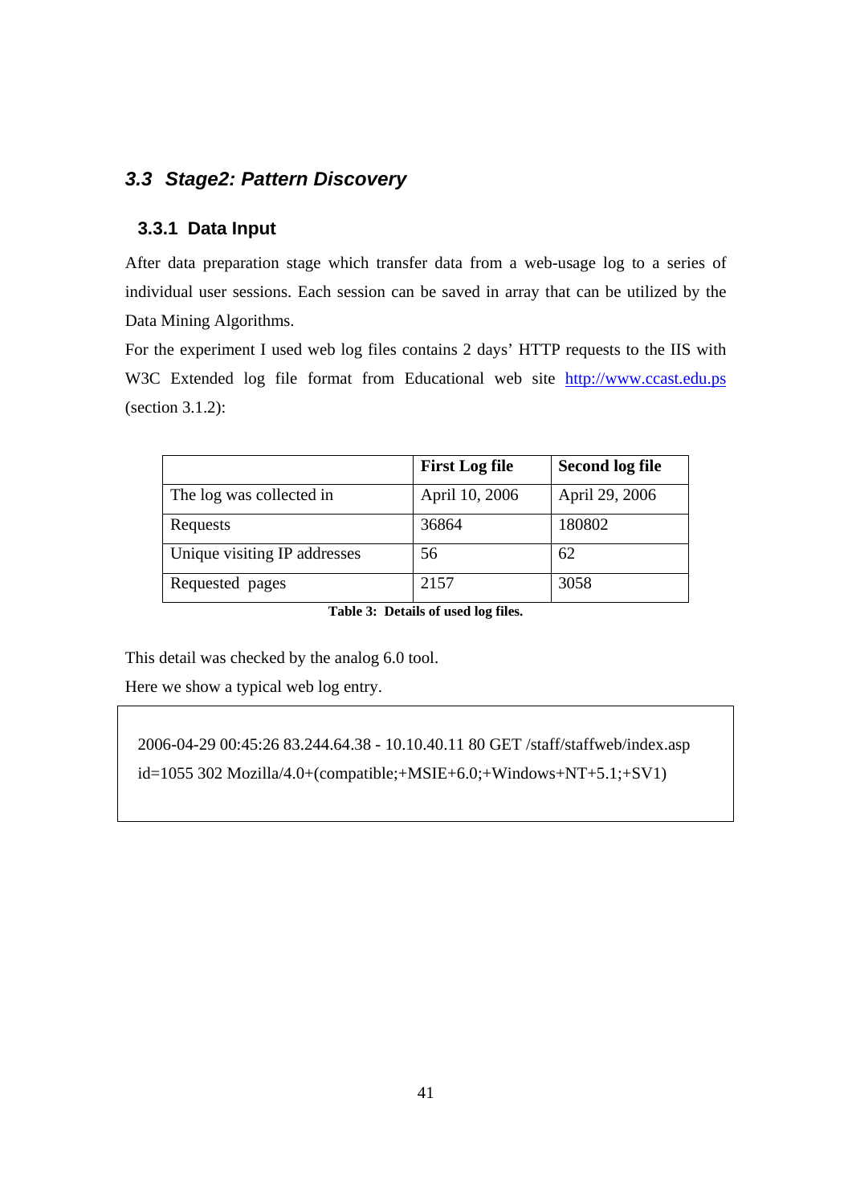## 3.3 Stage2: Pattern Discovery

### 3.3.1 Data Input

After data preparation stage which transfer data from a web-usage log to a series of individual user sessions. Each session can be saved in array that can be utilized by the Data Mining Algorithms.

For the experiment I used web log files contains 2 days' HTTP requests to the IIS with W3C Extended log file format from Educational web site http://www.ccast.edu.ps (section 3.1.2):

| | **First Log file** | **Second log file** |
|---|---|---|
| The log was collected in | April 10, 2006 | April 29, 2006 |
| Requests | 36864 | 180802 |
| Unique visiting IP addresses | 56 | 62 |
| Requested pages | 2157 | 3058 |

**Table 3: Details of used log files.**

This detail was checked by the analog 6.0 tool.

Here we show a typical web log entry.

```
2006-04-29 00:45:26 83.244.64.38 - 10.10.40.11 80 GET /staff/staffweb/index.asp
id=1055 302 Mozilla/4.0+(compatible;+MSIE+6.0;+Windows+NT+5.1;+SV1)
```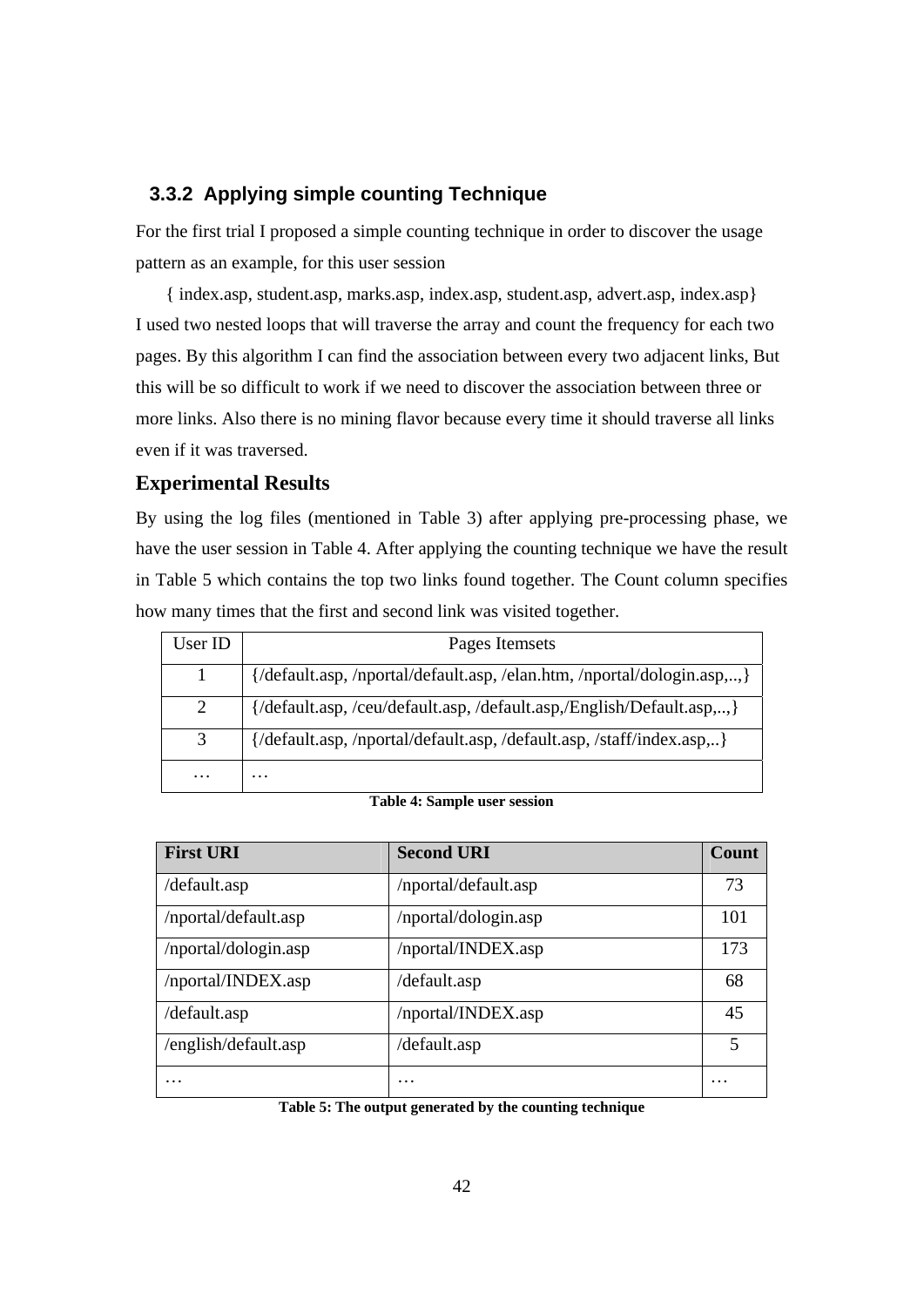### 3.3.2 Applying simple counting Technique

For the first trial I proposed a simple counting technique in order to discover the usage pattern as an example, for this user session

{ index.asp, student.asp, marks.asp, index.asp, student.asp, advert.asp, index.asp}

I used two nested loops that will traverse the array and count the frequency for each two pages. By this algorithm I can find the association between every two adjacent links, But this will be so difficult to work if we need to discover the association between three or more links. Also there is no mining flavor because every time it should traverse all links even if it was traversed.

### Experimental Results

By using the log files (mentioned in Table 3) after applying pre-processing phase, we have the user session in Table 4. After applying the counting technique we have the result in Table 5 which contains the top two links found together. The Count column specifies how many times that the first and second link was visited together.

| User ID | Pages Itemsets |
|---|---|
| 1 | {/default.asp, /nportal/default.asp, /elan.htm, /nportal/dologin.asp,..,} |
| 2 | {/default.asp, /ceu/default.asp, /default.asp,/English/Default.asp,..,} |
| 3 | {/default.asp, /nportal/default.asp, /default.asp, /staff/index.asp,..} |
| … | … |

**Table 4: Sample user session**

| First URI | Second URI | Count |
|---|---|---|
| /default.asp | /nportal/default.asp | 73 |
| /nportal/default.asp | /nportal/dologin.asp | 101 |
| /nportal/dologin.asp | /nportal/INDEX.asp | 173 |
| /nportal/INDEX.asp | /default.asp | 68 |
| /default.asp | /nportal/INDEX.asp | 45 |
| /english/default.asp | /default.asp | 5 |
| … | … | … |

**Table 5: The output generated by the counting technique**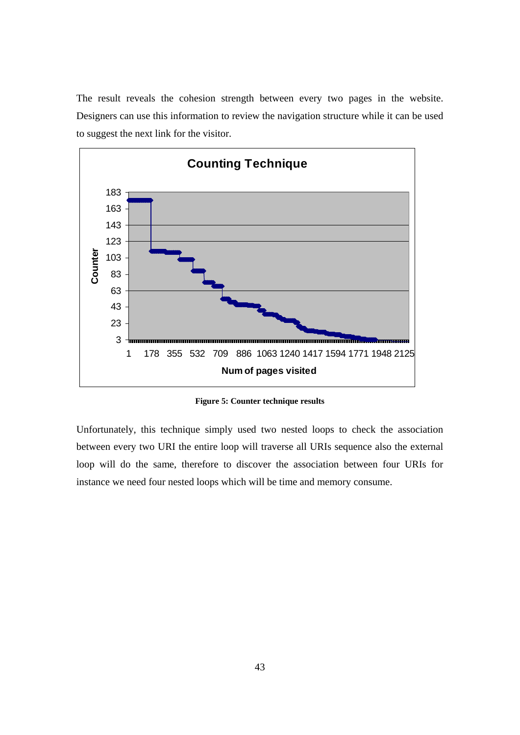The result reveals the cohesion strength between every two pages in the website. Designers can use this information to review the navigation structure while it can be used to suggest the next link for the visitor.

**Figure 5: Counter technique results**

Unfortunately, this technique simply used two nested loops to check the association between every two URI the entire loop will traverse all URIs sequence also the external loop will do the same, therefore to discover the association between four URIs for instance we need four nested loops which will be time and memory consume.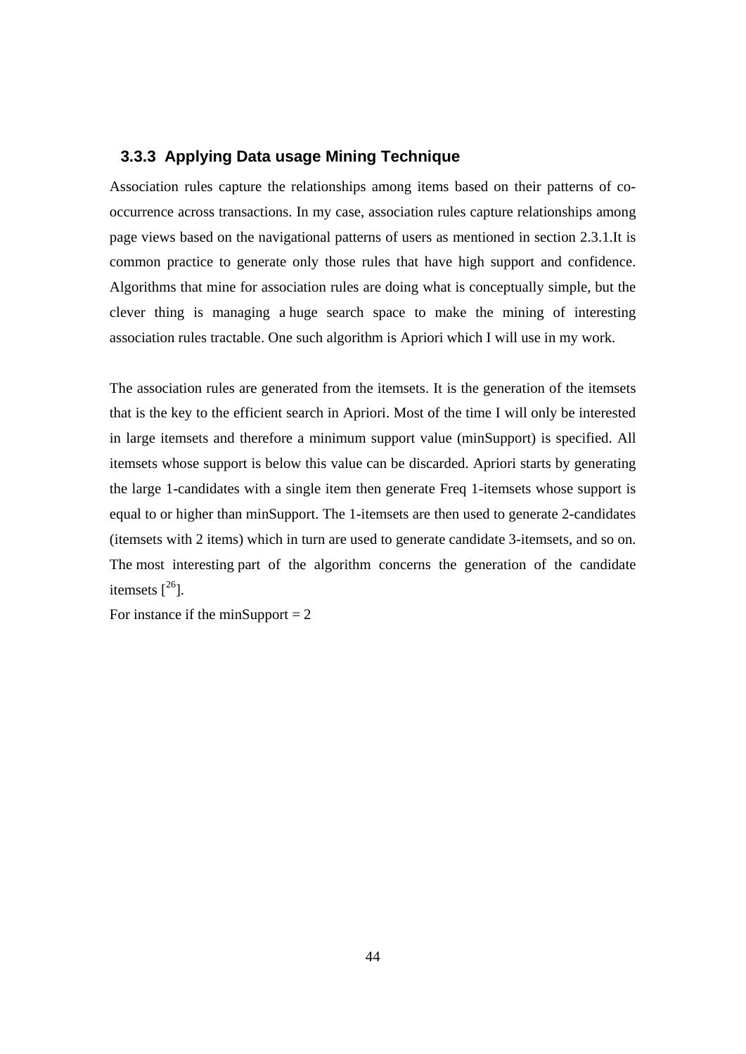### 3.3.3 Applying Data usage Mining Technique

Association rules capture the relationships among items based on their patterns of co-occurrence across transactions. In my case, association rules capture relationships among page views based on the navigational patterns of users as mentioned in section 2.3.1.It is common practice to generate only those rules that have high support and confidence. Algorithms that mine for association rules are doing what is conceptually simple, but the clever thing is managing a huge search space to make the mining of interesting association rules tractable. One such algorithm is Apriori which I will use in my work.

The association rules are generated from the itemsets. It is the generation of the itemsets that is the key to the efficient search in Apriori. Most of the time I will only be interested in large itemsets and therefore a minimum support value (minSupport) is specified. All itemsets whose support is below this value can be discarded. Apriori starts by generating the large 1-candidates with a single item then generate Freq 1-itemsets whose support is equal to or higher than minSupport. The 1-itemsets are then used to generate 2-candidates (itemsets with 2 items) which in turn are used to generate candidate 3-itemsets, and so on. The most interesting part of the algorithm concerns the generation of the candidate itemsets [26].

For instance if the minSupport = 2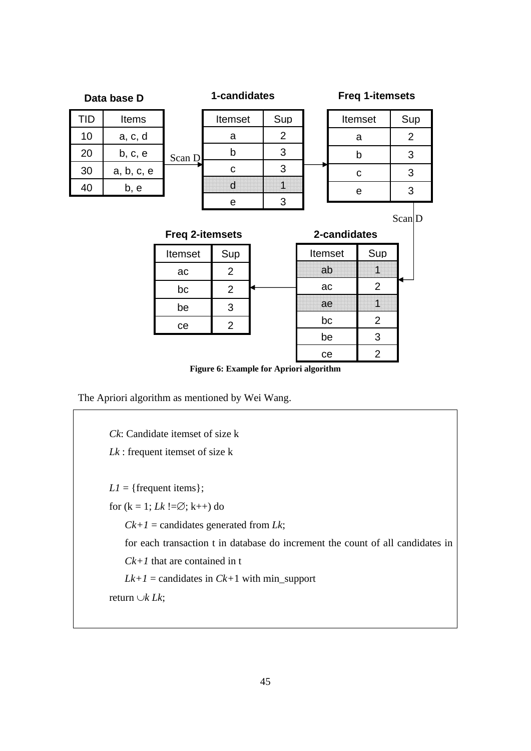**Data base D**

| TID | Items |
|---|---|
| 10 | a, c, d |
| 20 | b, c, e |
| 30 | a, b, c, e |
| 40 | b, e |

Scan D

**1-candidates**

| Itemset | Sup |
|---|---|
| a | 2 |
| b | 3 |
| c | 3 |
| d | 1 |
| e | 3 |

**Freq 1-itemsets**

| Itemset | Sup |
|---|---|
| a | 2 |
| b | 3 |
| c | 3 |
| e | 3 |

Scan D

**2-candidates**

| Itemset | Sup |
|---|---|
| ab | 1 |
| ac | 2 |
| ae | 1 |
| bc | 2 |
| be | 3 |
| ce | 2 |

**Freq 2-itemsets**

| Itemset | Sup |
|---|---|
| ac | 2 |
| bc | 2 |
| be | 3 |
| ce | 2 |

**Figure 6: Example for Apriori algorithm**

The Apriori algorithm as mentioned by Wei Wang.

> *Ck*: Candidate itemset of size k
>
> *Lk* : frequent itemset of size k
>
> *L1* = {frequent items};
>
> for (k = 1; *Lk* !=∅; k++) do
>
> *Ck+1* = candidates generated from *Lk*;
>
> for each transaction t in database do increment the count of all candidates in *Ck+1* that are contained in t
>
> *Lk+1* = candidates in *Ck+*1 with min_support
>
> return ∪*k Lk*;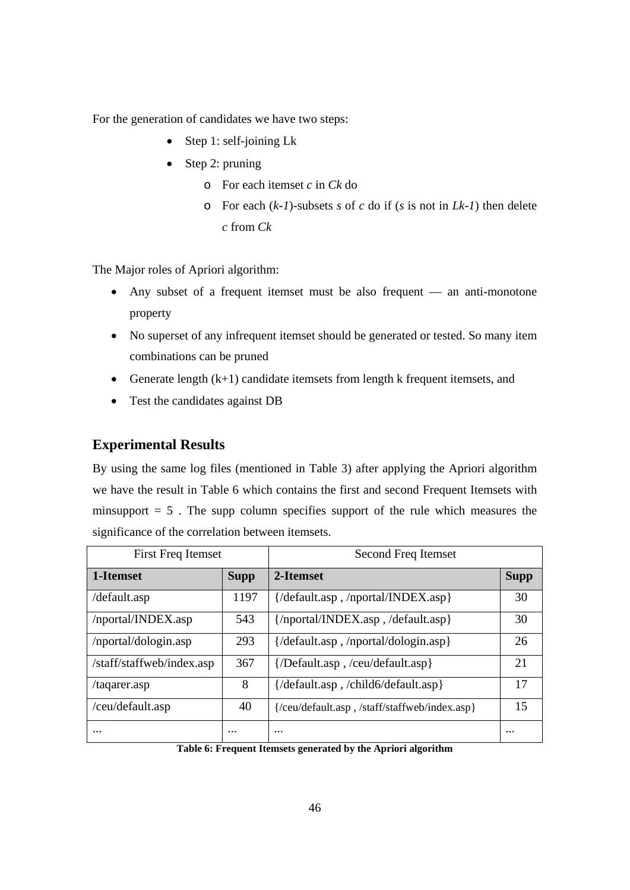For the generation of candidates we have two steps:

- Step 1: self-joining Lk
- Step 2: pruning
  - For each itemset *c* in *Ck* do
  - For each (*k-1*)-subsets *s* of *c* do if (*s* is not in *Lk-1*) then delete *c* from *Ck*

The Major roles of Apriori algorithm:

- Any subset of a frequent itemset must be also frequent — an anti-monotone property
- No superset of any infrequent itemset should be generated or tested. So many item combinations can be pruned
- Generate length (k+1) candidate itemsets from length k frequent itemsets, and
- Test the candidates against DB

## Experimental Results

By using the same log files (mentioned in Table 3) after applying the Apriori algorithm we have the result in Table 6 which contains the first and second Frequent Itemsets with minsupport = 5 . The supp column specifies support of the rule which measures the significance of the correlation between itemsets.

| First Freq Itemset | | Second Freq Itemset | |
|---|---|---|---|
| **1-Itemset** | **Supp** | **2-Itemset** | **Supp** |
| /default.asp | 1197 | {/default.asp , /nportal/INDEX.asp} | 30 |
| /nportal/INDEX.asp | 543 | {/nportal/INDEX.asp , /default.asp} | 30 |
| /nportal/dologin.asp | 293 | {/default.asp , /nportal/dologin.asp} | 26 |
| /staff/staffweb/index.asp | 367 | {/Default.asp , /ceu/default.asp} | 21 |
| /taqarer.asp | 8 | {/default.asp , /child6/default.asp} | 17 |
| /ceu/default.asp | 40 | {/ceu/default.asp , /staff/staffweb/index.asp} | 15 |
| ... | ... | ... | ... |

**Table 6: Frequent Itemsets generated by the Apriori algorithm**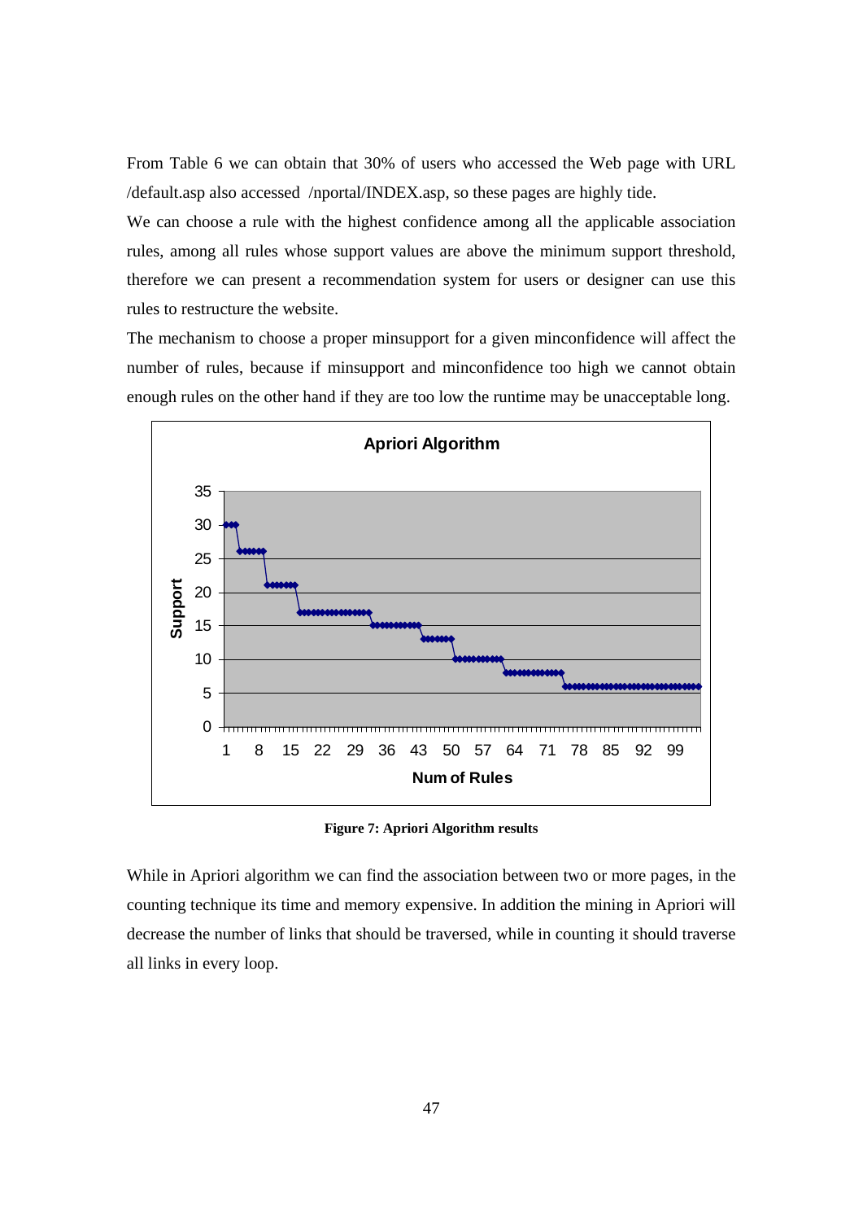From Table 6 we can obtain that 30% of users who accessed the Web page with URL /default.asp also accessed /nportal/INDEX.asp, so these pages are highly tide.

We can choose a rule with the highest confidence among all the applicable association rules, among all rules whose support values are above the minimum support threshold, therefore we can present a recommendation system for users or designer can use this rules to restructure the website.

The mechanism to choose a proper minsupport for a given minconfidence will affect the number of rules, because if minsupport and minconfidence too high we cannot obtain enough rules on the other hand if they are too low the runtime may be unacceptable long.

**Figure 7: Apriori Algorithm results**

While in Apriori algorithm we can find the association between two or more pages, in the counting technique its time and memory expensive. In addition the mining in Apriori will decrease the number of links that should be traversed, while in counting it should traverse all links in every loop.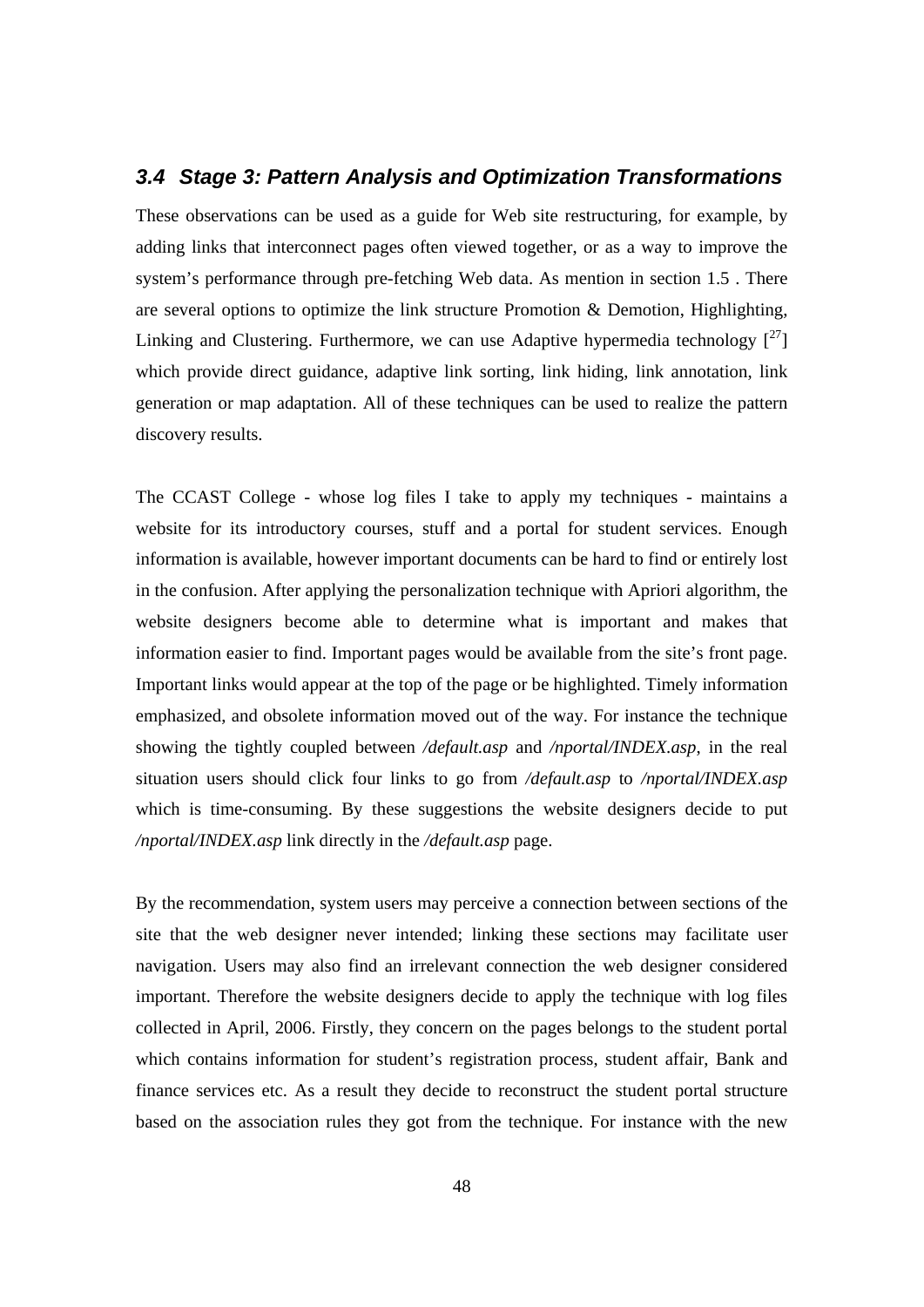### *3.4 Stage 3: Pattern Analysis and Optimization Transformations*

These observations can be used as a guide for Web site restructuring, for example, by adding links that interconnect pages often viewed together, or as a way to improve the system's performance through pre-fetching Web data. As mention in section 1.5 . There are several options to optimize the link structure Promotion & Demotion, Highlighting, Linking and Clustering. Furthermore, we can use Adaptive hypermedia technology [[27]] which provide direct guidance, adaptive link sorting, link hiding, link annotation, link generation or map adaptation. All of these techniques can be used to realize the pattern discovery results.

The CCAST College - whose log files I take to apply my techniques - maintains a website for its introductory courses, stuff and a portal for student services. Enough information is available, however important documents can be hard to find or entirely lost in the confusion. After applying the personalization technique with Apriori algorithm, the website designers become able to determine what is important and makes that information easier to find. Important pages would be available from the site's front page. Important links would appear at the top of the page or be highlighted. Timely information emphasized, and obsolete information moved out of the way. For instance the technique showing the tightly coupled between */default.asp* and */nportal/INDEX.asp*, in the real situation users should click four links to go from */default.asp* to */nportal/INDEX.asp* which is time-consuming. By these suggestions the website designers decide to put */nportal/INDEX.asp* link directly in the */default.asp* page.

By the recommendation, system users may perceive a connection between sections of the site that the web designer never intended; linking these sections may facilitate user navigation. Users may also find an irrelevant connection the web designer considered important. Therefore the website designers decide to apply the technique with log files collected in April, 2006. Firstly, they concern on the pages belongs to the student portal which contains information for student's registration process, student affair, Bank and finance services etc. As a result they decide to reconstruct the student portal structure based on the association rules they got from the technique. For instance with the new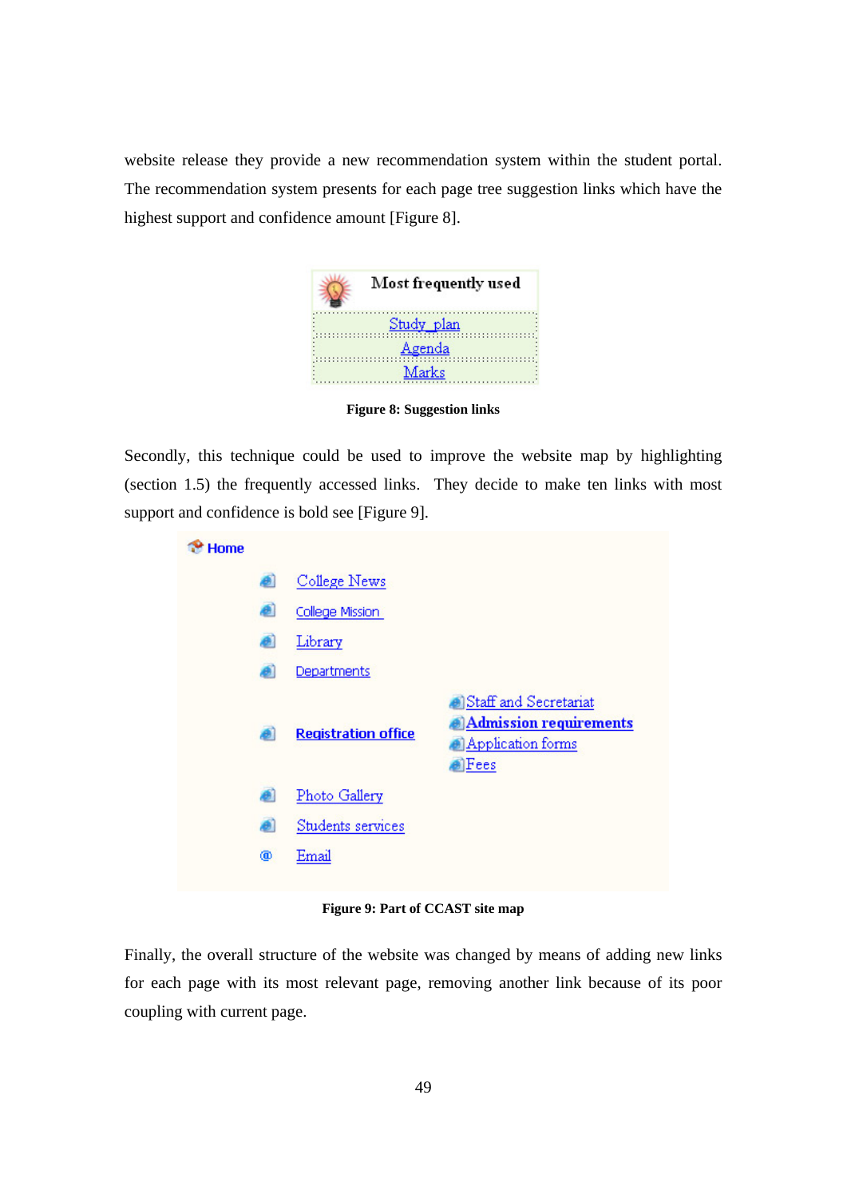website release they provide a new recommendation system within the student portal. The recommendation system presents for each page tree suggestion links which have the highest support and confidence amount [Figure 8].

**Figure 8: Suggestion links**

Secondly, this technique could be used to improve the website map by highlighting (section 1.5) the frequently accessed links. They decide to make ten links with most support and confidence is bold see [Figure 9].

**Figure 9: Part of CCAST site map**

Finally, the overall structure of the website was changed by means of adding new links for each page with its most relevant page, removing another link because of its poor coupling with current page.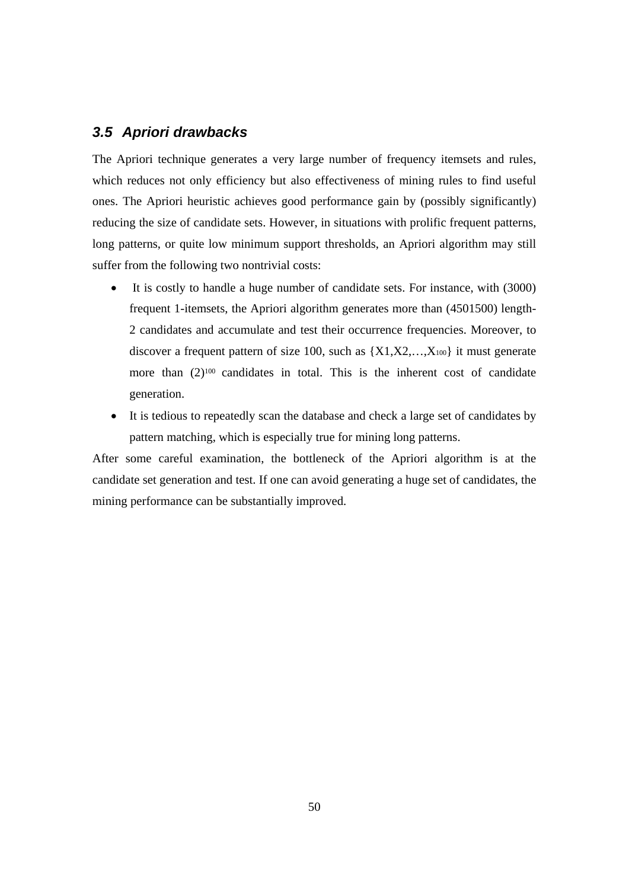### *3.5 Apriori drawbacks*

The Apriori technique generates a very large number of frequency itemsets and rules, which reduces not only efficiency but also effectiveness of mining rules to find useful ones. The Apriori heuristic achieves good performance gain by (possibly significantly) reducing the size of candidate sets. However, in situations with prolific frequent patterns, long patterns, or quite low minimum support thresholds, an Apriori algorithm may still suffer from the following two nontrivial costs:

- It is costly to handle a huge number of candidate sets. For instance, with (3000) frequent 1-itemsets, the Apriori algorithm generates more than (4501500) length-2 candidates and accumulate and test their occurrence frequencies. Moreover, to discover a frequent pattern of size 100, such as $\{X1,X2,\ldots,X_{100}\}$ it must generate more than $(2)^{100}$ candidates in total. This is the inherent cost of candidate generation.
- It is tedious to repeatedly scan the database and check a large set of candidates by pattern matching, which is especially true for mining long patterns.

After some careful examination, the bottleneck of the Apriori algorithm is at the candidate set generation and test. If one can avoid generating a huge set of candidates, the mining performance can be substantially improved.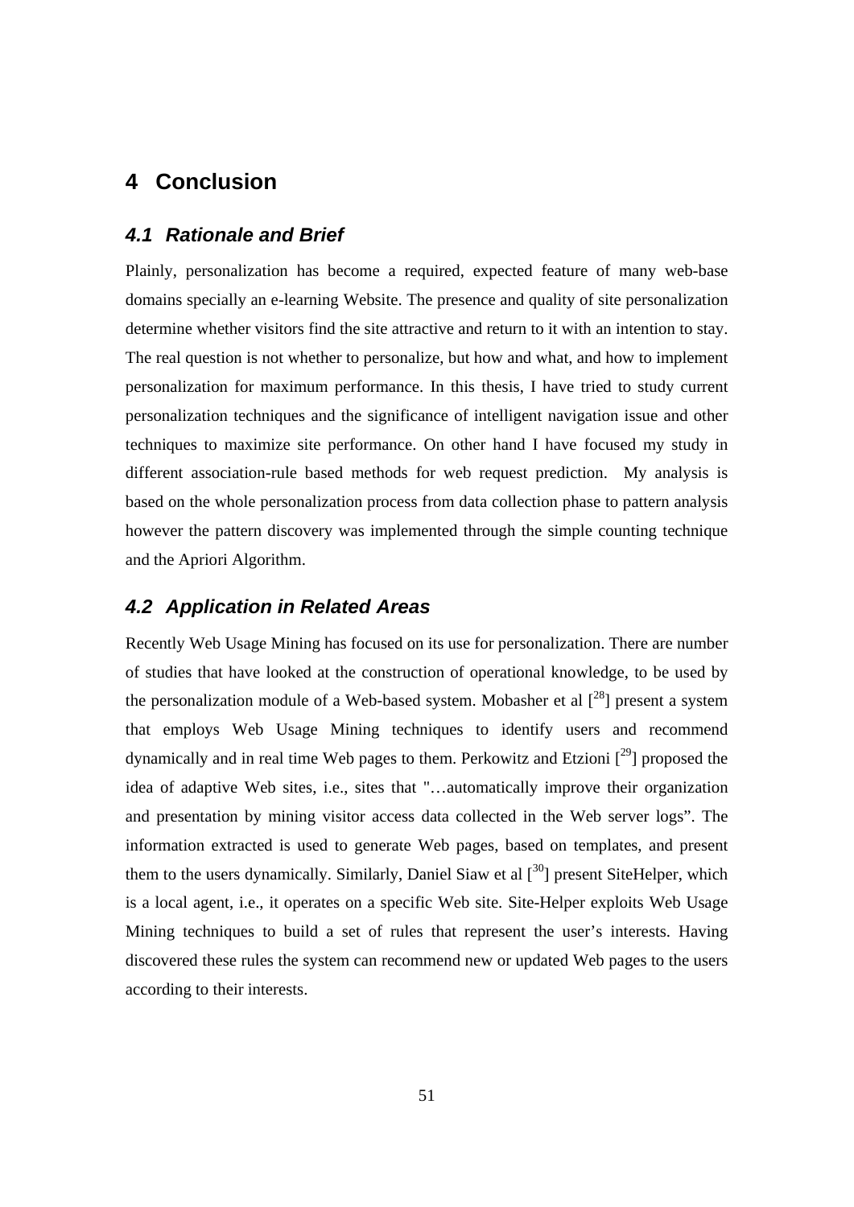# 4 Conclusion

## 4.1 Rationale and Brief

Plainly, personalization has become a required, expected feature of many web-base domains specially an e-learning Website. The presence and quality of site personalization determine whether visitors find the site attractive and return to it with an intention to stay. The real question is not whether to personalize, but how and what, and how to implement personalization for maximum performance. In this thesis, I have tried to study current personalization techniques and the significance of intelligent navigation issue and other techniques to maximize site performance. On other hand I have focused my study in different association-rule based methods for web request prediction. My analysis is based on the whole personalization process from data collection phase to pattern analysis however the pattern discovery was implemented through the simple counting technique and the Apriori Algorithm.

## 4.2 Application in Related Areas

Recently Web Usage Mining has focused on its use for personalization. There are number of studies that have looked at the construction of operational knowledge, to be used by the personalization module of a Web-based system. Mobasher et al [28] present a system that employs Web Usage Mining techniques to identify users and recommend dynamically and in real time Web pages to them. Perkowitz and Etzioni [29] proposed the idea of adaptive Web sites, i.e., sites that "…automatically improve their organization and presentation by mining visitor access data collected in the Web server logs". The information extracted is used to generate Web pages, based on templates, and present them to the users dynamically. Similarly, Daniel Siaw et al [30] present SiteHelper, which is a local agent, i.e., it operates on a specific Web site. Site-Helper exploits Web Usage Mining techniques to build a set of rules that represent the user's interests. Having discovered these rules the system can recommend new or updated Web pages to the users according to their interests.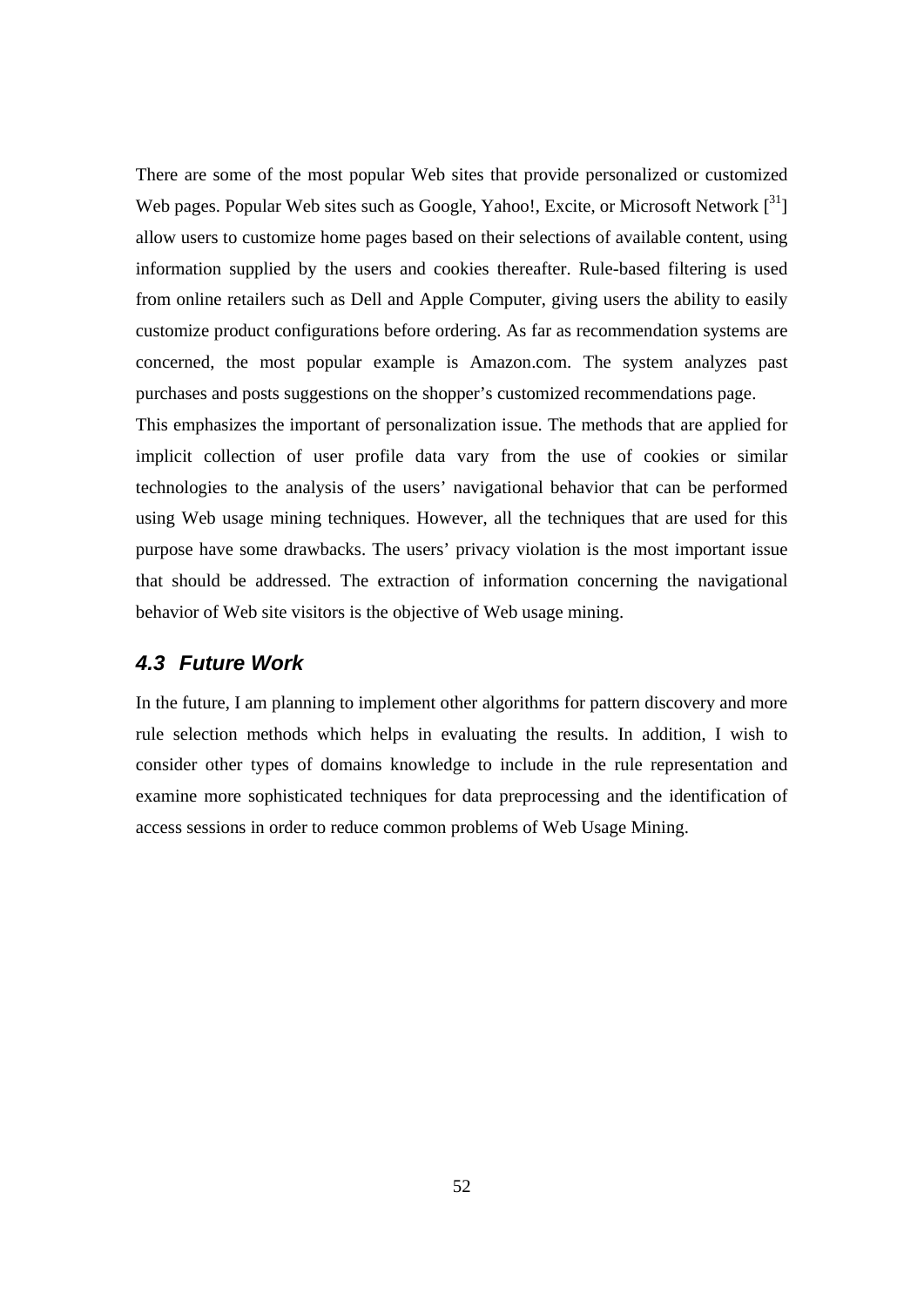There are some of the most popular Web sites that provide personalized or customized Web pages. Popular Web sites such as Google, Yahoo!, Excite, or Microsoft Network [[31]] allow users to customize home pages based on their selections of available content, using information supplied by the users and cookies thereafter. Rule-based filtering is used from online retailers such as Dell and Apple Computer, giving users the ability to easily customize product configurations before ordering. As far as recommendation systems are concerned, the most popular example is Amazon.com. The system analyzes past purchases and posts suggestions on the shopper's customized recommendations page.

This emphasizes the important of personalization issue. The methods that are applied for implicit collection of user profile data vary from the use of cookies or similar technologies to the analysis of the users' navigational behavior that can be performed using Web usage mining techniques. However, all the techniques that are used for this purpose have some drawbacks. The users' privacy violation is the most important issue that should be addressed. The extraction of information concerning the navigational behavior of Web site visitors is the objective of Web usage mining.

## 4.3 Future Work

In the future, I am planning to implement other algorithms for pattern discovery and more rule selection methods which helps in evaluating the results. In addition, I wish to consider other types of domains knowledge to include in the rule representation and examine more sophisticated techniques for data preprocessing and the identification of access sessions in order to reduce common problems of Web Usage Mining.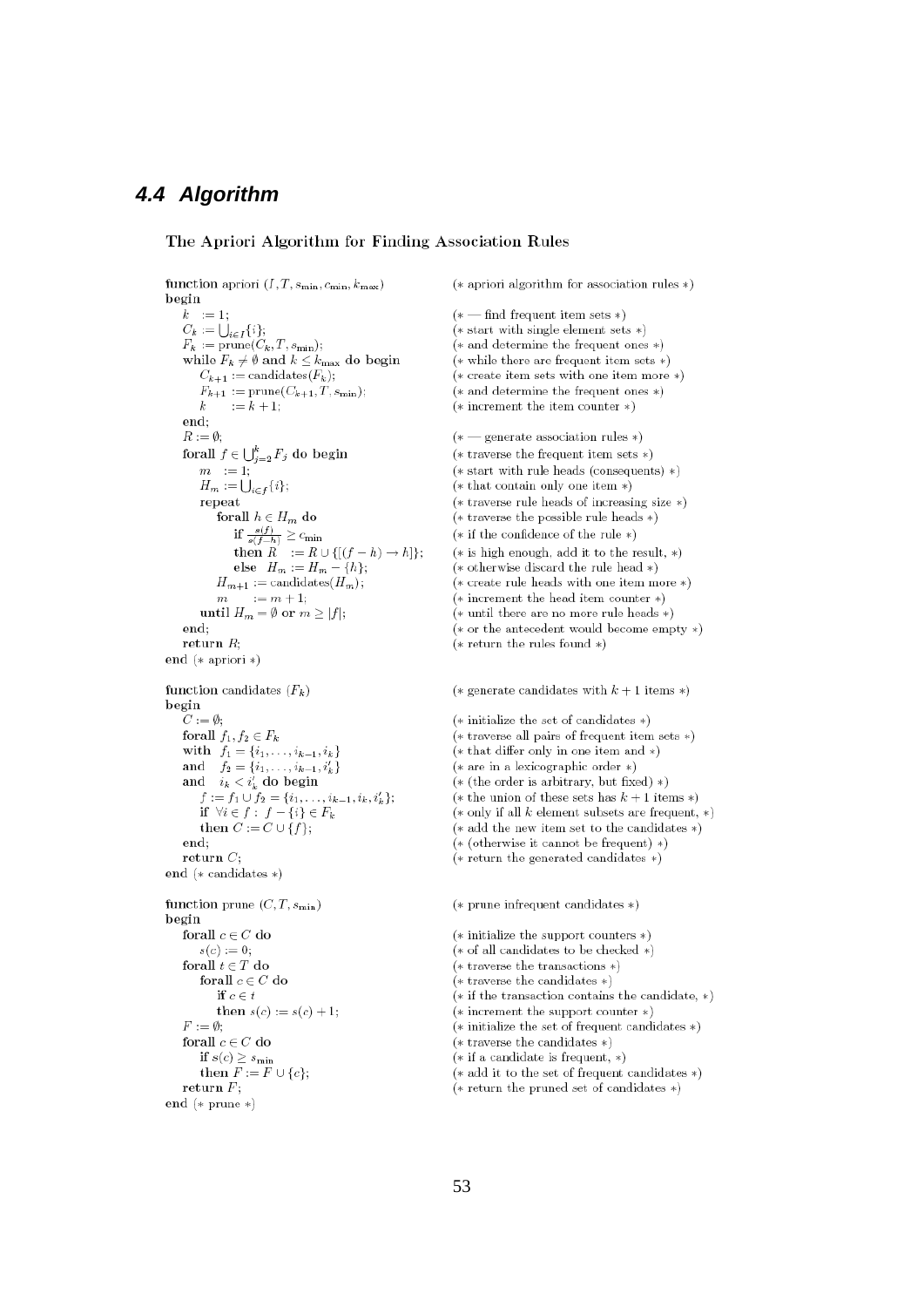## 4.4 Algorithm

**The Apriori Algorithm for Finding Association Rules**

```
function apriori (I, T, s_min, c_min, k_max)      (* apriori algorithm for association rules *)
begin
   k   := 1;                                      (* — find frequent item sets *)
   C_k := ⋃_{i∈I} {i};                            (* start with single element sets *)
   F_k := prune(C_k, T, s_min);                   (* and determine the frequent ones *)
   while F_k ≠ ∅ and k ≤ k_max do begin           (* while there are frequent item sets *)
      C_{k+1} := candidates(F_k);                 (* create item sets with one item more *)
      F_{k+1} := prune(C_{k+1}, T, s_min);        (* and determine the frequent ones *)
      k       := k + 1;                           (* increment the item counter *)
   end;
   R := ∅;                                        (* — generate association rules *)
   forall f ∈ ⋃_{j=2}^{k} F_j do begin            (* traverse the frequent item sets *)
      m   := 1;                                   (* start with rule heads (consequents) *)
      H_m := ⋃_{i∈f} {i};                         (* that contain only one item *)
      repeat                                      (* traverse rule heads of increasing size *)
         forall h ∈ H_m do                        (* traverse the possible rule heads *)
            if s(f)/s(f−h) ≥ c_min                (* if the confidence of the rule *)
            then R   := R ∪ {[(f − h) → h]};      (* is high enough, add it to the result, *)
            else  H_m := H_m − {h};               (* otherwise discard the rule head *)
         H_{m+1} := candidates(H_m);              (* create rule heads with one item more *)
         m       := m + 1;                        (* increment the head item counter *)
      until H_m = ∅ or m ≥ |f|;                   (* until there are no more rule heads *)
   end;                                           (* or the antecedent would become empty *)
   return R;                                      (* return the rules found *)
end (* apriori *)

function candidates (F_k)                         (* generate candidates with k + 1 items *)
begin
   C := ∅;                                        (* initialize the set of candidates *)
   forall f_1, f_2 ∈ F_k                          (* traverse all pairs of frequent item sets *)
   with  f_1 = {i_1, ..., i_{k−1}, i_k}           (* that differ only in one item and *)
   and   f_2 = {i_1, ..., i_{k−1}, i'_k}          (* are in a lexicographic order *)
   and   i_k < i'_k do begin                      (* (the order is arbitrary, but fixed) *)
      f := f_1 ∪ f_2 = {i_1, ..., i_{k−1}, i_k, i'_k};  (* the union of these sets has k + 1 items *)
      if ∀i ∈ f : f − {i} ∈ F_k                   (* only if all k element subsets are frequent, *)
      then C := C ∪ {f};                          (* add the new item set to the candidates *)
   end;                                           (* (otherwise it cannot be frequent) *)
   return C;                                      (* return the generated candidates *)
end (* candidates *)

function prune (C, T, s_min)                      (* prune infrequent candidates *)
begin
   forall c ∈ C do                                (* initialize the support counters *)
      s(c) := 0;                                  (* of all candidates to be checked *)
   forall t ∈ T do                                (* traverse the transactions *)
      forall c ∈ C do                             (* traverse the candidates *)
         if c ∈ t                                 (* if the transaction contains the candidate, *)
         then s(c) := s(c) + 1;                   (* increment the support counter *)
   F := ∅;                                        (* initialize the set of frequent candidates *)
   forall c ∈ C do                                (* traverse the candidates *)
      if s(c) ≥ s_min                             (* if a candidate is frequent, *)
      then F := F ∪ {c};                          (* add it to the set of frequent candidates *)
   return F;                                      (* return the pruned set of candidates *)
end (* prune *)
```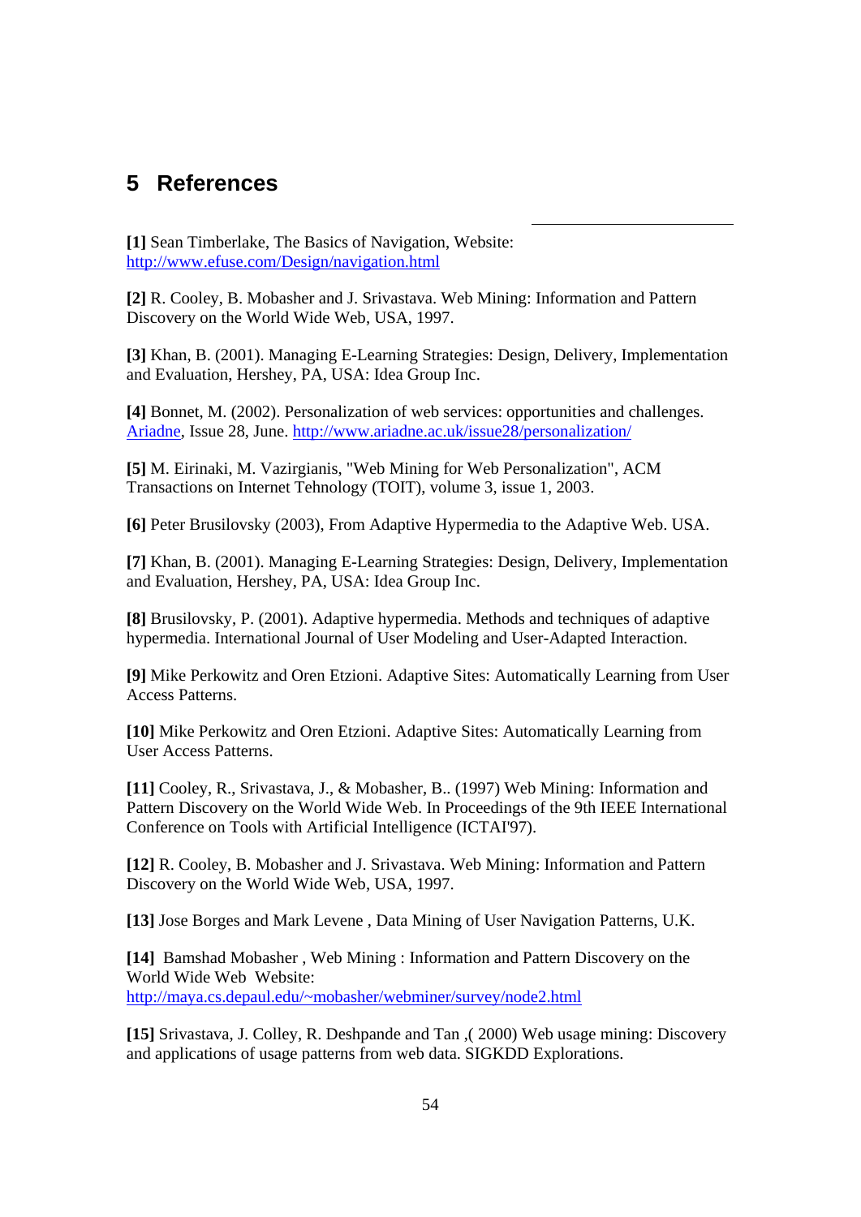# 5 References

**[1]** Sean Timberlake, The Basics of Navigation, Website: http://www.efuse.com/Design/navigation.html

**[2]** R. Cooley, B. Mobasher and J. Srivastava. Web Mining: Information and Pattern Discovery on the World Wide Web, USA, 1997.

**[3]** Khan, B. (2001). Managing E-Learning Strategies: Design, Delivery, Implementation and Evaluation, Hershey, PA, USA: Idea Group Inc.

**[4]** Bonnet, M. (2002). Personalization of web services: opportunities and challenges. Ariadne, Issue 28, June. http://www.ariadne.ac.uk/issue28/personalization/

**[5]** M. Eirinaki, M. Vazirgianis, "Web Mining for Web Personalization", ACM Transactions on Internet Tehnology (TOIT), volume 3, issue 1, 2003.

**[6]** Peter Brusilovsky (2003), From Adaptive Hypermedia to the Adaptive Web. USA.

**[7]** Khan, B. (2001). Managing E-Learning Strategies: Design, Delivery, Implementation and Evaluation, Hershey, PA, USA: Idea Group Inc.

**[8]** Brusilovsky, P. (2001). Adaptive hypermedia. Methods and techniques of adaptive hypermedia. International Journal of User Modeling and User-Adapted Interaction.

**[9]** Mike Perkowitz and Oren Etzioni. Adaptive Sites: Automatically Learning from User Access Patterns.

**[10]** Mike Perkowitz and Oren Etzioni. Adaptive Sites: Automatically Learning from User Access Patterns.

**[11]** Cooley, R., Srivastava, J., & Mobasher, B.. (1997) Web Mining: Information and Pattern Discovery on the World Wide Web. In Proceedings of the 9th IEEE International Conference on Tools with Artificial Intelligence (ICTAI'97).

**[12]** R. Cooley, B. Mobasher and J. Srivastava. Web Mining: Information and Pattern Discovery on the World Wide Web, USA, 1997.

**[13]** Jose Borges and Mark Levene , Data Mining of User Navigation Patterns, U.K.

**[14]** Bamshad Mobasher , Web Mining : Information and Pattern Discovery on the World Wide Web Website: http://maya.cs.depaul.edu/~mobasher/webminer/survey/node2.html

**[15]** Srivastava, J. Colley, R. Deshpande and Tan ,( 2000) Web usage mining: Discovery and applications of usage patterns from web data. SIGKDD Explorations.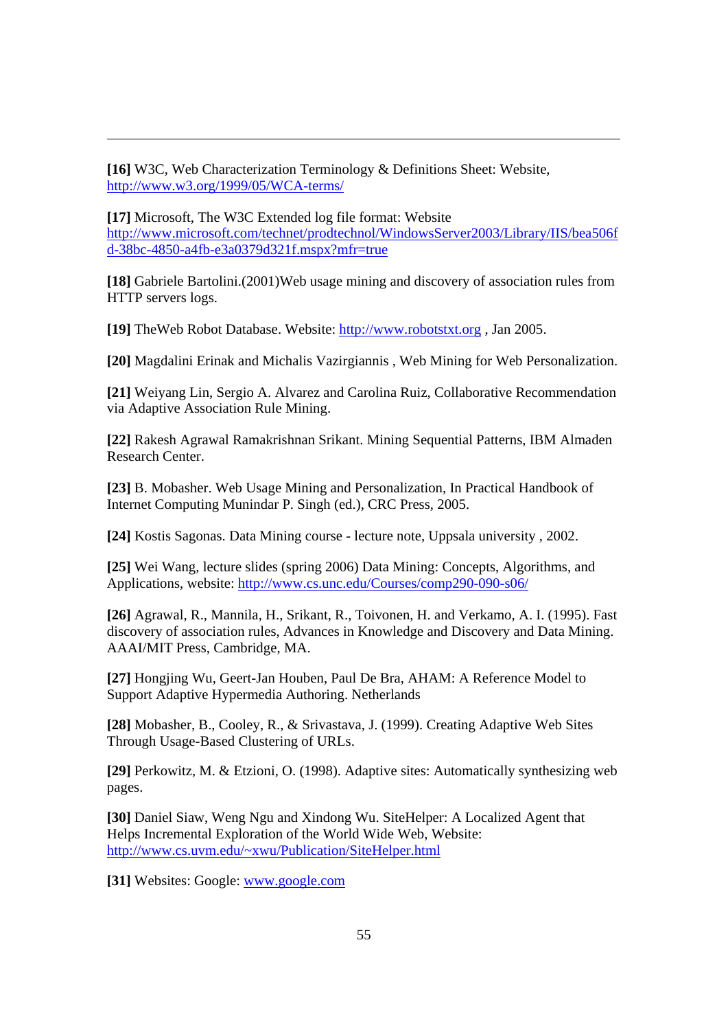**[16]** W3C, Web Characterization Terminology & Definitions Sheet: Website, http://www.w3.org/1999/05/WCA-terms/

**[17]** Microsoft, The W3C Extended log file format: Website http://www.microsoft.com/technet/prodtechnol/WindowsServer2003/Library/IIS/bea506fd-38bc-4850-a4fb-e3a0379d321f.mspx?mfr=true

**[18]** Gabriele Bartolini.(2001)Web usage mining and discovery of association rules from HTTP servers logs.

**[19]** TheWeb Robot Database. Website: http://www.robotstxt.org , Jan 2005.

**[20]** Magdalini Erinak and Michalis Vazirgiannis , Web Mining for Web Personalization.

**[21]** Weiyang Lin, Sergio A. Alvarez and Carolina Ruiz, Collaborative Recommendation via Adaptive Association Rule Mining.

**[22]** Rakesh Agrawal Ramakrishnan Srikant. Mining Sequential Patterns, IBM Almaden Research Center.

**[23]** B. Mobasher. Web Usage Mining and Personalization, In Practical Handbook of Internet Computing Munindar P. Singh (ed.), CRC Press, 2005.

**[24]** Kostis Sagonas. Data Mining course - lecture note, Uppsala university , 2002.

**[25]** Wei Wang, lecture slides (spring 2006) Data Mining: Concepts, Algorithms, and Applications, website: http://www.cs.unc.edu/Courses/comp290-090-s06/

**[26]** Agrawal, R., Mannila, H., Srikant, R., Toivonen, H. and Verkamo, A. I. (1995). Fast discovery of association rules, Advances in Knowledge and Discovery and Data Mining. AAAI/MIT Press, Cambridge, MA.

**[27]** Hongjing Wu, Geert-Jan Houben, Paul De Bra, AHAM: A Reference Model to Support Adaptive Hypermedia Authoring. Netherlands

**[28]** Mobasher, B., Cooley, R., & Srivastava, J. (1999). Creating Adaptive Web Sites Through Usage-Based Clustering of URLs.

**[29]** Perkowitz, M. & Etzioni, O. (1998). Adaptive sites: Automatically synthesizing web pages.

**[30]** Daniel Siaw, Weng Ngu and Xindong Wu. SiteHelper: A Localized Agent that Helps Incremental Exploration of the World Wide Web, Website: http://www.cs.uvm.edu/~xwu/Publication/SiteHelper.html

**[31]** Websites: Google: www.google.com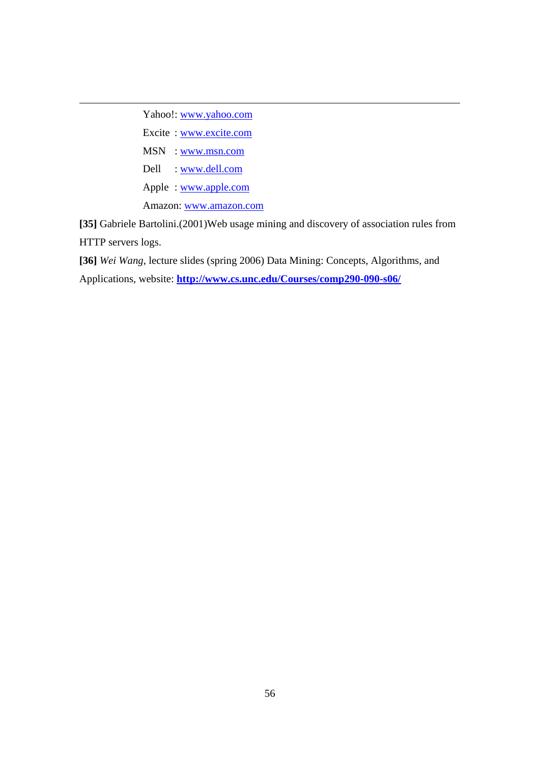Yahoo!: www.yahoo.com

Excite : www.excite.com

MSN : www.msn.com

Dell : www.dell.com

Apple : www.apple.com

Amazon: www.amazon.com

**[35]** Gabriele Bartolini.(2001)Web usage mining and discovery of association rules from HTTP servers logs.

**[36]** *Wei Wang*, lecture slides (spring 2006) Data Mining: Concepts, Algorithms, and Applications, website: **http://www.cs.unc.edu/Courses/comp290-090-s06/**